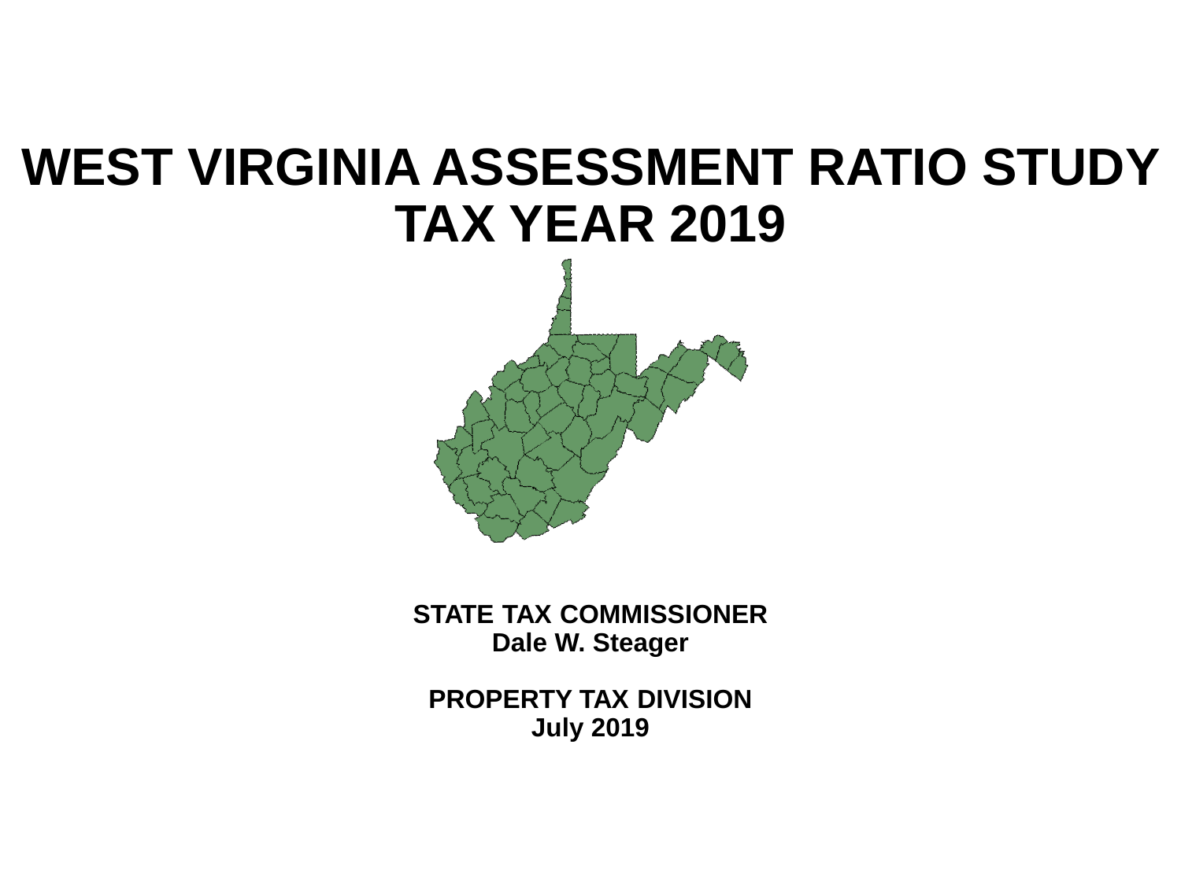# WEST VIRGINIA ASSESSMENT RATIO STUDY
# TAX YEAR 2019

**STATE TAX COMMISSIONER**
**Dale W. Steager**

**PROPERTY TAX DIVISION**
**July 2019**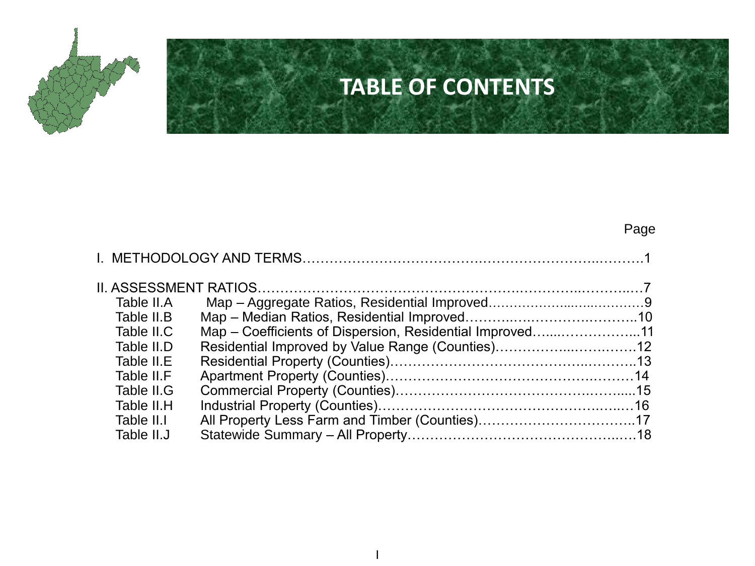# TABLE OF CONTENTS

| | | Page |
|---|---|---|
| I. METHODOLOGY AND TERMS | | 1 |
| II. ASSESSMENT RATIOS | | 7 |
| Table II.A | Map – Aggregate Ratios, Residential Improved | 9 |
| Table II.B | Map – Median Ratios, Residential Improved | 10 |
| Table II.C | Map – Coefficients of Dispersion, Residential Improved | 11 |
| Table II.D | Residential Improved by Value Range (Counties) | 12 |
| Table II.E | Residential Property (Counties) | 13 |
| Table II.F | Apartment Property (Counties) | 14 |
| Table II.G | Commercial Property (Counties) | 15 |
| Table II.H | Industrial Property (Counties) | 16 |
| Table II.I | All Property Less Farm and Timber (Counties) | 17 |
| Table II.J | Statewide Summary – All Property | 18 |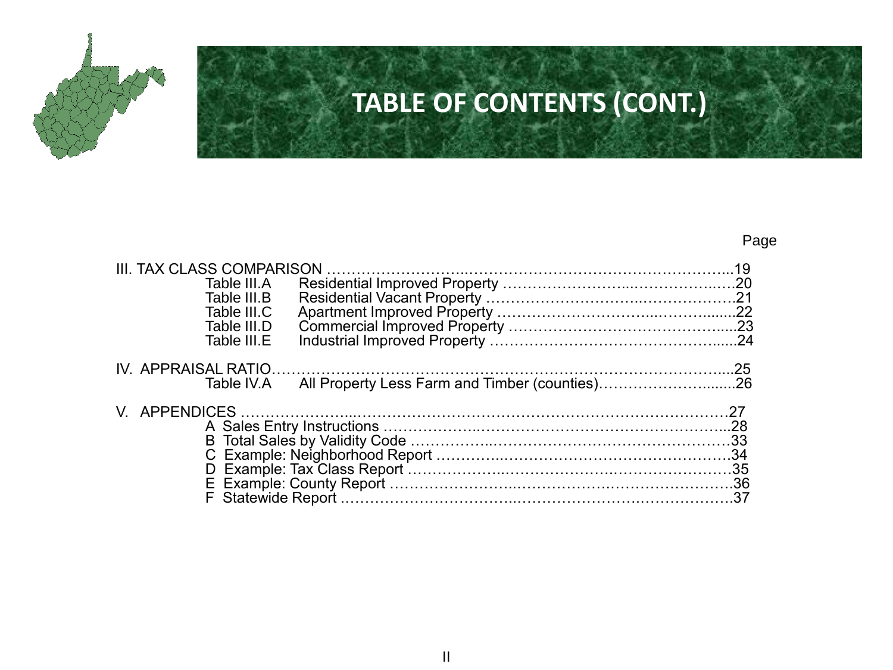# TABLE OF CONTENTS (CONT.)

| | | Page |
|---|---|---|
| III. TAX CLASS COMPARISON | | 19 |
| Table III.A | Residential Improved Property | 20 |
| Table III.B | Residential Vacant Property | 21 |
| Table III.C | Apartment Improved Property | 22 |
| Table III.D | Commercial Improved Property | 23 |
| Table III.E | Industrial Improved Property | 24 |
| IV. APPRAISAL RATIO | | 25 |
| Table IV.A | All Property Less Farm and Timber (counties) | 26 |
| V. APPENDICES | | 27 |
| A | Sales Entry Instructions | 28 |
| B | Total Sales by Validity Code | 33 |
| C | Example: Neighborhood Report | 34 |
| D | Example: Tax Class Report | 35 |
| E | Example: County Report | 36 |
| F | Statewide Report | 37 |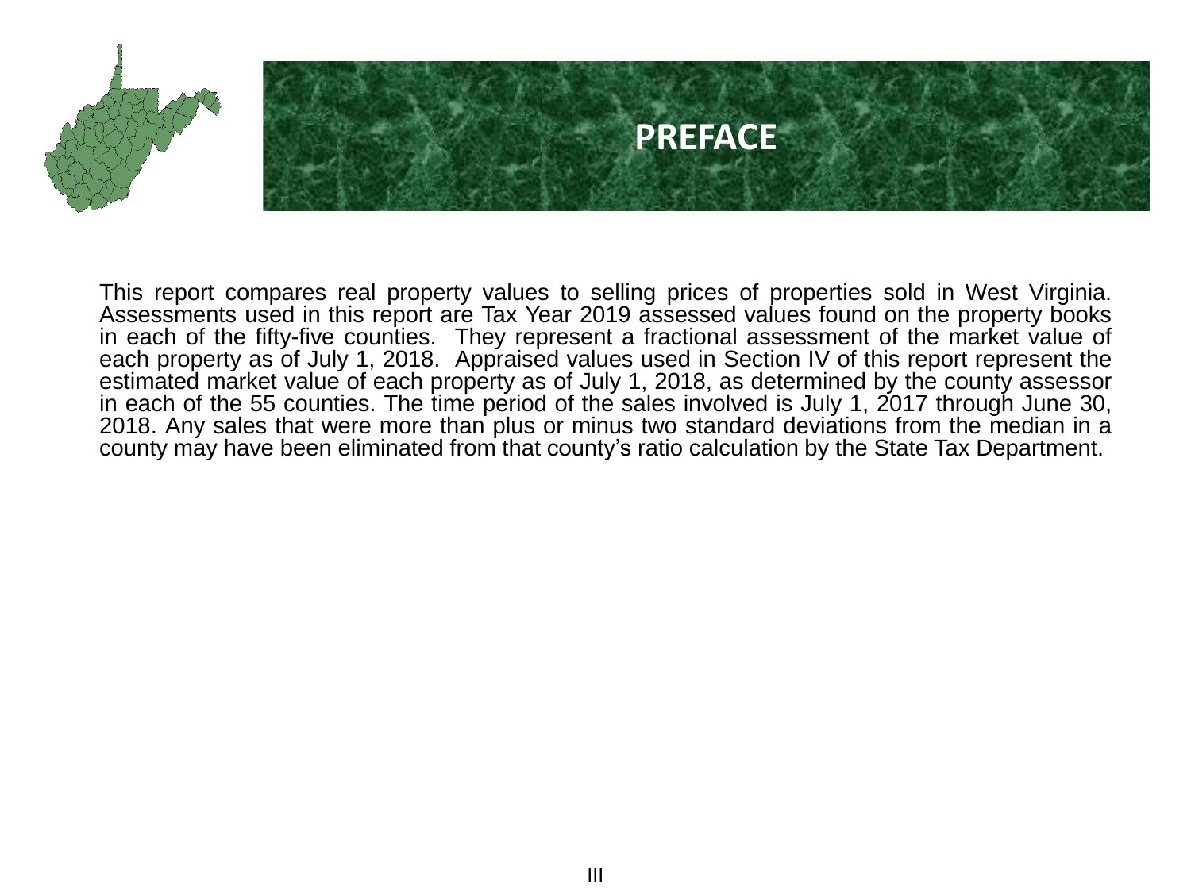# PREFACE

This report compares real property values to selling prices of properties sold in West Virginia. Assessments used in this report are Tax Year 2019 assessed values found on the property books in each of the fifty-five counties. They represent a fractional assessment of the market value of each property as of July 1, 2018. Appraised values used in Section IV of this report represent the estimated market value of each property as of July 1, 2018, as determined by the county assessor in each of the 55 counties. The time period of the sales involved is July 1, 2017 through June 30, 2018. Any sales that were more than plus or minus two standard deviations from the median in a county may have been eliminated from that county's ratio calculation by the State Tax Department.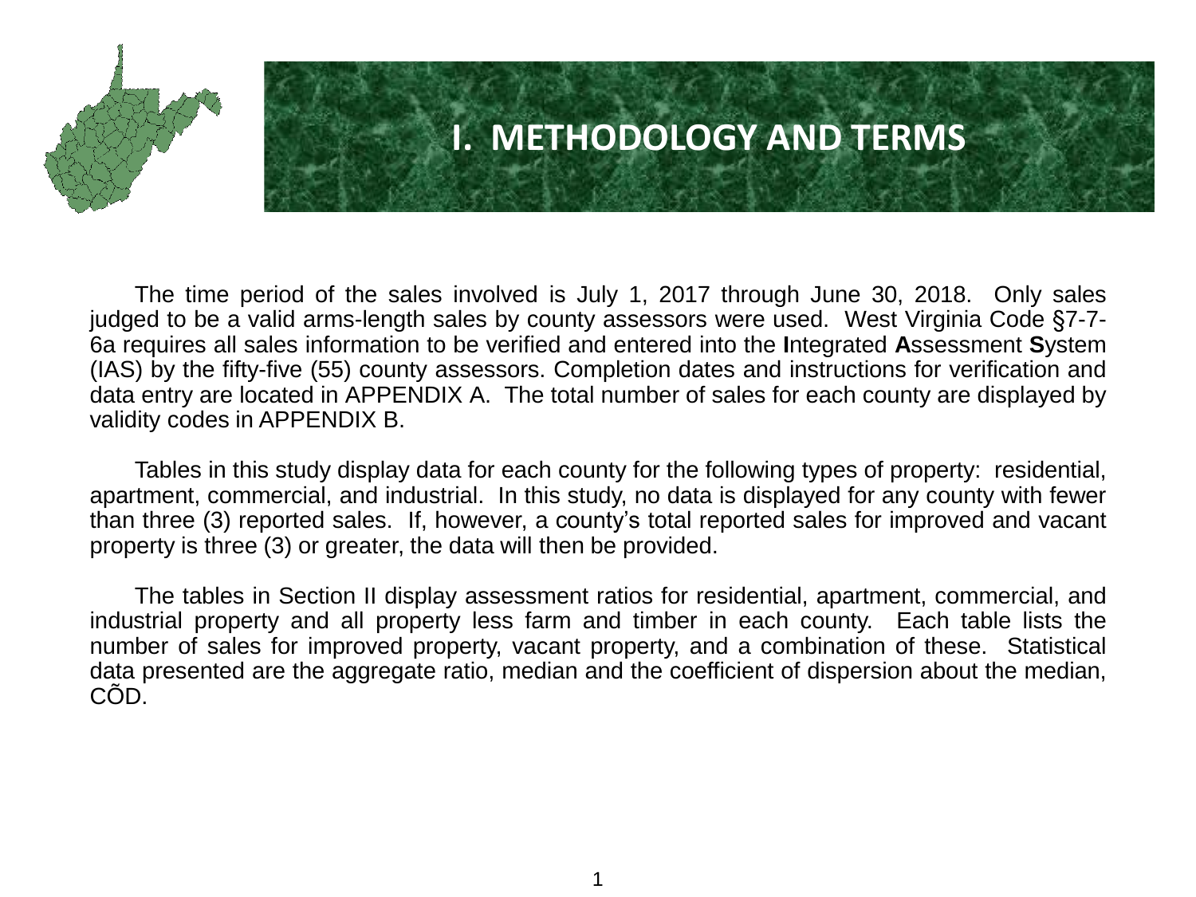# I. METHODOLOGY AND TERMS

The time period of the sales involved is July 1, 2017 through June 30, 2018. Only sales judged to be a valid arms-length sales by county assessors were used. West Virginia Code §7-7-6a requires all sales information to be verified and entered into the **I**ntegrated **A**ssessment **S**ystem (IAS) by the fifty-five (55) county assessors. Completion dates and instructions for verification and data entry are located in APPENDIX A. The total number of sales for each county are displayed by validity codes in APPENDIX B.

Tables in this study display data for each county for the following types of property: residential, apartment, commercial, and industrial. In this study, no data is displayed for any county with fewer than three (3) reported sales. If, however, a county's total reported sales for improved and vacant property is three (3) or greater, the data will then be provided.

The tables in Section II display assessment ratios for residential, apartment, commercial, and industrial property and all property less farm and timber in each county. Each table lists the number of sales for improved property, vacant property, and a combination of these. Statistical data presented are the aggregate ratio, median and the coefficient of dispersion about the median, CÕD.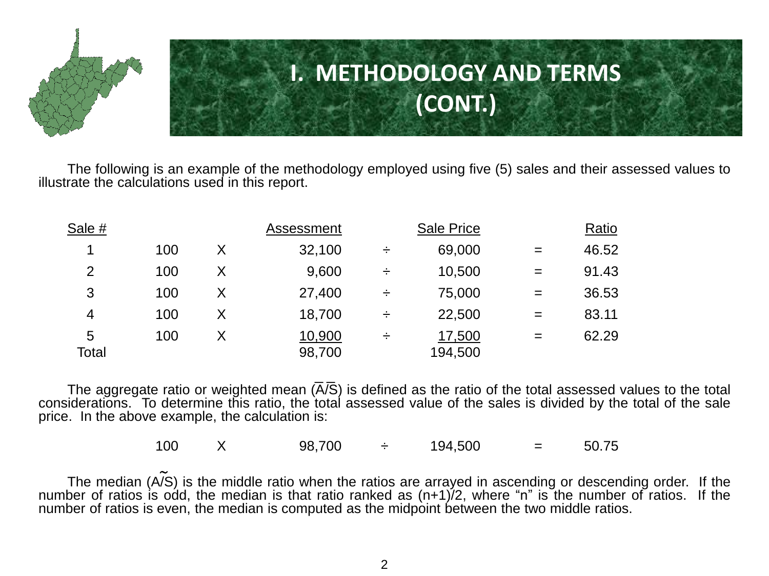# I. METHODOLOGY AND TERMS (CONT.)

The following is an example of the methodology employed using five (5) sales and their assessed values to illustrate the calculations used in this report.

| Sale # | | | Assessment | | Sale Price | | Ratio |
|---|---|---|---|---|---|---|---|
| 1 | 100 | X | 32,100 | ÷ | 69,000 | = | 46.52 |
| 2 | 100 | X | 9,600 | ÷ | 10,500 | = | 91.43 |
| 3 | 100 | X | 27,400 | ÷ | 75,000 | = | 36.53 |
| 4 | 100 | X | 18,700 | ÷ | 22,500 | = | 83.11 |
| 5 | 100 | X | 10,900 | ÷ | 17,500 | = | 62.29 |
| Total | | | 98,700 | | 194,500 | | |

The aggregate ratio or weighted mean ($\overline{A}/\overline{S}$) is defined as the ratio of the total assessed values to the total considerations. To determine this ratio, the total assessed value of the sales is divided by the total of the sale price. In the above example, the calculation is:

$$100 \times 98{,}700 \div 194{,}500 = 50.75$$

The median ($\widetilde{A/S}$) is the middle ratio when the ratios are arrayed in ascending or descending order. If the number of ratios is odd, the median is that ratio ranked as $(n+1)/2$, where "n" is the number of ratios. If the number of ratios is even, the median is computed as the midpoint between the two middle ratios.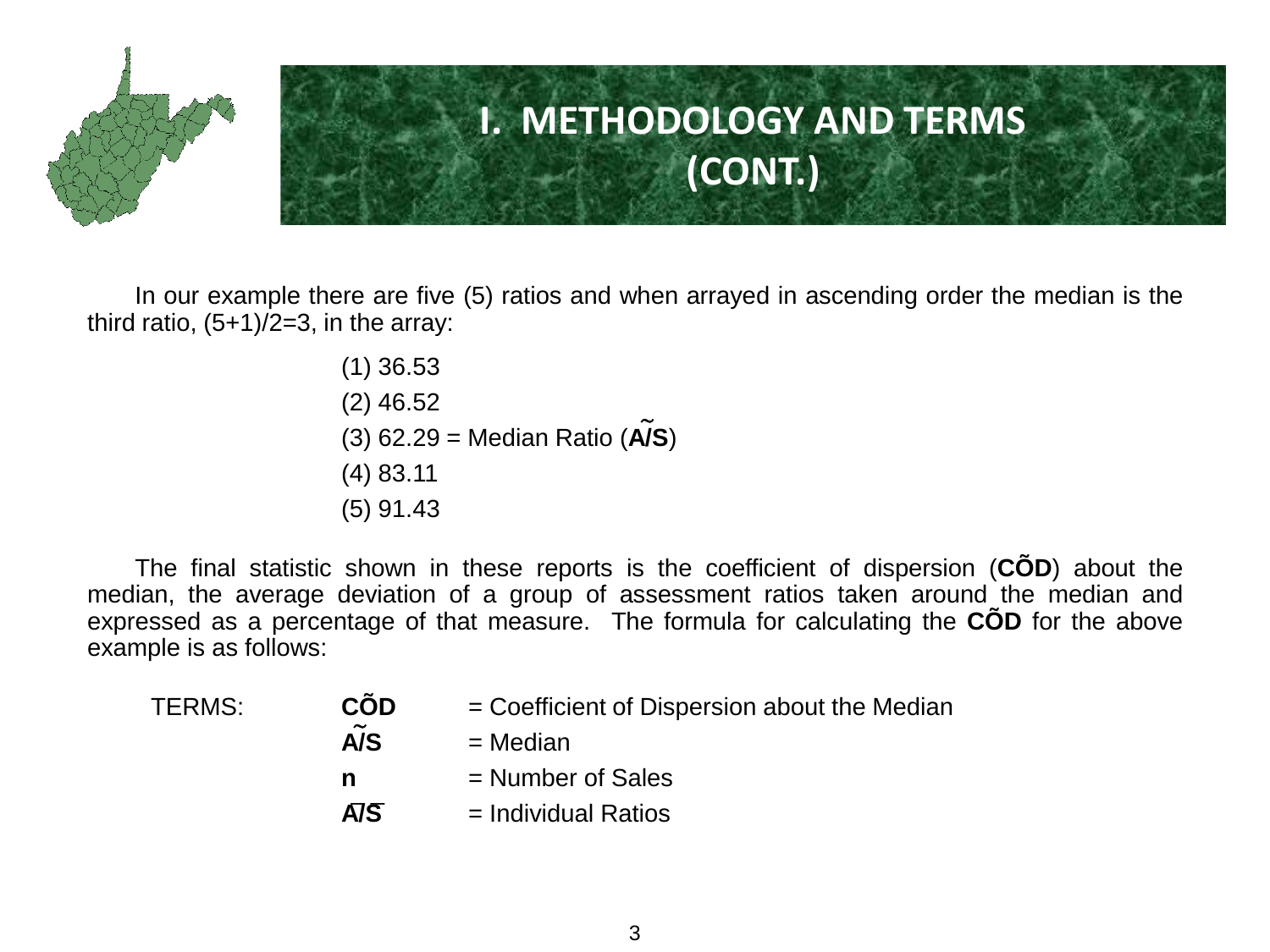# I. METHODOLOGY AND TERMS (CONT.)

In our example there are five (5) ratios and when arrayed in ascending order the median is the third ratio, (5+1)/2=3, in the array:

(1) 36.53

(2) 46.52

(3) 62.29 = Median Ratio ($\widetilde{\mathbf{A/S}}$)

(4) 83.11

(5) 91.43

The final statistic shown in these reports is the coefficient of dispersion (**CÕD**) about the median, the average deviation of a group of assessment ratios taken around the median and expressed as a percentage of that measure. The formula for calculating the **CÕD** for the above example is as follows:

| TERMS: | | |
|---|---|---|
| | **CÕD** | = Coefficient of Dispersion about the Median |
| | $\widetilde{\mathbf{A/S}}$ | = Median |
| | **n** | = Number of Sales |
| | $\overline{\mathbf{A/S}}$ | = Individual Ratios |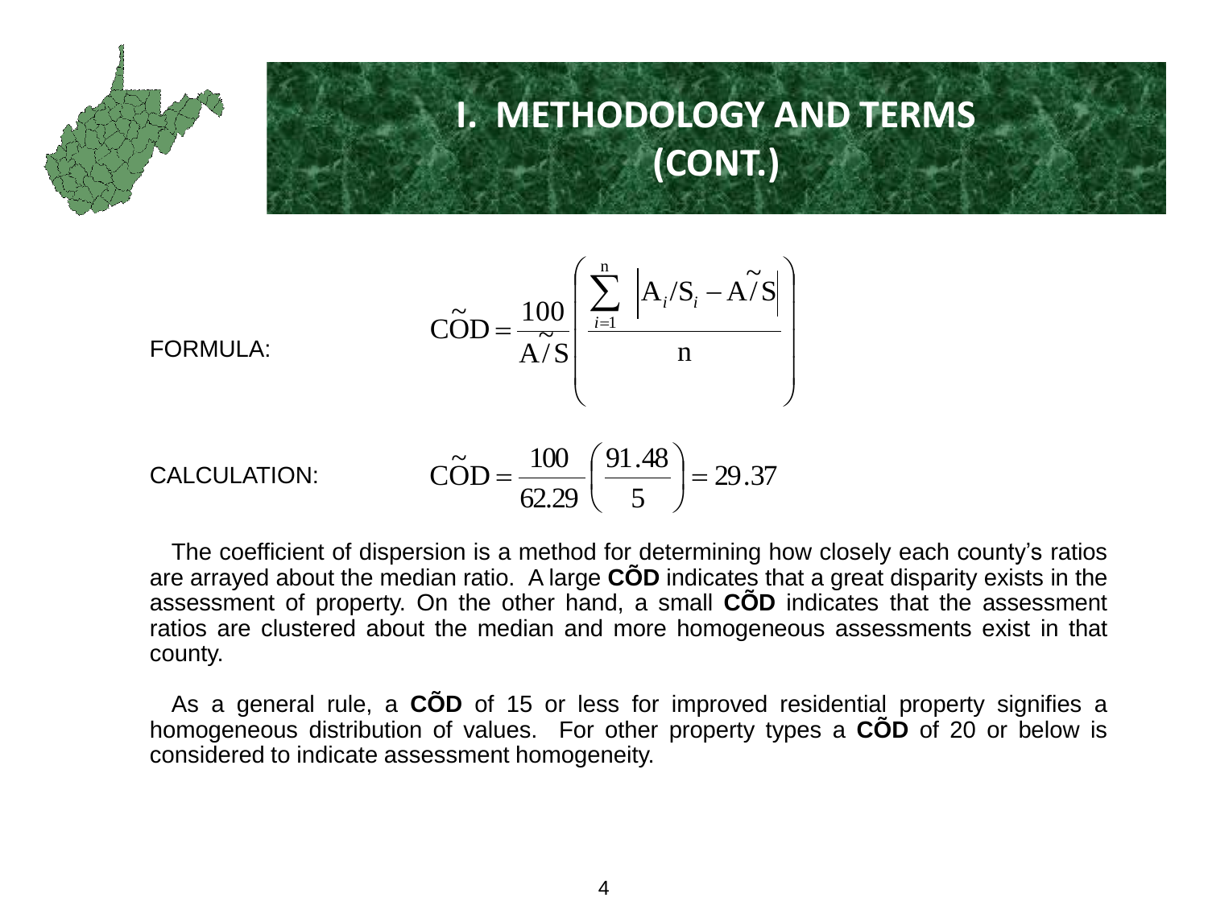# I. METHODOLOGY AND TERMS (CONT.)

FORMULA:

$$\tilde{COD} = \frac{100}{\tilde{A/S}} \left( \frac{\sum_{i=1}^{n} \left| A_i/S_i - \tilde{A/S} \right|}{n} \right)$$

CALCULATION:

$$\tilde{COD} = \frac{100}{62.29} \left( \frac{91.48}{5} \right) = 29.37$$

The coefficient of dispersion is a method for determining how closely each county's ratios are arrayed about the median ratio. A large **CÕD** indicates that a great disparity exists in the assessment of property. On the other hand, a small **CÕD** indicates that the assessment ratios are clustered about the median and more homogeneous assessments exist in that county.

As a general rule, a **CÕD** of 15 or less for improved residential property signifies a homogeneous distribution of values. For other property types a **CÕD** of 20 or below is considered to indicate assessment homogeneity.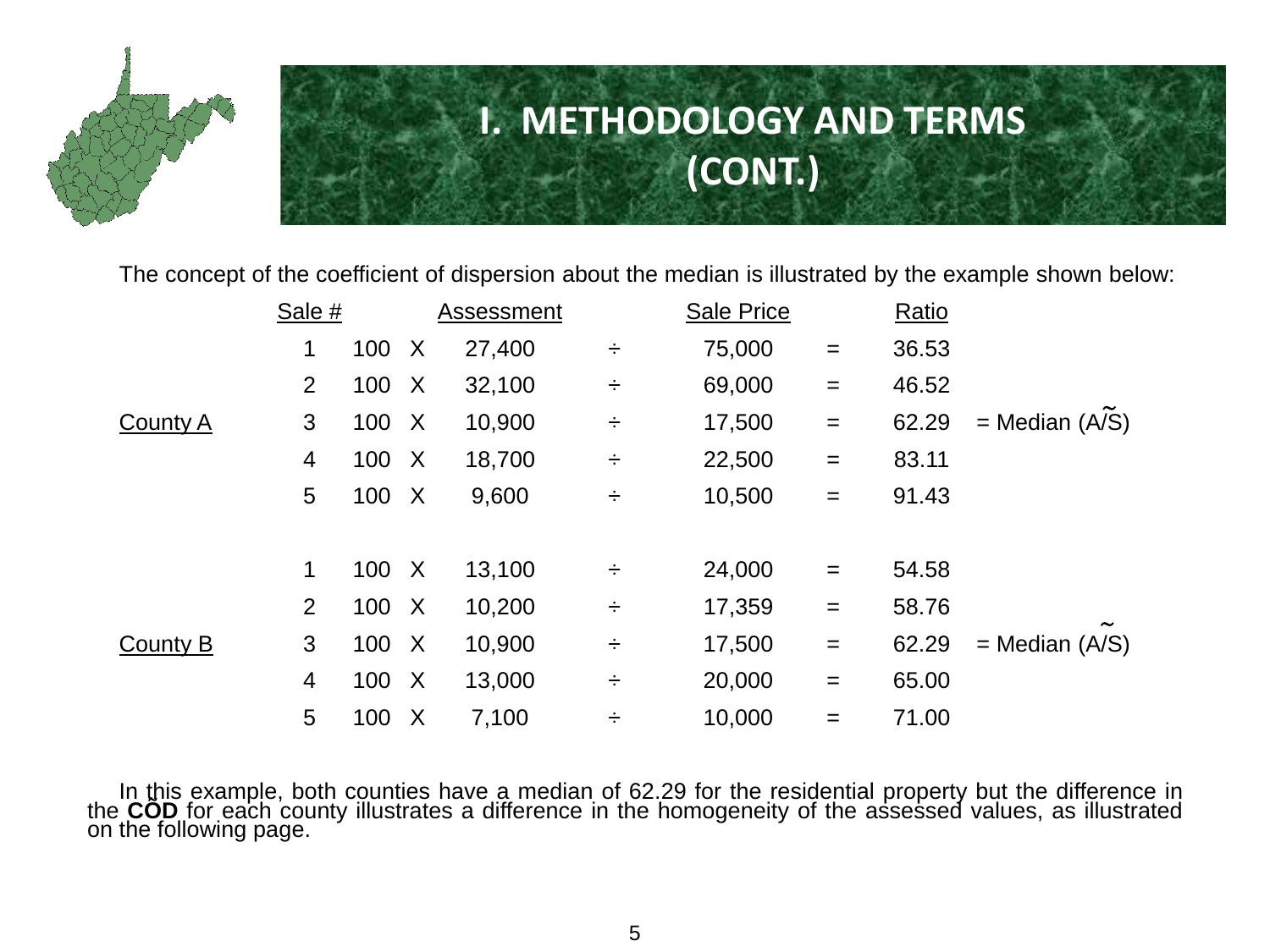# I. METHODOLOGY AND TERMS (CONT.)

The concept of the coefficient of dispersion about the median is illustrated by the example shown below:

| | Sale # | | | Assessment | | Sale Price | | Ratio | |
|---|---|---|---|---|---|---|---|---|---|
| County A | 1 | 100 | X | 27,400 | ÷ | 75,000 | = | 36.53 | |
| | 2 | 100 | X | 32,100 | ÷ | 69,000 | = | 46.52 | |
| | 3 | 100 | X | 10,900 | ÷ | 17,500 | = | 62.29 | = Median $(\widetilde{A/S})$ |
| | 4 | 100 | X | 18,700 | ÷ | 22,500 | = | 83.11 | |
| | 5 | 100 | X | 9,600 | ÷ | 10,500 | = | 91.43 | |
| County B | 1 | 100 | X | 13,100 | ÷ | 24,000 | = | 54.58 | |
| | 2 | 100 | X | 10,200 | ÷ | 17,359 | = | 58.76 | |
| | 3 | 100 | X | 10,900 | ÷ | 17,500 | = | 62.29 | = Median $(\widetilde{A/S})$ |
| | 4 | 100 | X | 13,000 | ÷ | 20,000 | = | 65.00 | |
| | 5 | 100 | X | 7,100 | ÷ | 10,000 | = | 71.00 | |

In this example, both counties have a median of 62.29 for the residential property but the difference in the **COD** for each county illustrates a difference in the homogeneity of the assessed values, as illustrated on the following page.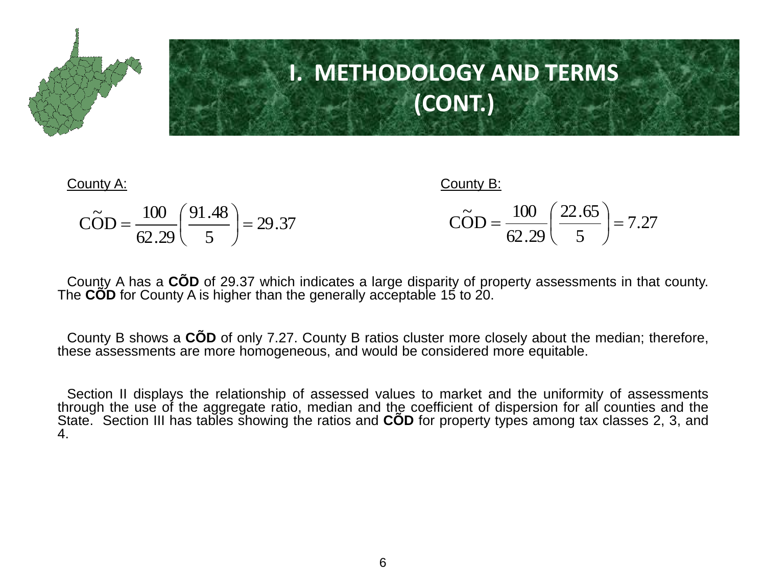# I. METHODOLOGY AND TERMS (CONT.)

County A:

$$\tilde{\text{COD}} = \frac{100}{62.29}\left(\frac{91.48}{5}\right) = 29.37$$

County B:

$$\tilde{\text{COD}} = \frac{100}{62.29}\left(\frac{22.65}{5}\right) = 7.27$$

County A has a **CÕD** of 29.37 which indicates a large disparity of property assessments in that county. The **CÕD** for County A is higher than the generally acceptable 15 to 20.

County B shows a **CÕD** of only 7.27. County B ratios cluster more closely about the median; therefore, these assessments are more homogeneous, and would be considered more equitable.

Section II displays the relationship of assessed values to market and the uniformity of assessments through the use of the aggregate ratio, median and the coefficient of dispersion for all counties and the State. Section III has tables showing the ratios and **CÕD** for property types among tax classes 2, 3, and 4.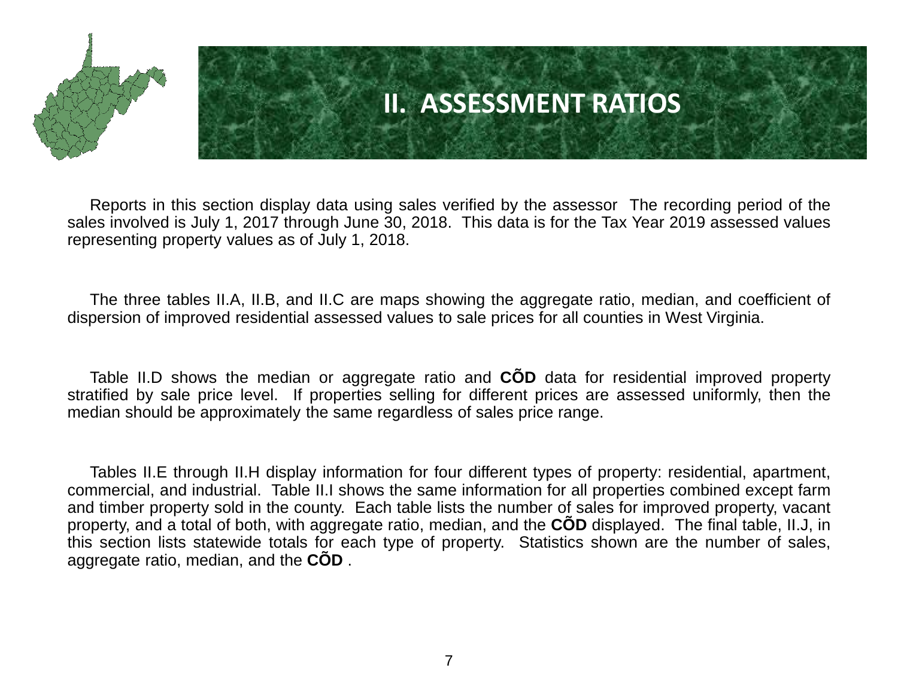# II. ASSESSMENT RATIOS

Reports in this section display data using sales verified by the assessor The recording period of the sales involved is July 1, 2017 through June 30, 2018. This data is for the Tax Year 2019 assessed values representing property values as of July 1, 2018.

The three tables II.A, II.B, and II.C are maps showing the aggregate ratio, median, and coefficient of dispersion of improved residential assessed values to sale prices for all counties in West Virginia.

Table II.D shows the median or aggregate ratio and **CÕD** data for residential improved property stratified by sale price level. If properties selling for different prices are assessed uniformly, then the median should be approximately the same regardless of sales price range.

Tables II.E through II.H display information for four different types of property: residential, apartment, commercial, and industrial. Table II.I shows the same information for all properties combined except farm and timber property sold in the county. Each table lists the number of sales for improved property, vacant property, and a total of both, with aggregate ratio, median, and the **CÕD** displayed. The final table, II.J, in this section lists statewide totals for each type of property. Statistics shown are the number of sales, aggregate ratio, median, and the **CÕD** .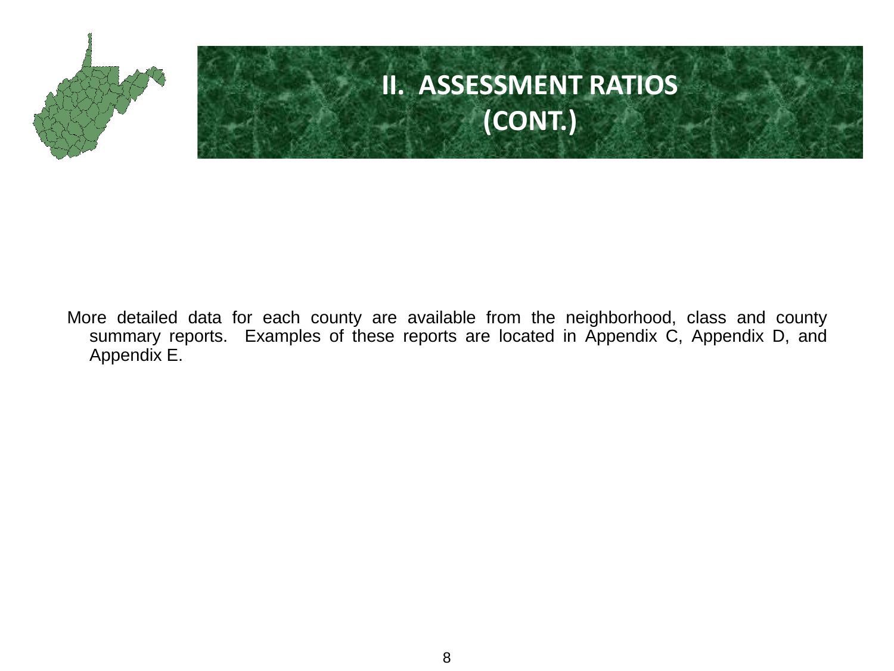# II. ASSESSMENT RATIOS (CONT.)

More detailed data for each county are available from the neighborhood, class and county summary reports. Examples of these reports are located in Appendix C, Appendix D, and Appendix E.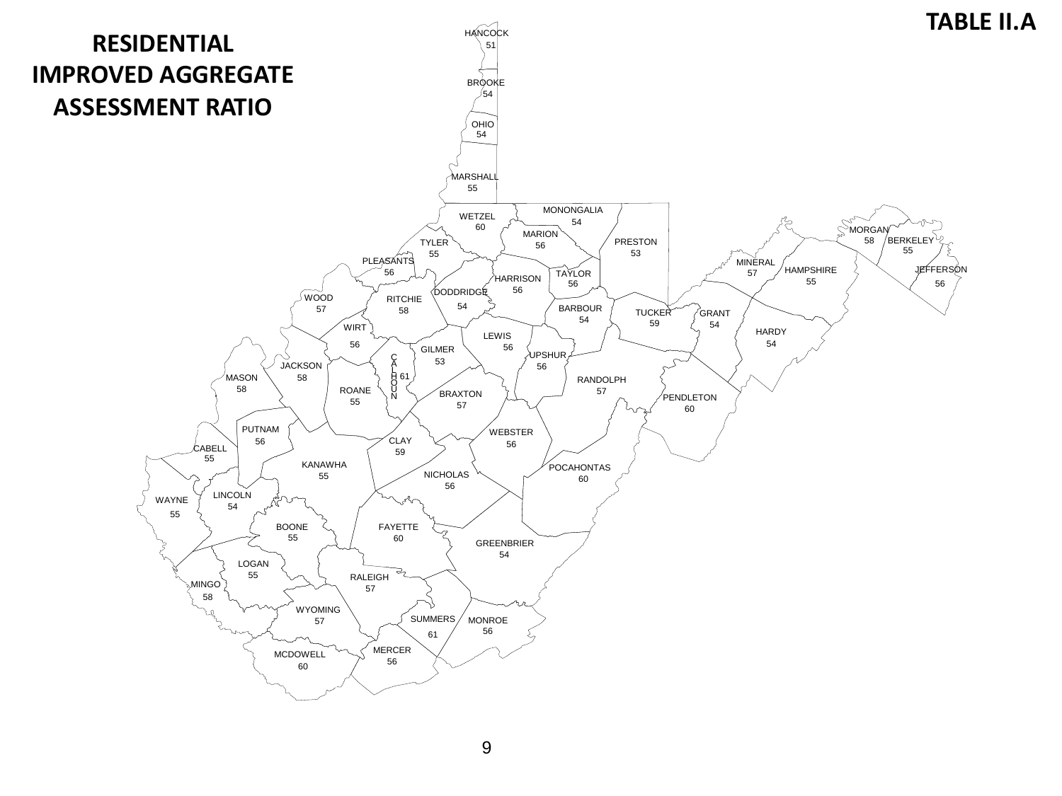**TABLE II.A**

# RESIDENTIAL IMPROVED AGGREGATE ASSESSMENT RATIO

| County | Ratio |
|---|---|
| HANCOCK | 51 |
| BROOKE | 54 |
| OHIO | 54 |
| MARSHALL | 55 |
| WETZEL | 60 |
| MONONGALIA | 54 |
| MARION | 56 |
| PRESTON | 53 |
| TYLER | 55 |
| PLEASANTS | 56 |
| HARRISON | 56 |
| TAYLOR | 56 |
| MORGAN | 58 |
| BERKELEY | 55 |
| MINERAL | 57 |
| HAMPSHIRE | 55 |
| JEFFERSON | 56 |
| WOOD | 57 |
| RITCHIE | 58 |
| DODDRIDGE | 54 |
| BARBOUR | 54 |
| TUCKER | 59 |
| GRANT | 54 |
| HARDY | 54 |
| WIRT | 56 |
| LEWIS | 56 |
| GILMER | 53 |
| CALHOUN | 61 |
| UPSHUR | 56 |
| JACKSON | 58 |
| MASON | 58 |
| ROANE | 55 |
| BRAXTON | 57 |
| RANDOLPH | 57 |
| PENDLETON | 60 |
| PUTNAM | 56 |
| CLAY | 59 |
| WEBSTER | 56 |
| CABELL | 55 |
| KANAWHA | 55 |
| NICHOLAS | 56 |
| POCAHONTAS | 60 |
| WAYNE | 55 |
| LINCOLN | 54 |
| BOONE | 55 |
| FAYETTE | 60 |
| GREENBRIER | 54 |
| LOGAN | 55 |
| RALEIGH | 57 |
| MINGO | 58 |
| WYOMING | 57 |
| SUMMERS | 61 |
| MONROE | 56 |
| MERCER | 56 |
| MCDOWELL | 60 |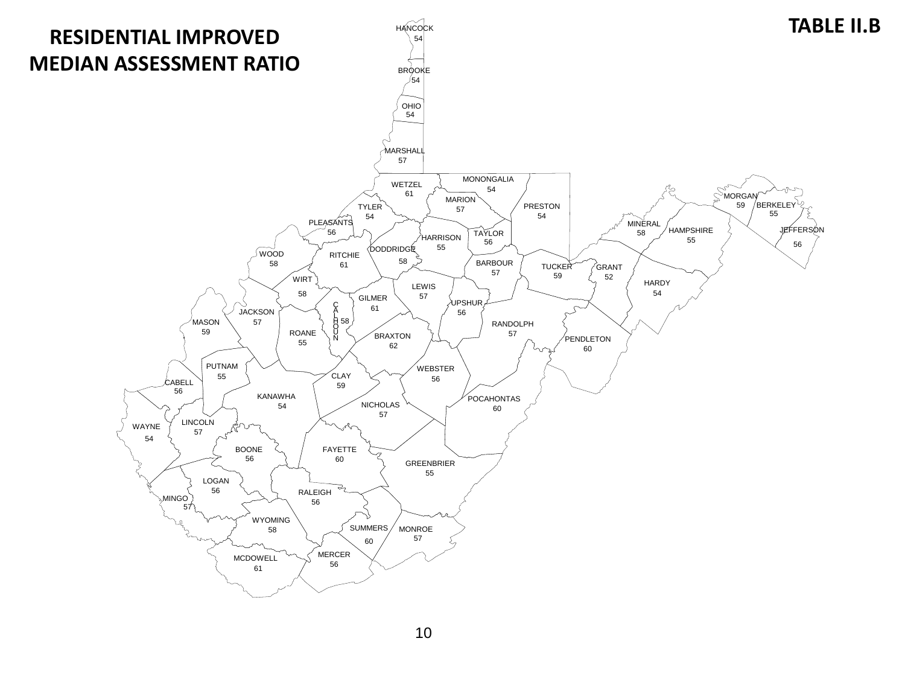**TABLE II.B**

# RESIDENTIAL IMPROVED MEDIAN ASSESSMENT RATIO

| County | Ratio |
|---|---|
| HANCOCK | 54 |
| BROOKE | 54 |
| OHIO | 54 |
| MARSHALL | 57 |
| WETZEL | 61 |
| MONONGALIA | 54 |
| MARION | 57 |
| PRESTON | 54 |
| TYLER | 54 |
| PLEASANTS | 56 |
| TAYLOR | 56 |
| HARRISON | 55 |
| DODDRIDGE | 58 |
| WOOD | 58 |
| RITCHIE | 61 |
| BARBOUR | 57 |
| TUCKER | 59 |
| GRANT | 52 |
| MINERAL | 58 |
| HAMPSHIRE | 55 |
| MORGAN | 59 |
| BERKELEY | 55 |
| JEFFERSON | 56 |
| HARDY | 54 |
| WIRT | 58 |
| LEWIS | 57 |
| GILMER | 61 |
| UPSHUR | 56 |
| CALHOUN | 58 |
| JACKSON | 57 |
| MASON | 59 |
| ROANE | 55 |
| BRAXTON | 62 |
| RANDOLPH | 57 |
| PENDLETON | 60 |
| PUTNAM | 55 |
| CABELL | 56 |
| CLAY | 59 |
| WEBSTER | 56 |
| KANAWHA | 54 |
| NICHOLAS | 57 |
| POCAHONTAS | 60 |
| WAYNE | 54 |
| LINCOLN | 57 |
| BOONE | 56 |
| FAYETTE | 60 |
| GREENBRIER | 55 |
| LOGAN | 56 |
| MINGO | 57 |
| RALEIGH | 56 |
| WYOMING | 58 |
| SUMMERS | 60 |
| MONROE | 57 |
| MERCER | 56 |
| MCDOWELL | 61 |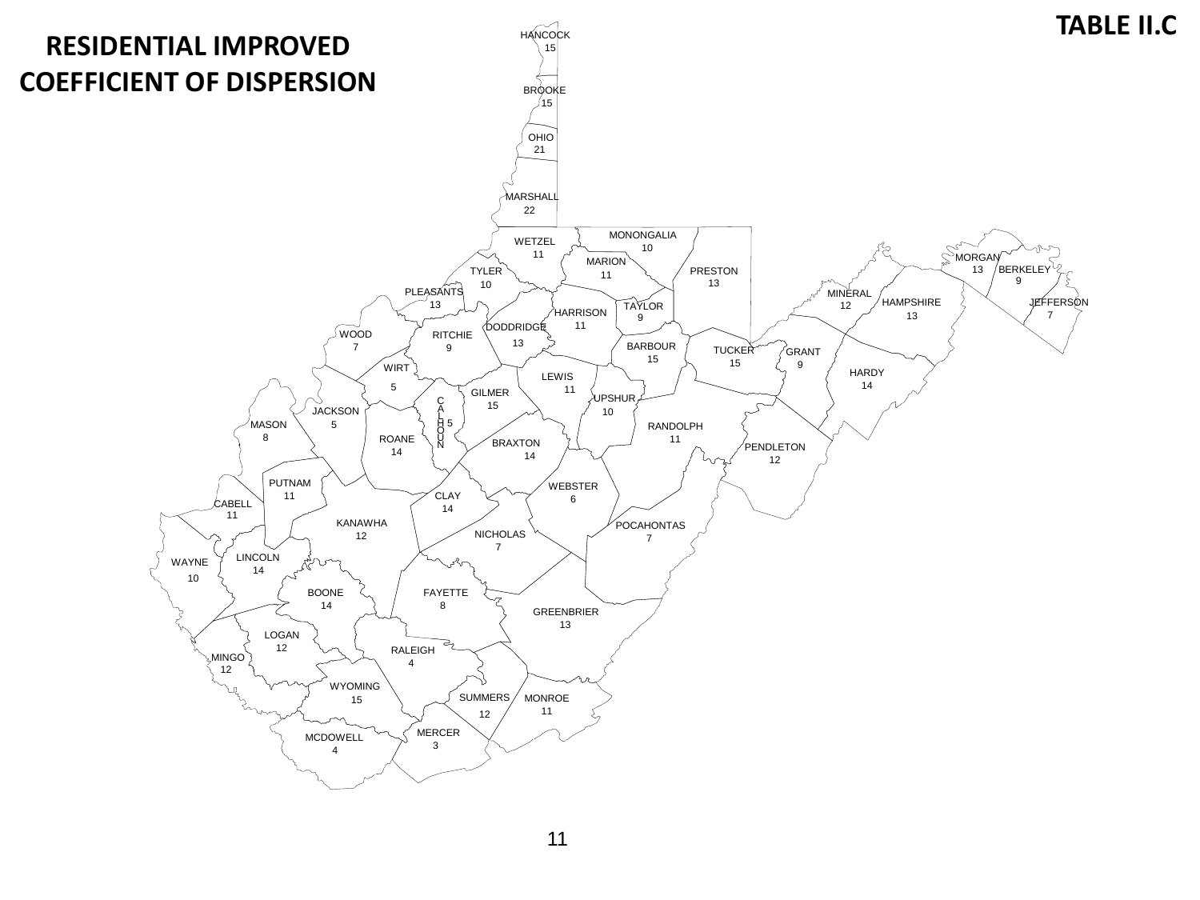**TABLE II.C**

# RESIDENTIAL IMPROVED COEFFICIENT OF DISPERSION

| County | Coefficient of Dispersion |
|---|---|
| HANCOCK | 15 |
| BROOKE | 15 |
| OHIO | 21 |
| MARSHALL | 22 |
| WETZEL | 11 |
| MONONGALIA | 10 |
| MARION | 11 |
| TYLER | 10 |
| PRESTON | 13 |
| MORGAN | 13 |
| BERKELEY | 9 |
| PLEASANTS | 13 |
| MINERAL | 12 |
| HAMPSHIRE | 13 |
| JEFFERSON | 7 |
| TAYLOR | 9 |
| HARRISON | 11 |
| DODDRIDGE | 13 |
| WOOD | 7 |
| RITCHIE | 9 |
| BARBOUR | 15 |
| TUCKER | 15 |
| GRANT | 9 |
| WIRT | 5 |
| LEWIS | 11 |
| HARDY | 14 |
| GILMER | 15 |
| UPSHUR | 10 |
| JACKSON | 5 |
| CALHOUN | 5 |
| MASON | 8 |
| ROANE | 14 |
| RANDOLPH | 11 |
| BRAXTON | 14 |
| PENDLETON | 12 |
| PUTNAM | 11 |
| WEBSTER | 6 |
| CLAY | 14 |
| CABELL | 11 |
| KANAWHA | 12 |
| POCAHONTAS | 7 |
| NICHOLAS | 7 |
| LINCOLN | 14 |
| WAYNE | 10 |
| BOONE | 14 |
| FAYETTE | 8 |
| GREENBRIER | 13 |
| LOGAN | 12 |
| RALEIGH | 4 |
| MINGO | 12 |
| WYOMING | 15 |
| SUMMERS | 12 |
| MONROE | 11 |
| MERCER | 3 |
| MCDOWELL | 4 |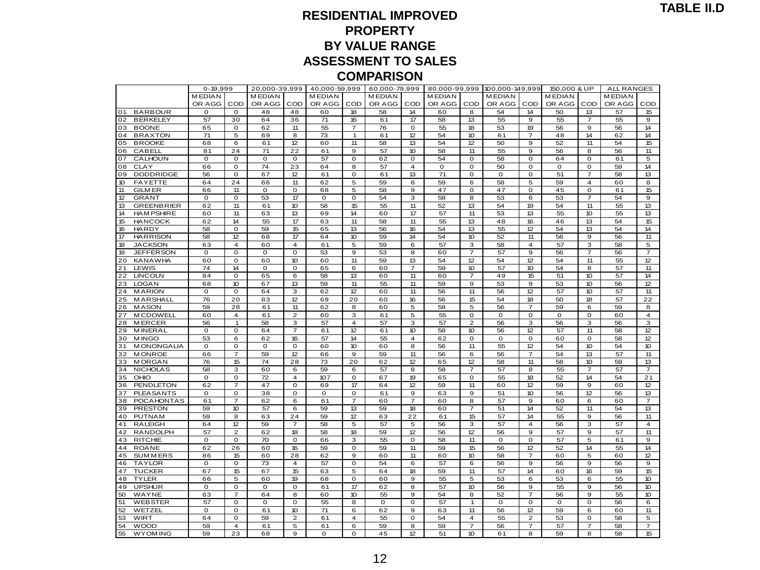**TABLE II.D**

# RESIDENTIAL IMPROVED PROPERTY BY VALUE RANGE ASSESSMENT TO SALES COMPARISON

| | 0-19,999 | | 20,000-39,999 | | 40,000-59,999 | | 60,000-79,999 | | 80,000-99,999 | | 100,000-149,999 | | 150,000 & UP | | ALL RANGES | |
|---|---|---|---|---|---|---|---|---|---|---|---|---|---|---|---|---|
| | MEDIAN OR AGG | COD | MEDIAN OR AGG | COD | MEDIAN OR AGG | COD | MEDIAN OR AGG | COD | MEDIAN OR AGG | COD | MEDIAN OR AGG | COD | MEDIAN OR AGG | COD | MEDIAN OR AGG | COD |
| 01 BARBOUR | 0 | 0 | 48 | 48 | 60 | 18 | 58 | 14 | 60 | 8 | 54 | 14 | 50 | 13 | 57 | 15 |
| 02 BERKELEY | 57 | 30 | 64 | 36 | 71 | 16 | 61 | 17 | 58 | 13 | 55 | 9 | 55 | 7 | 55 | 9 |
| 03 BOONE | 65 | 0 | 62 | 11 | 55 | 7 | 76 | 0 | 55 | 18 | 53 | 19 | 56 | 9 | 56 | 14 |
| 04 BRAXTON | 71 | 5 | 69 | 8 | 73 | 1 | 61 | 12 | 54 | 10 | 61 | 7 | 48 | 14 | 62 | 14 |
| 05 BROOKE | 68 | 6 | 61 | 12 | 60 | 11 | 58 | 13 | 54 | 12 | 50 | 9 | 52 | 11 | 54 | 15 |
| 06 CABELL | 81 | 24 | 71 | 22 | 61 | 9 | 57 | 10 | 58 | 11 | 55 | 9 | 56 | 8 | 56 | 11 |
| 07 CALHOUN | 0 | 0 | 0 | 0 | 57 | 0 | 62 | 0 | 54 | 0 | 58 | 0 | 64 | 0 | 61 | 5 |
| 08 CLAY | 66 | 0 | 74 | 23 | 64 | 8 | 57 | 4 | 0 | 0 | 50 | 0 | 0 | 0 | 59 | 14 |
| 09 DODDRIDGE | 56 | 0 | 67 | 12 | 61 | 0 | 61 | 13 | 71 | 0 | 0 | 0 | 51 | 7 | 58 | 13 |
| 10 FAYETTE | 64 | 24 | 66 | 11 | 62 | 5 | 59 | 6 | 59 | 6 | 58 | 5 | 59 | 4 | 60 | 8 |
| 11 GILMER | 66 | 11 | 0 | 0 | 68 | 5 | 58 | 9 | 47 | 0 | 47 | 0 | 45 | 0 | 61 | 15 |
| 12 GRANT | 0 | 0 | 53 | 17 | 0 | 0 | 54 | 3 | 58 | 8 | 53 | 6 | 53 | 7 | 54 | 9 |
| 13 GREENBRIER | 62 | 11 | 61 | 10 | 58 | 15 | 55 | 11 | 52 | 13 | 54 | 19 | 54 | 11 | 55 | 13 |
| 14 HAMPSHIRE | 60 | 11 | 63 | 13 | 69 | 14 | 60 | 17 | 57 | 11 | 53 | 13 | 55 | 10 | 55 | 13 |
| 15 HANCOCK | 62 | 14 | 55 | 17 | 63 | 11 | 58 | 11 | 55 | 13 | 48 | 16 | 46 | 13 | 54 | 15 |
| 16 HARDY | 58 | 0 | 59 | 15 | 65 | 13 | 56 | 16 | 54 | 13 | 55 | 12 | 54 | 13 | 54 | 14 |
| 17 HARRISON | 58 | 12 | 68 | 17 | 64 | 10 | 59 | 14 | 54 | 10 | 52 | 11 | 56 | 9 | 56 | 11 |
| 18 JACKSON | 63 | 4 | 60 | 4 | 61 | 5 | 59 | 6 | 57 | 3 | 58 | 4 | 57 | 3 | 58 | 5 |
| 19 JEFFERSON | 0 | 0 | 0 | 0 | 53 | 9 | 53 | 8 | 60 | 7 | 57 | 9 | 56 | 7 | 56 | 7 |
| 20 KANAWHA | 60 | 0 | 60 | 10 | 60 | 11 | 59 | 13 | 54 | 12 | 54 | 12 | 54 | 11 | 55 | 12 |
| 21 LEWIS | 74 | 14 | 0 | 0 | 65 | 6 | 60 | 7 | 59 | 10 | 57 | 10 | 54 | 8 | 57 | 11 |
| 22 LINCOLN | 84 | 0 | 65 | 6 | 58 | 13 | 60 | 11 | 60 | 7 | 49 | 15 | 51 | 10 | 57 | 14 |
| 23 LOGAN | 68 | 10 | 67 | 13 | 59 | 11 | 55 | 11 | 59 | 9 | 53 | 9 | 53 | 10 | 56 | 12 |
| 24 MARION | 0 | 0 | 64 | 3 | 62 | 12 | 60 | 11 | 56 | 11 | 56 | 12 | 57 | 10 | 57 | 11 |
| 25 MARSHALL | 76 | 20 | 83 | 12 | 69 | 20 | 60 | 16 | 56 | 15 | 54 | 18 | 50 | 18 | 57 | 22 |
| 26 MASON | 59 | 28 | 61 | 11 | 62 | 8 | 60 | 5 | 58 | 5 | 56 | 7 | 59 | 6 | 59 | 8 |
| 27 MCDOWELL | 60 | 4 | 61 | 2 | 60 | 3 | 61 | 5 | 55 | 0 | 0 | 0 | 0 | 0 | 60 | 4 |
| 28 MERCER | 56 | 1 | 58 | 3 | 57 | 4 | 57 | 3 | 57 | 2 | 56 | 3 | 56 | 3 | 56 | 3 |
| 29 MINERAL | 0 | 0 | 64 | 7 | 61 | 12 | 61 | 10 | 58 | 10 | 56 | 12 | 57 | 11 | 58 | 12 |
| 30 MINGO | 53 | 6 | 62 | 16 | 57 | 14 | 55 | 4 | 62 | 0 | 0 | 0 | 60 | 0 | 58 | 12 |
| 31 MONONGALIA | 0 | 0 | 0 | 0 | 60 | 10 | 60 | 8 | 56 | 11 | 55 | 12 | 54 | 10 | 54 | 10 |
| 32 MONROE | 66 | 7 | 59 | 12 | 66 | 9 | 59 | 11 | 56 | 6 | 56 | 7 | 54 | 13 | 57 | 11 |
| 33 MORGAN | 76 | 15 | 74 | 28 | 73 | 20 | 62 | 12 | 65 | 12 | 58 | 11 | 58 | 10 | 59 | 13 |
| 34 NICHOLAS | 58 | 3 | 60 | 6 | 59 | 6 | 57 | 8 | 58 | 7 | 57 | 8 | 55 | 7 | 57 | 7 |
| 35 OHIO | 0 | 0 | 72 | 4 | 107 | 0 | 67 | 19 | 65 | 0 | 55 | 18 | 52 | 14 | 54 | 21 |
| 36 PENDLETON | 62 | 7 | 47 | 0 | 69 | 17 | 64 | 12 | 59 | 11 | 60 | 12 | 59 | 9 | 60 | 12 |
| 37 PLEASANTS | 0 | 0 | 38 | 0 | 0 | 0 | 61 | 9 | 63 | 9 | 51 | 10 | 56 | 12 | 56 | 13 |
| 38 POCAHONTAS | 61 | 7 | 62 | 6 | 61 | 7 | 60 | 7 | 60 | 8 | 57 | 9 | 60 | 6 | 60 | 7 |
| 39 PRESTON | 59 | 10 | 57 | 6 | 59 | 13 | 59 | 18 | 60 | 7 | 51 | 14 | 52 | 11 | 54 | 13 |
| 40 PUTNAM | 59 | 8 | 63 | 24 | 59 | 12 | 63 | 22 | 61 | 15 | 57 | 14 | 55 | 9 | 56 | 11 |
| 41 RALEIGH | 64 | 12 | 59 | 7 | 58 | 5 | 57 | 5 | 56 | 3 | 57 | 4 | 56 | 3 | 57 | 4 |
| 42 RANDOLPH | 57 | 2 | 62 | 18 | 58 | 18 | 59 | 12 | 56 | 12 | 56 | 9 | 57 | 9 | 57 | 11 |
| 43 RITCHIE | 0 | 0 | 70 | 0 | 66 | 3 | 55 | 0 | 58 | 11 | 0 | 0 | 57 | 5 | 61 | 9 |
| 44 ROANE | 62 | 26 | 60 | 16 | 59 | 0 | 59 | 11 | 59 | 15 | 56 | 12 | 52 | 14 | 55 | 14 |
| 45 SUMMERS | 86 | 15 | 60 | 28 | 62 | 9 | 60 | 11 | 60 | 10 | 58 | 7 | 60 | 5 | 60 | 12 |
| 46 TAYLOR | 0 | 0 | 73 | 4 | 57 | 0 | 54 | 6 | 57 | 6 | 56 | 9 | 56 | 9 | 56 | 9 |
| 47 TUCKER | 67 | 15 | 67 | 15 | 63 | 5 | 64 | 18 | 59 | 11 | 57 | 14 | 60 | 16 | 59 | 15 |
| 48 TYLER | 66 | 5 | 60 | 19 | 68 | 0 | 60 | 9 | 55 | 5 | 53 | 6 | 53 | 6 | 55 | 10 |
| 49 UPSHUR | 0 | 0 | 0 | 0 | 61 | 17 | 62 | 8 | 57 | 10 | 56 | 9 | 55 | 9 | 56 | 10 |
| 50 WAYNE | 63 | 7 | 64 | 8 | 60 | 10 | 55 | 9 | 54 | 8 | 52 | 7 | 56 | 9 | 55 | 10 |
| 51 WEBSTER | 57 | 0 | 0 | 0 | 55 | 8 | 0 | 0 | 57 | 1 | 0 | 0 | 0 | 0 | 56 | 6 |
| 52 WETZEL | 0 | 0 | 61 | 10 | 71 | 6 | 62 | 9 | 63 | 11 | 56 | 12 | 59 | 6 | 60 | 11 |
| 53 WIRT | 64 | 0 | 59 | 2 | 61 | 4 | 55 | 0 | 54 | 4 | 55 | 2 | 53 | 0 | 58 | 5 |
| 54 WOOD | 59 | 4 | 61 | 5 | 61 | 6 | 59 | 8 | 59 | 7 | 56 | 7 | 57 | 7 | 58 | 7 |
| 55 WYOMING | 59 | 23 | 68 | 9 | 0 | 0 | 45 | 12 | 51 | 10 | 61 | 8 | 59 | 8 | 58 | 15 |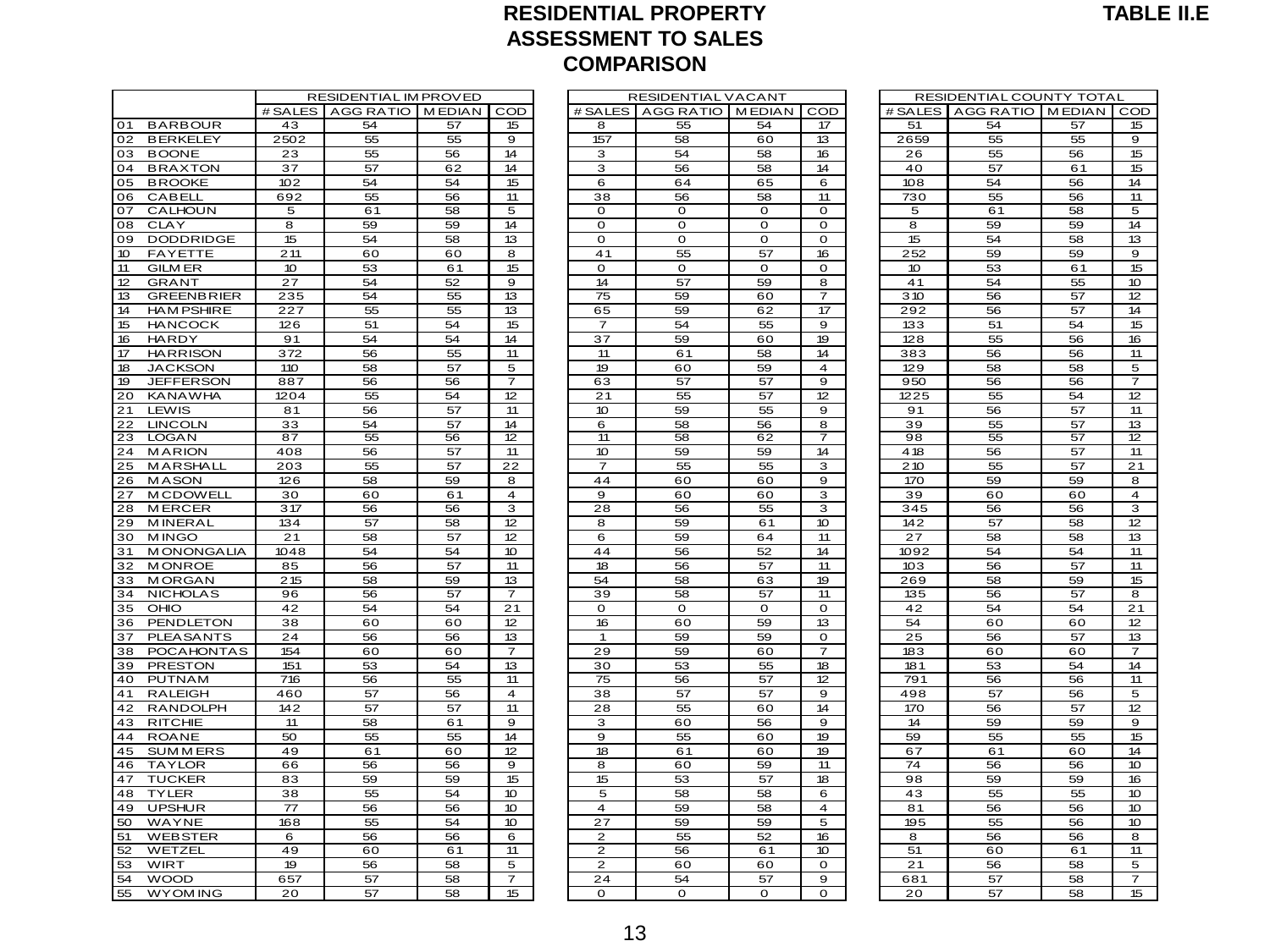# RESIDENTIAL PROPERTY ASSESSMENT TO SALES COMPARISON

**TABLE II.E**

| | RESIDENTIAL IMPROVED | | | | RESIDENTIAL VACANT | | | | RESIDENTIAL COUNTY TOTAL | | | |
|---|---|---|---|---|---|---|---|---|---|---|---|---|
| | # SALES | AGG RATIO | MEDIAN | COD | # SALES | AGG RATIO | MEDIAN | COD | # SALES | AGG RATIO | MEDIAN | COD |
| 01 BARBOUR | 43 | 54 | 57 | 15 | 8 | 55 | 54 | 17 | 51 | 54 | 57 | 15 |
| 02 BERKELEY | 2502 | 55 | 55 | 9 | 157 | 58 | 60 | 13 | 2659 | 55 | 55 | 9 |
| 03 BOONE | 23 | 55 | 56 | 14 | 3 | 54 | 58 | 16 | 26 | 55 | 56 | 15 |
| 04 BRAXTON | 37 | 57 | 62 | 14 | 3 | 56 | 58 | 14 | 40 | 57 | 61 | 15 |
| 05 BROOKE | 102 | 54 | 54 | 15 | 6 | 64 | 65 | 6 | 108 | 54 | 56 | 14 |
| 06 CABELL | 692 | 55 | 56 | 11 | 38 | 56 | 58 | 11 | 730 | 55 | 56 | 11 |
| 07 CALHOUN | 5 | 61 | 58 | 5 | 0 | 0 | 0 | 0 | 5 | 61 | 58 | 5 |
| 08 CLAY | 8 | 59 | 59 | 14 | 0 | 0 | 0 | 0 | 8 | 59 | 59 | 14 |
| 09 DODDRIDGE | 15 | 54 | 58 | 13 | 0 | 0 | 0 | 0 | 15 | 54 | 58 | 13 |
| 10 FAYETTE | 211 | 60 | 60 | 8 | 41 | 55 | 57 | 16 | 252 | 59 | 59 | 9 |
| 11 GILMER | 10 | 53 | 61 | 15 | 0 | 0 | 0 | 0 | 10 | 53 | 61 | 15 |
| 12 GRANT | 27 | 54 | 52 | 9 | 14 | 57 | 59 | 8 | 41 | 54 | 55 | 10 |
| 13 GREENBRIER | 235 | 54 | 55 | 13 | 75 | 59 | 60 | 7 | 310 | 56 | 57 | 12 |
| 14 HAMPSHIRE | 227 | 55 | 55 | 13 | 65 | 59 | 62 | 17 | 292 | 56 | 57 | 14 |
| 15 HANCOCK | 126 | 51 | 54 | 15 | 7 | 54 | 55 | 9 | 133 | 51 | 54 | 15 |
| 16 HARDY | 91 | 54 | 54 | 14 | 37 | 59 | 60 | 19 | 128 | 55 | 56 | 16 |
| 17 HARRISON | 372 | 56 | 55 | 11 | 11 | 61 | 58 | 14 | 383 | 56 | 56 | 11 |
| 18 JACKSON | 110 | 58 | 57 | 5 | 19 | 60 | 59 | 4 | 129 | 58 | 58 | 5 |
| 19 JEFFERSON | 887 | 56 | 56 | 7 | 63 | 57 | 57 | 9 | 950 | 56 | 56 | 7 |
| 20 KANAWHA | 1204 | 55 | 54 | 12 | 21 | 55 | 57 | 12 | 1225 | 55 | 54 | 12 |
| 21 LEWIS | 81 | 56 | 57 | 11 | 10 | 59 | 55 | 9 | 91 | 56 | 57 | 11 |
| 22 LINCOLN | 33 | 54 | 57 | 14 | 6 | 58 | 56 | 8 | 39 | 55 | 57 | 13 |
| 23 LOGAN | 87 | 55 | 56 | 12 | 11 | 58 | 62 | 7 | 98 | 55 | 57 | 12 |
| 24 MARION | 408 | 56 | 57 | 11 | 10 | 59 | 59 | 14 | 418 | 56 | 57 | 11 |
| 25 MARSHALL | 203 | 55 | 57 | 22 | 7 | 55 | 55 | 3 | 210 | 55 | 57 | 21 |
| 26 MASON | 126 | 58 | 59 | 8 | 44 | 60 | 60 | 9 | 170 | 59 | 59 | 8 |
| 27 MCDOWELL | 30 | 60 | 61 | 4 | 9 | 60 | 60 | 3 | 39 | 60 | 60 | 4 |
| 28 MERCER | 317 | 56 | 56 | 3 | 28 | 56 | 55 | 3 | 345 | 56 | 56 | 3 |
| 29 MINERAL | 134 | 57 | 58 | 12 | 8 | 59 | 61 | 10 | 142 | 57 | 58 | 12 |
| 30 MINGO | 21 | 58 | 57 | 12 | 6 | 59 | 64 | 11 | 27 | 58 | 58 | 13 |
| 31 MONONGALIA | 1048 | 54 | 54 | 10 | 44 | 56 | 52 | 14 | 1092 | 54 | 54 | 11 |
| 32 MONROE | 85 | 56 | 57 | 11 | 18 | 56 | 57 | 11 | 103 | 56 | 57 | 11 |
| 33 MORGAN | 215 | 58 | 59 | 13 | 54 | 58 | 63 | 19 | 269 | 58 | 59 | 15 |
| 34 NICHOLAS | 96 | 56 | 57 | 7 | 39 | 58 | 57 | 11 | 135 | 56 | 57 | 8 |
| 35 OHIO | 42 | 54 | 54 | 21 | 0 | 0 | 0 | 0 | 42 | 54 | 54 | 21 |
| 36 PENDLETON | 38 | 60 | 60 | 12 | 16 | 60 | 59 | 13 | 54 | 60 | 60 | 12 |
| 37 PLEASANTS | 24 | 56 | 56 | 13 | 1 | 59 | 59 | 0 | 25 | 56 | 57 | 13 |
| 38 POCAHONTAS | 154 | 60 | 60 | 7 | 29 | 59 | 60 | 7 | 183 | 60 | 60 | 7 |
| 39 PRESTON | 151 | 53 | 54 | 13 | 30 | 53 | 55 | 18 | 181 | 53 | 54 | 14 |
| 40 PUTNAM | 716 | 56 | 55 | 11 | 75 | 56 | 57 | 12 | 791 | 56 | 56 | 11 |
| 41 RALEIGH | 460 | 57 | 56 | 4 | 38 | 57 | 57 | 9 | 498 | 57 | 56 | 5 |
| 42 RANDOLPH | 142 | 57 | 57 | 11 | 28 | 55 | 60 | 14 | 170 | 56 | 57 | 12 |
| 43 RITCHIE | 11 | 58 | 61 | 9 | 3 | 60 | 56 | 9 | 14 | 59 | 59 | 9 |
| 44 ROANE | 50 | 55 | 55 | 14 | 9 | 55 | 60 | 19 | 59 | 55 | 55 | 15 |
| 45 SUMMERS | 49 | 61 | 60 | 12 | 18 | 61 | 60 | 19 | 67 | 61 | 60 | 14 |
| 46 TAYLOR | 66 | 56 | 56 | 9 | 8 | 60 | 59 | 11 | 74 | 56 | 56 | 10 |
| 47 TUCKER | 83 | 59 | 59 | 15 | 15 | 53 | 57 | 18 | 98 | 59 | 59 | 16 |
| 48 TYLER | 38 | 55 | 54 | 10 | 5 | 58 | 58 | 6 | 43 | 55 | 55 | 10 |
| 49 UPSHUR | 77 | 56 | 56 | 10 | 4 | 59 | 58 | 4 | 81 | 56 | 56 | 10 |
| 50 WAYNE | 168 | 55 | 54 | 10 | 27 | 59 | 59 | 5 | 195 | 55 | 56 | 10 |
| 51 WEBSTER | 6 | 56 | 56 | 6 | 2 | 55 | 52 | 16 | 8 | 56 | 56 | 8 |
| 52 WETZEL | 49 | 60 | 61 | 11 | 2 | 56 | 61 | 10 | 51 | 60 | 61 | 11 |
| 53 WIRT | 19 | 56 | 58 | 5 | 2 | 60 | 60 | 0 | 21 | 56 | 58 | 5 |
| 54 WOOD | 657 | 57 | 58 | 7 | 24 | 54 | 57 | 9 | 681 | 57 | 58 | 7 |
| 55 WYOMING | 20 | 57 | 58 | 15 | 0 | 0 | 0 | 0 | 20 | 57 | 58 | 15 |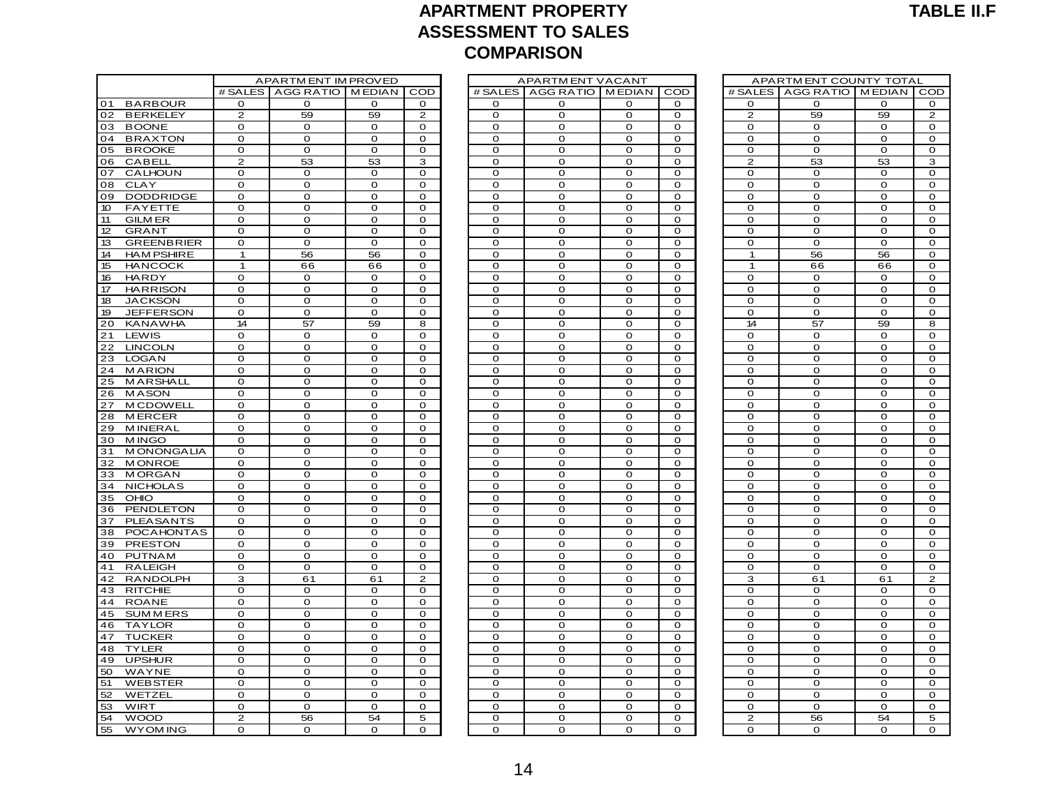# APARTMENT PROPERTY ASSESSMENT TO SALES COMPARISON

**TABLE II.F**

| | APARTMENT IMPROVED | | | | APARTMENT VACANT | | | | APARTMENT COUNTY TOTAL | | | |
|---|---|---|---|---|---|---|---|---|---|---|---|---|
| | # SALES | AGG RATIO | MEDIAN | COD | # SALES | AGG RATIO | MEDIAN | COD | # SALES | AGG RATIO | MEDIAN | COD |
| 01 BARBOUR | 0 | 0 | 0 | 0 | 0 | 0 | 0 | 0 | 0 | 0 | 0 | 0 |
| 02 BERKELEY | 2 | 59 | 59 | 2 | 0 | 0 | 0 | 0 | 2 | 59 | 59 | 2 |
| 03 BOONE | 0 | 0 | 0 | 0 | 0 | 0 | 0 | 0 | 0 | 0 | 0 | 0 |
| 04 BRAXTON | 0 | 0 | 0 | 0 | 0 | 0 | 0 | 0 | 0 | 0 | 0 | 0 |
| 05 BROOKE | 0 | 0 | 0 | 0 | 0 | 0 | 0 | 0 | 0 | 0 | 0 | 0 |
| 06 CABELL | 2 | 53 | 53 | 3 | 0 | 0 | 0 | 0 | 2 | 53 | 53 | 3 |
| 07 CALHOUN | 0 | 0 | 0 | 0 | 0 | 0 | 0 | 0 | 0 | 0 | 0 | 0 |
| 08 CLAY | 0 | 0 | 0 | 0 | 0 | 0 | 0 | 0 | 0 | 0 | 0 | 0 |
| 09 DODDRIDGE | 0 | 0 | 0 | 0 | 0 | 0 | 0 | 0 | 0 | 0 | 0 | 0 |
| 10 FAYETTE | 0 | 0 | 0 | 0 | 0 | 0 | 0 | 0 | 0 | 0 | 0 | 0 |
| 11 GILMER | 0 | 0 | 0 | 0 | 0 | 0 | 0 | 0 | 0 | 0 | 0 | 0 |
| 12 GRANT | 0 | 0 | 0 | 0 | 0 | 0 | 0 | 0 | 0 | 0 | 0 | 0 |
| 13 GREENBRIER | 0 | 0 | 0 | 0 | 0 | 0 | 0 | 0 | 0 | 0 | 0 | 0 |
| 14 HAMPSHIRE | 1 | 56 | 56 | 0 | 0 | 0 | 0 | 0 | 1 | 56 | 56 | 0 |
| 15 HANCOCK | 1 | 66 | 66 | 0 | 0 | 0 | 0 | 0 | 1 | 66 | 66 | 0 |
| 16 HARDY | 0 | 0 | 0 | 0 | 0 | 0 | 0 | 0 | 0 | 0 | 0 | 0 |
| 17 HARRISON | 0 | 0 | 0 | 0 | 0 | 0 | 0 | 0 | 0 | 0 | 0 | 0 |
| 18 JACKSON | 0 | 0 | 0 | 0 | 0 | 0 | 0 | 0 | 0 | 0 | 0 | 0 |
| 19 JEFFERSON | 0 | 0 | 0 | 0 | 0 | 0 | 0 | 0 | 0 | 0 | 0 | 0 |
| 20 KANAWHA | 14 | 57 | 59 | 8 | 0 | 0 | 0 | 0 | 14 | 57 | 59 | 8 |
| 21 LEWIS | 0 | 0 | 0 | 0 | 0 | 0 | 0 | 0 | 0 | 0 | 0 | 0 |
| 22 LINCOLN | 0 | 0 | 0 | 0 | 0 | 0 | 0 | 0 | 0 | 0 | 0 | 0 |
| 23 LOGAN | 0 | 0 | 0 | 0 | 0 | 0 | 0 | 0 | 0 | 0 | 0 | 0 |
| 24 MARION | 0 | 0 | 0 | 0 | 0 | 0 | 0 | 0 | 0 | 0 | 0 | 0 |
| 25 MARSHALL | 0 | 0 | 0 | 0 | 0 | 0 | 0 | 0 | 0 | 0 | 0 | 0 |
| 26 MASON | 0 | 0 | 0 | 0 | 0 | 0 | 0 | 0 | 0 | 0 | 0 | 0 |
| 27 MCDOWELL | 0 | 0 | 0 | 0 | 0 | 0 | 0 | 0 | 0 | 0 | 0 | 0 |
| 28 MERCER | 0 | 0 | 0 | 0 | 0 | 0 | 0 | 0 | 0 | 0 | 0 | 0 |
| 29 MINERAL | 0 | 0 | 0 | 0 | 0 | 0 | 0 | 0 | 0 | 0 | 0 | 0 |
| 30 MINGO | 0 | 0 | 0 | 0 | 0 | 0 | 0 | 0 | 0 | 0 | 0 | 0 |
| 31 MONONGALIA | 0 | 0 | 0 | 0 | 0 | 0 | 0 | 0 | 0 | 0 | 0 | 0 |
| 32 MONROE | 0 | 0 | 0 | 0 | 0 | 0 | 0 | 0 | 0 | 0 | 0 | 0 |
| 33 MORGAN | 0 | 0 | 0 | 0 | 0 | 0 | 0 | 0 | 0 | 0 | 0 | 0 |
| 34 NICHOLAS | 0 | 0 | 0 | 0 | 0 | 0 | 0 | 0 | 0 | 0 | 0 | 0 |
| 35 OHIO | 0 | 0 | 0 | 0 | 0 | 0 | 0 | 0 | 0 | 0 | 0 | 0 |
| 36 PENDLETON | 0 | 0 | 0 | 0 | 0 | 0 | 0 | 0 | 0 | 0 | 0 | 0 |
| 37 PLEASANTS | 0 | 0 | 0 | 0 | 0 | 0 | 0 | 0 | 0 | 0 | 0 | 0 |
| 38 POCAHONTAS | 0 | 0 | 0 | 0 | 0 | 0 | 0 | 0 | 0 | 0 | 0 | 0 |
| 39 PRESTON | 0 | 0 | 0 | 0 | 0 | 0 | 0 | 0 | 0 | 0 | 0 | 0 |
| 40 PUTNAM | 0 | 0 | 0 | 0 | 0 | 0 | 0 | 0 | 0 | 0 | 0 | 0 |
| 41 RALEIGH | 0 | 0 | 0 | 0 | 0 | 0 | 0 | 0 | 0 | 0 | 0 | 0 |
| 42 RANDOLPH | 3 | 61 | 61 | 2 | 0 | 0 | 0 | 0 | 3 | 61 | 61 | 2 |
| 43 RITCHIE | 0 | 0 | 0 | 0 | 0 | 0 | 0 | 0 | 0 | 0 | 0 | 0 |
| 44 ROANE | 0 | 0 | 0 | 0 | 0 | 0 | 0 | 0 | 0 | 0 | 0 | 0 |
| 45 SUMMERS | 0 | 0 | 0 | 0 | 0 | 0 | 0 | 0 | 0 | 0 | 0 | 0 |
| 46 TAYLOR | 0 | 0 | 0 | 0 | 0 | 0 | 0 | 0 | 0 | 0 | 0 | 0 |
| 47 TUCKER | 0 | 0 | 0 | 0 | 0 | 0 | 0 | 0 | 0 | 0 | 0 | 0 |
| 48 TYLER | 0 | 0 | 0 | 0 | 0 | 0 | 0 | 0 | 0 | 0 | 0 | 0 |
| 49 UPSHUR | 0 | 0 | 0 | 0 | 0 | 0 | 0 | 0 | 0 | 0 | 0 | 0 |
| 50 WAYNE | 0 | 0 | 0 | 0 | 0 | 0 | 0 | 0 | 0 | 0 | 0 | 0 |
| 51 WEBSTER | 0 | 0 | 0 | 0 | 0 | 0 | 0 | 0 | 0 | 0 | 0 | 0 |
| 52 WETZEL | 0 | 0 | 0 | 0 | 0 | 0 | 0 | 0 | 0 | 0 | 0 | 0 |
| 53 WIRT | 0 | 0 | 0 | 0 | 0 | 0 | 0 | 0 | 0 | 0 | 0 | 0 |
| 54 WOOD | 2 | 56 | 54 | 5 | 0 | 0 | 0 | 0 | 2 | 56 | 54 | 5 |
| 55 WYOMING | 0 | 0 | 0 | 0 | 0 | 0 | 0 | 0 | 0 | 0 | 0 | 0 |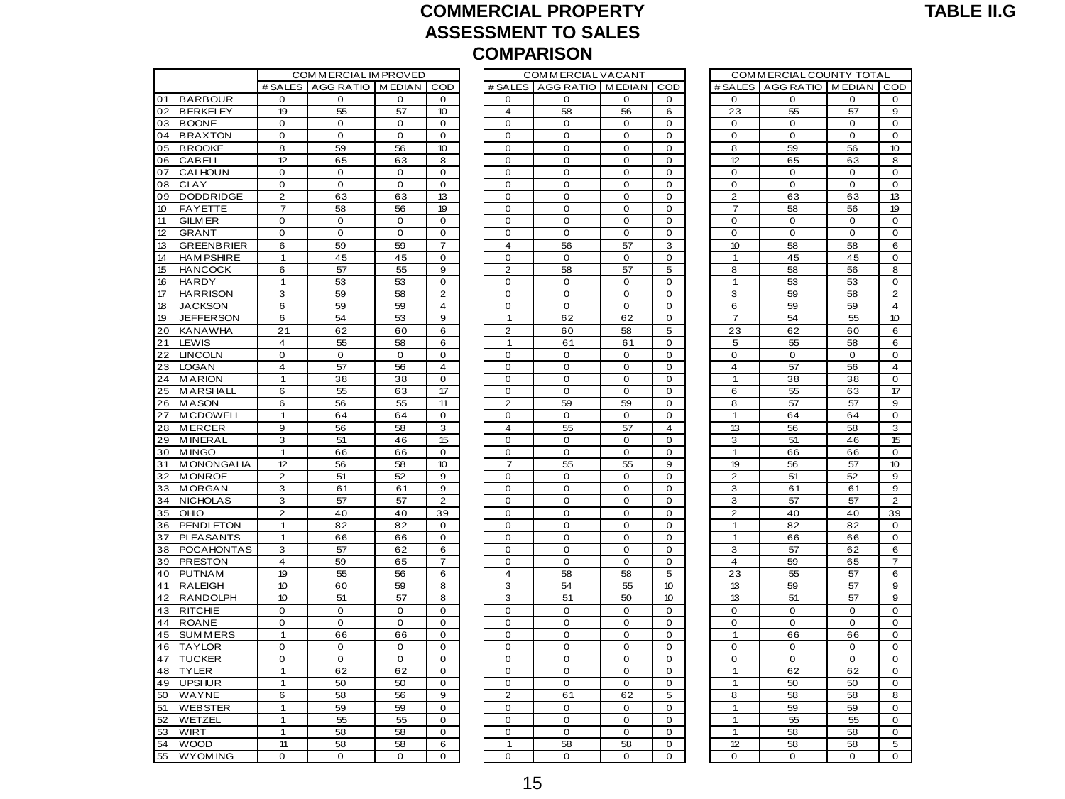# COMMERCIAL PROPERTY ASSESSMENT TO SALES COMPARISON

**TABLE II.G**

| | COMMERCIAL IMPROVED | | | | COMMERCIAL VACANT | | | | COMMERCIAL COUNTY TOTAL | | | |
|---|---|---|---|---|---|---|---|---|---|---|---|---|
| | # SALES | AGG RATIO | MEDIAN | COD | # SALES | AGG RATIO | MEDIAN | COD | # SALES | AGG RATIO | MEDIAN | COD |
| 01 BARBOUR | 0 | 0 | 0 | 0 | 0 | 0 | 0 | 0 | 0 | 0 | 0 | 0 |
| 02 BERKELEY | 19 | 55 | 57 | 10 | 4 | 58 | 56 | 6 | 23 | 55 | 57 | 9 |
| 03 BOONE | 0 | 0 | 0 | 0 | 0 | 0 | 0 | 0 | 0 | 0 | 0 | 0 |
| 04 BRAXTON | 0 | 0 | 0 | 0 | 0 | 0 | 0 | 0 | 0 | 0 | 0 | 0 |
| 05 BROOKE | 8 | 59 | 56 | 10 | 0 | 0 | 0 | 0 | 8 | 59 | 56 | 10 |
| 06 CABELL | 12 | 65 | 63 | 8 | 0 | 0 | 0 | 0 | 12 | 65 | 63 | 8 |
| 07 CALHOUN | 0 | 0 | 0 | 0 | 0 | 0 | 0 | 0 | 0 | 0 | 0 | 0 |
| 08 CLAY | 0 | 0 | 0 | 0 | 0 | 0 | 0 | 0 | 0 | 0 | 0 | 0 |
| 09 DODDRIDGE | 2 | 63 | 63 | 13 | 0 | 0 | 0 | 0 | 2 | 63 | 63 | 13 |
| 10 FAYETTE | 7 | 58 | 56 | 19 | 0 | 0 | 0 | 0 | 7 | 58 | 56 | 19 |
| 11 GILMER | 0 | 0 | 0 | 0 | 0 | 0 | 0 | 0 | 0 | 0 | 0 | 0 |
| 12 GRANT | 0 | 0 | 0 | 0 | 0 | 0 | 0 | 0 | 0 | 0 | 0 | 0 |
| 13 GREENBRIER | 6 | 59 | 59 | 7 | 4 | 56 | 57 | 3 | 10 | 58 | 58 | 6 |
| 14 HAMPSHIRE | 1 | 45 | 45 | 0 | 0 | 0 | 0 | 0 | 1 | 45 | 45 | 0 |
| 15 HANCOCK | 6 | 57 | 55 | 9 | 2 | 58 | 57 | 5 | 8 | 58 | 56 | 8 |
| 16 HARDY | 1 | 53 | 53 | 0 | 0 | 0 | 0 | 0 | 1 | 53 | 53 | 0 |
| 17 HARRISON | 3 | 59 | 58 | 2 | 0 | 0 | 0 | 0 | 3 | 59 | 58 | 2 |
| 18 JACKSON | 6 | 59 | 59 | 4 | 0 | 0 | 0 | 0 | 6 | 59 | 59 | 4 |
| 19 JEFFERSON | 6 | 54 | 53 | 9 | 1 | 62 | 62 | 0 | 7 | 54 | 55 | 10 |
| 20 KANAWHA | 21 | 62 | 60 | 6 | 2 | 60 | 58 | 5 | 23 | 62 | 60 | 6 |
| 21 LEWIS | 4 | 55 | 58 | 6 | 1 | 61 | 61 | 0 | 5 | 55 | 58 | 6 |
| 22 LINCOLN | 0 | 0 | 0 | 0 | 0 | 0 | 0 | 0 | 0 | 0 | 0 | 0 |
| 23 LOGAN | 4 | 57 | 56 | 4 | 0 | 0 | 0 | 0 | 4 | 57 | 56 | 4 |
| 24 MARION | 1 | 38 | 38 | 0 | 0 | 0 | 0 | 0 | 1 | 38 | 38 | 0 |
| 25 MARSHALL | 6 | 55 | 63 | 17 | 0 | 0 | 0 | 0 | 6 | 55 | 63 | 17 |
| 26 MASON | 6 | 56 | 55 | 11 | 2 | 59 | 59 | 0 | 8 | 57 | 57 | 9 |
| 27 MCDOWELL | 1 | 64 | 64 | 0 | 0 | 0 | 0 | 0 | 1 | 64 | 64 | 0 |
| 28 MERCER | 9 | 56 | 58 | 3 | 4 | 55 | 57 | 4 | 13 | 56 | 58 | 3 |
| 29 MINERAL | 3 | 51 | 46 | 15 | 0 | 0 | 0 | 0 | 3 | 51 | 46 | 15 |
| 30 MINGO | 1 | 66 | 66 | 0 | 0 | 0 | 0 | 0 | 1 | 66 | 66 | 0 |
| 31 MONONGALIA | 12 | 56 | 58 | 10 | 7 | 55 | 55 | 9 | 19 | 56 | 57 | 10 |
| 32 MONROE | 2 | 51 | 52 | 9 | 0 | 0 | 0 | 0 | 2 | 51 | 52 | 9 |
| 33 MORGAN | 3 | 61 | 61 | 9 | 0 | 0 | 0 | 0 | 3 | 61 | 61 | 9 |
| 34 NICHOLAS | 3 | 57 | 57 | 2 | 0 | 0 | 0 | 0 | 3 | 57 | 57 | 2 |
| 35 OHIO | 2 | 40 | 40 | 39 | 0 | 0 | 0 | 0 | 2 | 40 | 40 | 39 |
| 36 PENDLETON | 1 | 82 | 82 | 0 | 0 | 0 | 0 | 0 | 1 | 82 | 82 | 0 |
| 37 PLEASANTS | 1 | 66 | 66 | 0 | 0 | 0 | 0 | 0 | 1 | 66 | 66 | 0 |
| 38 POCAHONTAS | 3 | 57 | 62 | 6 | 0 | 0 | 0 | 0 | 3 | 57 | 62 | 6 |
| 39 PRESTON | 4 | 59 | 65 | 7 | 0 | 0 | 0 | 0 | 4 | 59 | 65 | 7 |
| 40 PUTNAM | 19 | 55 | 56 | 6 | 4 | 58 | 58 | 5 | 23 | 55 | 57 | 6 |
| 41 RALEIGH | 10 | 60 | 59 | 8 | 3 | 54 | 55 | 10 | 13 | 59 | 57 | 9 |
| 42 RANDOLPH | 10 | 51 | 57 | 8 | 3 | 51 | 50 | 10 | 13 | 51 | 57 | 9 |
| 43 RITCHIE | 0 | 0 | 0 | 0 | 0 | 0 | 0 | 0 | 0 | 0 | 0 | 0 |
| 44 ROANE | 0 | 0 | 0 | 0 | 0 | 0 | 0 | 0 | 0 | 0 | 0 | 0 |
| 45 SUMMERS | 1 | 66 | 66 | 0 | 0 | 0 | 0 | 0 | 1 | 66 | 66 | 0 |
| 46 TAYLOR | 0 | 0 | 0 | 0 | 0 | 0 | 0 | 0 | 0 | 0 | 0 | 0 |
| 47 TUCKER | 0 | 0 | 0 | 0 | 0 | 0 | 0 | 0 | 0 | 0 | 0 | 0 |
| 48 TYLER | 1 | 62 | 62 | 0 | 0 | 0 | 0 | 0 | 1 | 62 | 62 | 0 |
| 49 UPSHUR | 1 | 50 | 50 | 0 | 0 | 0 | 0 | 0 | 1 | 50 | 50 | 0 |
| 50 WAYNE | 6 | 58 | 56 | 9 | 2 | 61 | 62 | 5 | 8 | 58 | 58 | 8 |
| 51 WEBSTER | 1 | 59 | 59 | 0 | 0 | 0 | 0 | 0 | 1 | 59 | 59 | 0 |
| 52 WETZEL | 1 | 55 | 55 | 0 | 0 | 0 | 0 | 0 | 1 | 55 | 55 | 0 |
| 53 WIRT | 1 | 58 | 58 | 0 | 0 | 0 | 0 | 0 | 1 | 58 | 58 | 0 |
| 54 WOOD | 11 | 58 | 58 | 6 | 1 | 58 | 58 | 0 | 12 | 58 | 58 | 5 |
| 55 WYOMING | 0 | 0 | 0 | 0 | 0 | 0 | 0 | 0 | 0 | 0 | 0 | 0 |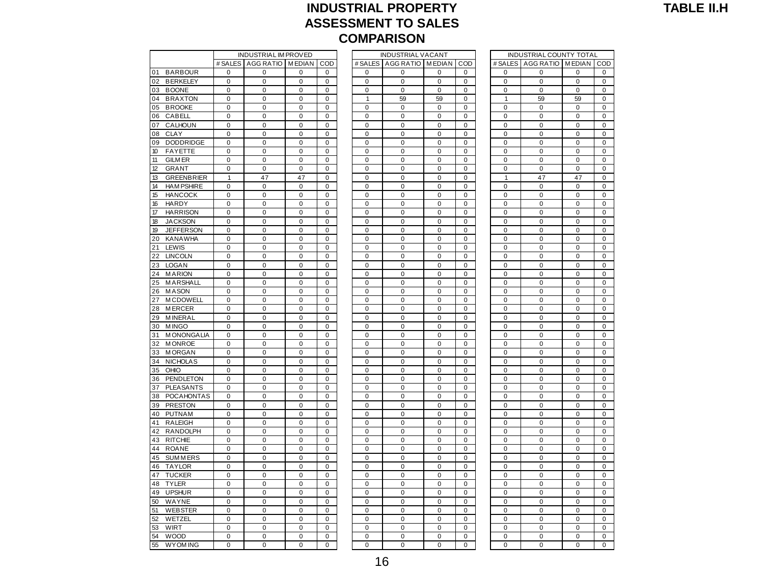# INDUSTRIAL PROPERTY ASSESSMENT TO SALES COMPARISON

**TABLE II.H**

| | INDUSTRIAL IMPROVED | | | | INDUSTRIAL VACANT | | | | INDUSTRIAL COUNTY TOTAL | | | |
|---|---|---|---|---|---|---|---|---|---|---|---|---|
| | # SALES | AGG RATIO | MEDIAN | COD | # SALES | AGG RATIO | MEDIAN | COD | # SALES | AGG RATIO | MEDIAN | COD |
| 01 BARBOUR | 0 | 0 | 0 | 0 | 0 | 0 | 0 | 0 | 0 | 0 | 0 | 0 |
| 02 BERKELEY | 0 | 0 | 0 | 0 | 0 | 0 | 0 | 0 | 0 | 0 | 0 | 0 |
| 03 BOONE | 0 | 0 | 0 | 0 | 0 | 0 | 0 | 0 | 0 | 0 | 0 | 0 |
| 04 BRAXTON | 0 | 0 | 0 | 0 | 1 | 59 | 59 | 0 | 1 | 59 | 59 | 0 |
| 05 BROOKE | 0 | 0 | 0 | 0 | 0 | 0 | 0 | 0 | 0 | 0 | 0 | 0 |
| 06 CABELL | 0 | 0 | 0 | 0 | 0 | 0 | 0 | 0 | 0 | 0 | 0 | 0 |
| 07 CALHOUN | 0 | 0 | 0 | 0 | 0 | 0 | 0 | 0 | 0 | 0 | 0 | 0 |
| 08 CLAY | 0 | 0 | 0 | 0 | 0 | 0 | 0 | 0 | 0 | 0 | 0 | 0 |
| 09 DODDRIDGE | 0 | 0 | 0 | 0 | 0 | 0 | 0 | 0 | 0 | 0 | 0 | 0 |
| 10 FAYETTE | 0 | 0 | 0 | 0 | 0 | 0 | 0 | 0 | 0 | 0 | 0 | 0 |
| 11 GILMER | 0 | 0 | 0 | 0 | 0 | 0 | 0 | 0 | 0 | 0 | 0 | 0 |
| 12 GRANT | 0 | 0 | 0 | 0 | 0 | 0 | 0 | 0 | 0 | 0 | 0 | 0 |
| 13 GREENBRIER | 1 | 47 | 47 | 0 | 0 | 0 | 0 | 0 | 1 | 47 | 47 | 0 |
| 14 HAMPSHIRE | 0 | 0 | 0 | 0 | 0 | 0 | 0 | 0 | 0 | 0 | 0 | 0 |
| 15 HANCOCK | 0 | 0 | 0 | 0 | 0 | 0 | 0 | 0 | 0 | 0 | 0 | 0 |
| 16 HARDY | 0 | 0 | 0 | 0 | 0 | 0 | 0 | 0 | 0 | 0 | 0 | 0 |
| 17 HARRISON | 0 | 0 | 0 | 0 | 0 | 0 | 0 | 0 | 0 | 0 | 0 | 0 |
| 18 JACKSON | 0 | 0 | 0 | 0 | 0 | 0 | 0 | 0 | 0 | 0 | 0 | 0 |
| 19 JEFFERSON | 0 | 0 | 0 | 0 | 0 | 0 | 0 | 0 | 0 | 0 | 0 | 0 |
| 20 KANAWHA | 0 | 0 | 0 | 0 | 0 | 0 | 0 | 0 | 0 | 0 | 0 | 0 |
| 21 LEWIS | 0 | 0 | 0 | 0 | 0 | 0 | 0 | 0 | 0 | 0 | 0 | 0 |
| 22 LINCOLN | 0 | 0 | 0 | 0 | 0 | 0 | 0 | 0 | 0 | 0 | 0 | 0 |
| 23 LOGAN | 0 | 0 | 0 | 0 | 0 | 0 | 0 | 0 | 0 | 0 | 0 | 0 |
| 24 MARION | 0 | 0 | 0 | 0 | 0 | 0 | 0 | 0 | 0 | 0 | 0 | 0 |
| 25 MARSHALL | 0 | 0 | 0 | 0 | 0 | 0 | 0 | 0 | 0 | 0 | 0 | 0 |
| 26 MASON | 0 | 0 | 0 | 0 | 0 | 0 | 0 | 0 | 0 | 0 | 0 | 0 |
| 27 MCDOWELL | 0 | 0 | 0 | 0 | 0 | 0 | 0 | 0 | 0 | 0 | 0 | 0 |
| 28 MERCER | 0 | 0 | 0 | 0 | 0 | 0 | 0 | 0 | 0 | 0 | 0 | 0 |
| 29 MINERAL | 0 | 0 | 0 | 0 | 0 | 0 | 0 | 0 | 0 | 0 | 0 | 0 |
| 30 MINGO | 0 | 0 | 0 | 0 | 0 | 0 | 0 | 0 | 0 | 0 | 0 | 0 |
| 31 MONONGALIA | 0 | 0 | 0 | 0 | 0 | 0 | 0 | 0 | 0 | 0 | 0 | 0 |
| 32 MONROE | 0 | 0 | 0 | 0 | 0 | 0 | 0 | 0 | 0 | 0 | 0 | 0 |
| 33 MORGAN | 0 | 0 | 0 | 0 | 0 | 0 | 0 | 0 | 0 | 0 | 0 | 0 |
| 34 NICHOLAS | 0 | 0 | 0 | 0 | 0 | 0 | 0 | 0 | 0 | 0 | 0 | 0 |
| 35 OHIO | 0 | 0 | 0 | 0 | 0 | 0 | 0 | 0 | 0 | 0 | 0 | 0 |
| 36 PENDLETON | 0 | 0 | 0 | 0 | 0 | 0 | 0 | 0 | 0 | 0 | 0 | 0 |
| 37 PLEASANTS | 0 | 0 | 0 | 0 | 0 | 0 | 0 | 0 | 0 | 0 | 0 | 0 |
| 38 POCAHONTAS | 0 | 0 | 0 | 0 | 0 | 0 | 0 | 0 | 0 | 0 | 0 | 0 |
| 39 PRESTON | 0 | 0 | 0 | 0 | 0 | 0 | 0 | 0 | 0 | 0 | 0 | 0 |
| 40 PUTNAM | 0 | 0 | 0 | 0 | 0 | 0 | 0 | 0 | 0 | 0 | 0 | 0 |
| 41 RALEIGH | 0 | 0 | 0 | 0 | 0 | 0 | 0 | 0 | 0 | 0 | 0 | 0 |
| 42 RANDOLPH | 0 | 0 | 0 | 0 | 0 | 0 | 0 | 0 | 0 | 0 | 0 | 0 |
| 43 RITCHIE | 0 | 0 | 0 | 0 | 0 | 0 | 0 | 0 | 0 | 0 | 0 | 0 |
| 44 ROANE | 0 | 0 | 0 | 0 | 0 | 0 | 0 | 0 | 0 | 0 | 0 | 0 |
| 45 SUMMERS | 0 | 0 | 0 | 0 | 0 | 0 | 0 | 0 | 0 | 0 | 0 | 0 |
| 46 TAYLOR | 0 | 0 | 0 | 0 | 0 | 0 | 0 | 0 | 0 | 0 | 0 | 0 |
| 47 TUCKER | 0 | 0 | 0 | 0 | 0 | 0 | 0 | 0 | 0 | 0 | 0 | 0 |
| 48 TYLER | 0 | 0 | 0 | 0 | 0 | 0 | 0 | 0 | 0 | 0 | 0 | 0 |
| 49 UPSHUR | 0 | 0 | 0 | 0 | 0 | 0 | 0 | 0 | 0 | 0 | 0 | 0 |
| 50 WAYNE | 0 | 0 | 0 | 0 | 0 | 0 | 0 | 0 | 0 | 0 | 0 | 0 |
| 51 WEBSTER | 0 | 0 | 0 | 0 | 0 | 0 | 0 | 0 | 0 | 0 | 0 | 0 |
| 52 WETZEL | 0 | 0 | 0 | 0 | 0 | 0 | 0 | 0 | 0 | 0 | 0 | 0 |
| 53 WIRT | 0 | 0 | 0 | 0 | 0 | 0 | 0 | 0 | 0 | 0 | 0 | 0 |
| 54 WOOD | 0 | 0 | 0 | 0 | 0 | 0 | 0 | 0 | 0 | 0 | 0 | 0 |
| 55 WYOMING | 0 | 0 | 0 | 0 | 0 | 0 | 0 | 0 | 0 | 0 | 0 | 0 |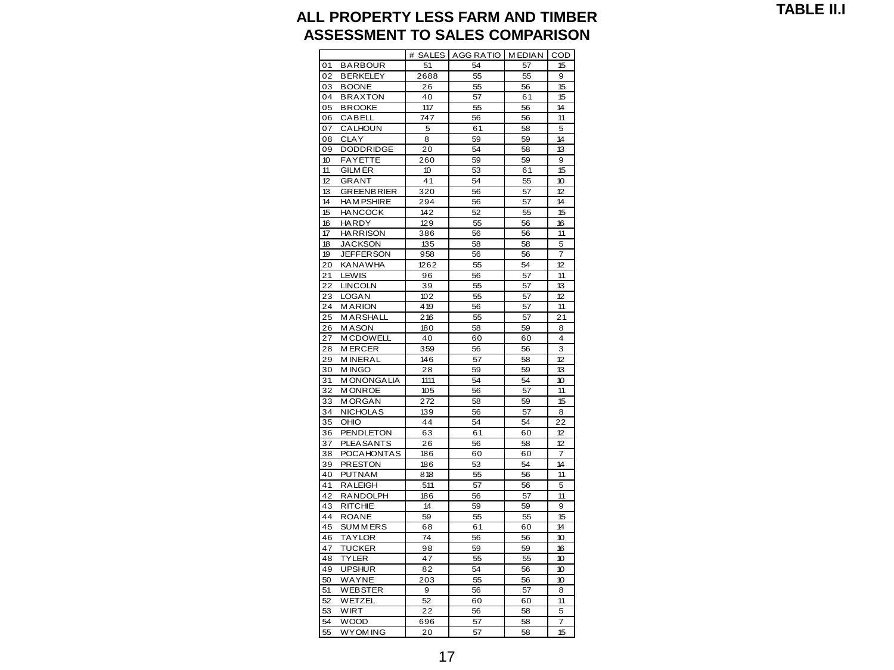TABLE II.I

# ALL PROPERTY LESS FARM AND TIMBER ASSESSMENT TO SALES COMPARISON

| | # SALES | AGG RATIO | MEDIAN | COD |
|---|---|---|---|---|
| 01 BARBOUR | 51 | 54 | 57 | 15 |
| 02 BERKELEY | 2688 | 55 | 55 | 9 |
| 03 BOONE | 26 | 55 | 56 | 15 |
| 04 BRAXTON | 40 | 57 | 61 | 15 |
| 05 BROOKE | 117 | 55 | 56 | 14 |
| 06 CABELL | 747 | 56 | 56 | 11 |
| 07 CALHOUN | 5 | 61 | 58 | 5 |
| 08 CLAY | 8 | 59 | 59 | 14 |
| 09 DODDRIDGE | 20 | 54 | 58 | 13 |
| 10 FAYETTE | 260 | 59 | 59 | 9 |
| 11 GILMER | 10 | 53 | 61 | 15 |
| 12 GRANT | 41 | 54 | 55 | 10 |
| 13 GREENBRIER | 320 | 56 | 57 | 12 |
| 14 HAMPSHIRE | 294 | 56 | 57 | 14 |
| 15 HANCOCK | 142 | 52 | 55 | 15 |
| 16 HARDY | 129 | 55 | 56 | 16 |
| 17 HARRISON | 386 | 56 | 56 | 11 |
| 18 JACKSON | 135 | 58 | 58 | 5 |
| 19 JEFFERSON | 958 | 56 | 56 | 7 |
| 20 KANAWHA | 1262 | 55 | 54 | 12 |
| 21 LEWIS | 96 | 56 | 57 | 11 |
| 22 LINCOLN | 39 | 55 | 57 | 13 |
| 23 LOGAN | 102 | 55 | 57 | 12 |
| 24 MARION | 419 | 56 | 57 | 11 |
| 25 MARSHALL | 216 | 55 | 57 | 21 |
| 26 MASON | 180 | 58 | 59 | 8 |
| 27 MCDOWELL | 40 | 60 | 60 | 4 |
| 28 MERCER | 359 | 56 | 56 | 3 |
| 29 MINERAL | 146 | 57 | 58 | 12 |
| 30 MINGO | 28 | 59 | 59 | 13 |
| 31 MONONGALIA | 1111 | 54 | 54 | 10 |
| 32 MONROE | 105 | 56 | 57 | 11 |
| 33 MORGAN | 272 | 58 | 59 | 15 |
| 34 NICHOLAS | 139 | 56 | 57 | 8 |
| 35 OHIO | 44 | 54 | 54 | 22 |
| 36 PENDLETON | 63 | 61 | 60 | 12 |
| 37 PLEASANTS | 26 | 56 | 58 | 12 |
| 38 POCAHONTAS | 186 | 60 | 60 | 7 |
| 39 PRESTON | 186 | 53 | 54 | 14 |
| 40 PUTNAM | 818 | 55 | 56 | 11 |
| 41 RALEIGH | 511 | 57 | 56 | 5 |
| 42 RANDOLPH | 186 | 56 | 57 | 11 |
| 43 RITCHIE | 14 | 59 | 59 | 9 |
| 44 ROANE | 59 | 55 | 55 | 15 |
| 45 SUMMERS | 68 | 61 | 60 | 14 |
| 46 TAYLOR | 74 | 56 | 56 | 10 |
| 47 TUCKER | 98 | 59 | 59 | 16 |
| 48 TYLER | 47 | 55 | 55 | 10 |
| 49 UPSHUR | 82 | 54 | 56 | 10 |
| 50 WAYNE | 203 | 55 | 56 | 10 |
| 51 WEBSTER | 9 | 56 | 57 | 8 |
| 52 WETZEL | 52 | 60 | 60 | 11 |
| 53 WIRT | 22 | 56 | 58 | 5 |
| 54 WOOD | 696 | 57 | 58 | 7 |
| 55 WYOMING | 20 | 57 | 58 | 15 |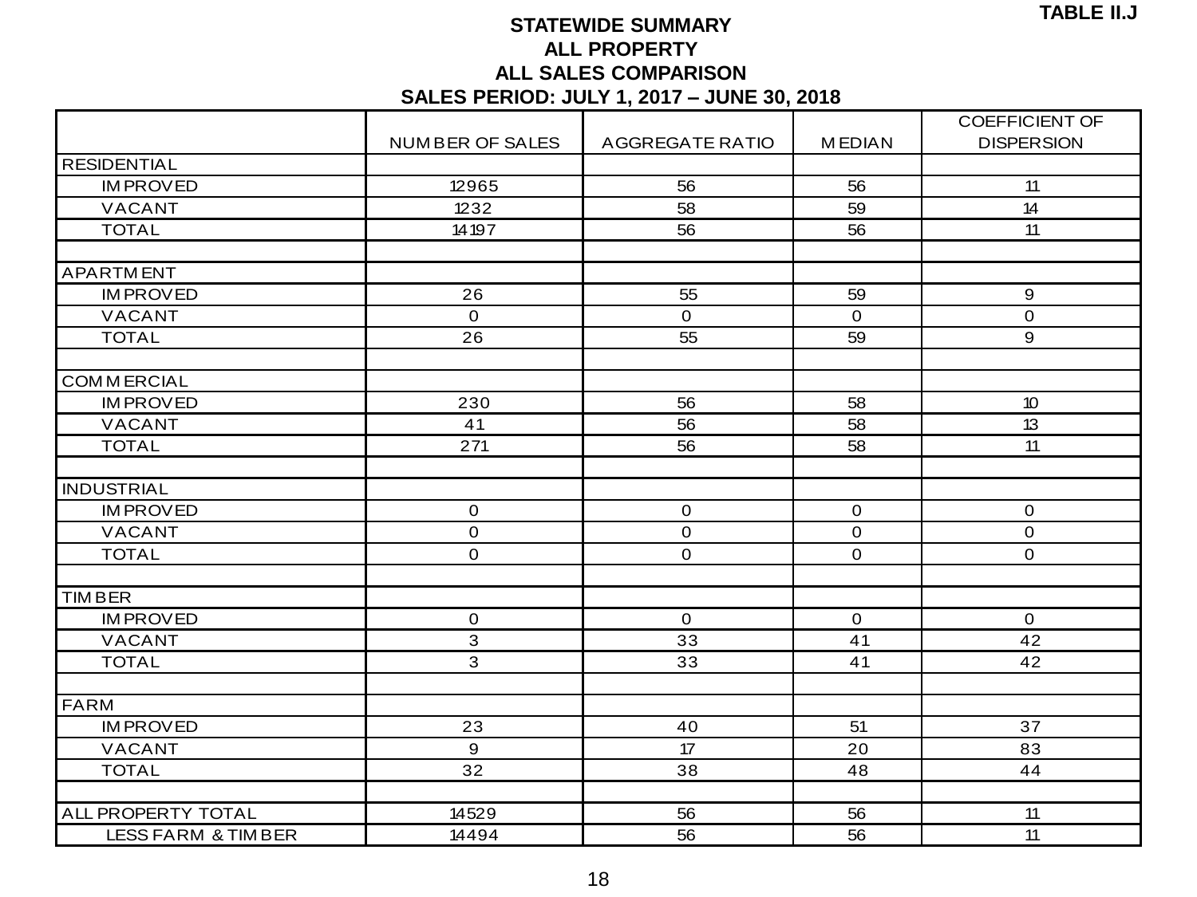**TABLE II.J**

## STATEWIDE SUMMARY
## ALL PROPERTY
## ALL SALES COMPARISON
## SALES PERIOD: JULY 1, 2017 – JUNE 30, 2018

| | NUMBER OF SALES | AGGREGATE RATIO | MEDIAN | COEFFICIENT OF DISPERSION |
|---|---|---|---|---|
| RESIDENTIAL | | | | |
| IMPROVED | 12965 | 56 | 56 | 11 |
| VACANT | 1232 | 58 | 59 | 14 |
| TOTAL | 14197 | 56 | 56 | 11 |
| | | | | |
| APARTMENT | | | | |
| IMPROVED | 26 | 55 | 59 | 9 |
| VACANT | 0 | 0 | 0 | 0 |
| TOTAL | 26 | 55 | 59 | 9 |
| | | | | |
| COMMERCIAL | | | | |
| IMPROVED | 230 | 56 | 58 | 10 |
| VACANT | 41 | 56 | 58 | 13 |
| TOTAL | 271 | 56 | 58 | 11 |
| | | | | |
| INDUSTRIAL | | | | |
| IMPROVED | 0 | 0 | 0 | 0 |
| VACANT | 0 | 0 | 0 | 0 |
| TOTAL | 0 | 0 | 0 | 0 |
| | | | | |
| TIMBER | | | | |
| IMPROVED | 0 | 0 | 0 | 0 |
| VACANT | 3 | 33 | 41 | 42 |
| TOTAL | 3 | 33 | 41 | 42 |
| | | | | |
| FARM | | | | |
| IMPROVED | 23 | 40 | 51 | 37 |
| VACANT | 9 | 17 | 20 | 83 |
| TOTAL | 32 | 38 | 48 | 44 |
| | | | | |
| ALL PROPERTY TOTAL | 14529 | 56 | 56 | 11 |
| LESS FARM & TIMBER | 14494 | 56 | 56 | 11 |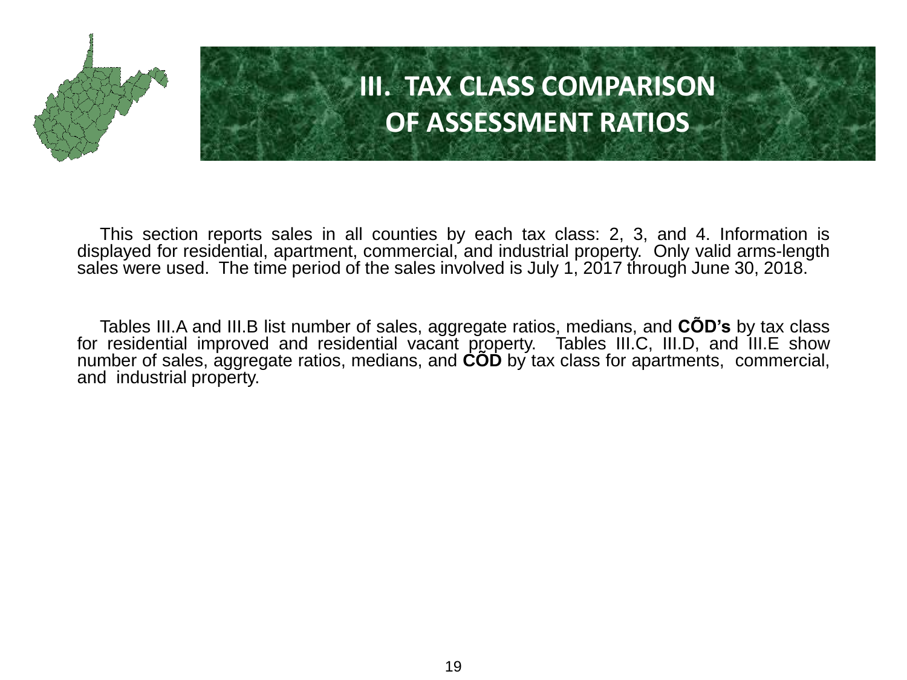# III. TAX CLASS COMPARISON OF ASSESSMENT RATIOS

This section reports sales in all counties by each tax class: 2, 3, and 4. Information is displayed for residential, apartment, commercial, and industrial property. Only valid arms-length sales were used. The time period of the sales involved is July 1, 2017 through June 30, 2018.

Tables III.A and III.B list number of sales, aggregate ratios, medians, and **CÕD's** by tax class for residential improved and residential vacant property. Tables III.C, III.D, and III.E show number of sales, aggregate ratios, medians, and **CÕD** by tax class for apartments, commercial, and industrial property.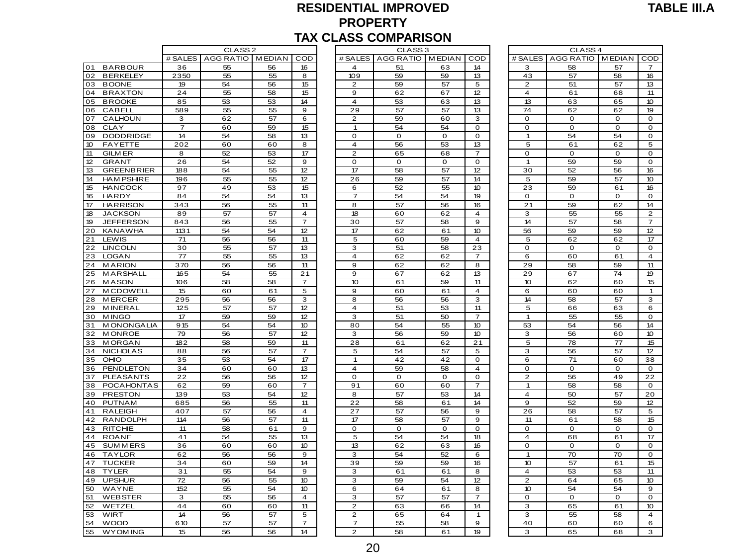# RESIDENTIAL IMPROVED PROPERTY TAX CLASS COMPARISON

**TABLE III.A**

| | | CLASS 2 | | | | CLASS 3 | | | | CLASS 4 | | | |
|---|---|---|---|---|---|---|---|---|---|---|---|---|---|
| | | # SALES | AGG RATIO | MEDIAN | COD | # SALES | AGG RATIO | MEDIAN | COD | # SALES | AGG RATIO | MEDIAN | COD |
| 01 | BARBOUR | 36 | 55 | 56 | 16 | 4 | 51 | 63 | 14 | 3 | 58 | 57 | 7 |
| 02 | BERKELEY | 2350 | 55 | 55 | 8 | 109 | 59 | 59 | 13 | 43 | 57 | 58 | 16 |
| 03 | BOONE | 19 | 54 | 56 | 15 | 2 | 59 | 57 | 5 | 2 | 51 | 57 | 13 |
| 04 | BRAXTON | 24 | 55 | 58 | 15 | 9 | 62 | 67 | 12 | 4 | 61 | 68 | 11 |
| 05 | BROOKE | 85 | 53 | 53 | 14 | 4 | 53 | 63 | 13 | 13 | 63 | 65 | 10 |
| 06 | CABELL | 589 | 55 | 55 | 9 | 29 | 57 | 57 | 13 | 74 | 62 | 62 | 19 |
| 07 | CALHOUN | 3 | 62 | 57 | 6 | 2 | 59 | 60 | 3 | 0 | 0 | 0 | 0 |
| 08 | CLAY | 7 | 60 | 59 | 15 | 1 | 54 | 54 | 0 | 0 | 0 | 0 | 0 |
| 09 | DODDRIDGE | 14 | 54 | 58 | 13 | 0 | 0 | 0 | 0 | 1 | 54 | 54 | 0 |
| 10 | FAYETTE | 202 | 60 | 60 | 8 | 4 | 56 | 53 | 13 | 5 | 61 | 62 | 5 |
| 11 | GILMER | 8 | 52 | 53 | 17 | 2 | 65 | 68 | 7 | 0 | 0 | 0 | 0 |
| 12 | GRANT | 26 | 54 | 52 | 9 | 0 | 0 | 0 | 0 | 1 | 59 | 59 | 0 |
| 13 | GREENBRIER | 188 | 54 | 55 | 12 | 17 | 58 | 57 | 12 | 30 | 52 | 56 | 16 |
| 14 | HAMPSHIRE | 196 | 55 | 55 | 12 | 26 | 59 | 57 | 14 | 5 | 59 | 57 | 10 |
| 15 | HANCOCK | 97 | 49 | 53 | 15 | 6 | 52 | 55 | 10 | 23 | 59 | 61 | 16 |
| 16 | HARDY | 84 | 54 | 54 | 13 | 7 | 54 | 54 | 19 | 0 | 0 | 0 | 0 |
| 17 | HARRISON | 343 | 56 | 55 | 11 | 8 | 57 | 56 | 16 | 21 | 59 | 62 | 14 |
| 18 | JACKSON | 89 | 57 | 57 | 4 | 18 | 60 | 62 | 4 | 3 | 55 | 55 | 2 |
| 19 | JEFFERSON | 843 | 56 | 55 | 7 | 30 | 57 | 58 | 9 | 14 | 57 | 58 | 7 |
| 20 | KANAWHA | 1131 | 54 | 54 | 12 | 17 | 62 | 61 | 10 | 56 | 59 | 59 | 12 |
| 21 | LEWIS | 71 | 56 | 56 | 11 | 5 | 60 | 59 | 4 | 5 | 62 | 62 | 17 |
| 22 | LINCOLN | 30 | 55 | 57 | 13 | 3 | 51 | 58 | 23 | 0 | 0 | 0 | 0 |
| 23 | LOGAN | 77 | 55 | 55 | 13 | 4 | 62 | 62 | 7 | 6 | 60 | 61 | 4 |
| 24 | MARION | 370 | 56 | 56 | 11 | 9 | 62 | 62 | 8 | 29 | 58 | 59 | 11 |
| 25 | MARSHALL | 165 | 54 | 55 | 21 | 9 | 67 | 62 | 13 | 29 | 67 | 74 | 19 |
| 26 | MASON | 106 | 58 | 58 | 7 | 10 | 61 | 59 | 11 | 10 | 62 | 60 | 15 |
| 27 | MCDOWELL | 15 | 60 | 61 | 5 | 9 | 60 | 61 | 4 | 6 | 60 | 60 | 1 |
| 28 | MERCER | 295 | 56 | 56 | 3 | 8 | 56 | 56 | 3 | 14 | 58 | 57 | 3 |
| 29 | MINERAL | 125 | 57 | 57 | 12 | 4 | 51 | 53 | 11 | 5 | 66 | 63 | 6 |
| 30 | MINGO | 17 | 59 | 59 | 12 | 3 | 51 | 50 | 7 | 1 | 55 | 55 | 0 |
| 31 | MONONGALIA | 915 | 54 | 54 | 10 | 80 | 54 | 55 | 10 | 53 | 54 | 56 | 14 |
| 32 | MONROE | 79 | 56 | 57 | 12 | 3 | 56 | 59 | 10 | 3 | 56 | 60 | 10 |
| 33 | MORGAN | 182 | 58 | 59 | 11 | 28 | 61 | 62 | 21 | 5 | 78 | 77 | 15 |
| 34 | NICHOLAS | 88 | 56 | 57 | 7 | 5 | 54 | 57 | 5 | 3 | 56 | 57 | 12 |
| 35 | OHIO | 35 | 53 | 54 | 17 | 1 | 42 | 42 | 0 | 6 | 71 | 60 | 38 |
| 36 | PENDLETON | 34 | 60 | 60 | 13 | 4 | 59 | 58 | 4 | 0 | 0 | 0 | 0 |
| 37 | PLEASANTS | 22 | 56 | 56 | 12 | 0 | 0 | 0 | 0 | 2 | 56 | 49 | 22 |
| 38 | POCAHONTAS | 62 | 59 | 60 | 7 | 91 | 60 | 60 | 7 | 1 | 58 | 58 | 0 |
| 39 | PRESTON | 139 | 53 | 54 | 12 | 8 | 57 | 53 | 14 | 4 | 50 | 57 | 20 |
| 40 | PUTNAM | 685 | 56 | 55 | 11 | 22 | 58 | 61 | 14 | 9 | 52 | 59 | 12 |
| 41 | RALEIGH | 407 | 57 | 56 | 4 | 27 | 57 | 56 | 9 | 26 | 58 | 57 | 5 |
| 42 | RANDOLPH | 114 | 56 | 57 | 11 | 17 | 58 | 57 | 9 | 11 | 61 | 58 | 15 |
| 43 | RITCHIE | 11 | 58 | 61 | 9 | 0 | 0 | 0 | 0 | 0 | 0 | 0 | 0 |
| 44 | ROANE | 41 | 54 | 55 | 13 | 5 | 54 | 54 | 18 | 4 | 68 | 61 | 17 |
| 45 | SUMMERS | 36 | 60 | 60 | 10 | 13 | 62 | 63 | 16 | 0 | 0 | 0 | 0 |
| 46 | TAYLOR | 62 | 56 | 56 | 9 | 3 | 54 | 52 | 6 | 1 | 70 | 70 | 0 |
| 47 | TUCKER | 34 | 60 | 59 | 14 | 39 | 59 | 59 | 16 | 10 | 57 | 61 | 15 |
| 48 | TYLER | 31 | 55 | 54 | 9 | 3 | 61 | 61 | 8 | 4 | 53 | 53 | 11 |
| 49 | UPSHUR | 72 | 56 | 55 | 10 | 3 | 59 | 54 | 12 | 2 | 64 | 65 | 10 |
| 50 | WAYNE | 152 | 55 | 54 | 10 | 6 | 64 | 61 | 8 | 10 | 54 | 54 | 9 |
| 51 | WEBSTER | 3 | 55 | 56 | 4 | 3 | 57 | 57 | 7 | 0 | 0 | 0 | 0 |
| 52 | WETZEL | 44 | 60 | 60 | 11 | 2 | 63 | 66 | 14 | 3 | 65 | 61 | 10 |
| 53 | WIRT | 14 | 56 | 57 | 5 | 2 | 65 | 64 | 1 | 3 | 55 | 58 | 4 |
| 54 | WOOD | 610 | 57 | 57 | 7 | 7 | 55 | 58 | 9 | 40 | 60 | 60 | 6 |
| 55 | WYOMING | 15 | 56 | 56 | 14 | 2 | 58 | 61 | 19 | 3 | 65 | 68 | 3 |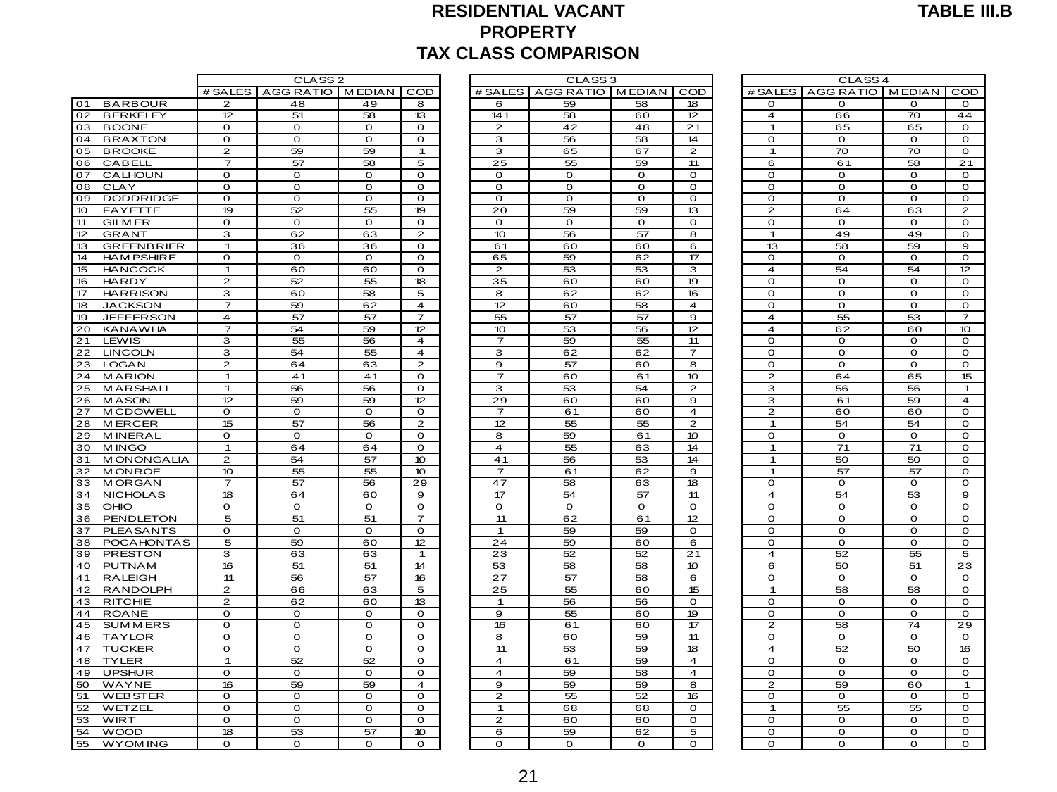# RESIDENTIAL VACANT PROPERTY TAX CLASS COMPARISON

**TABLE III.B**

| | CLASS 2 | | | | CLASS 3 | | | | CLASS 4 | | | |
|---|---|---|---|---|---|---|---|---|---|---|---|---|
| | # SALES | AGG RATIO | MEDIAN | COD | # SALES | AGG RATIO | MEDIAN | COD | # SALES | AGG RATIO | MEDIAN | COD |
| 01 BARBOUR | 2 | 48 | 49 | 8 | 6 | 59 | 58 | 18 | 0 | 0 | 0 | 0 |
| 02 BERKELEY | 12 | 51 | 58 | 13 | 141 | 58 | 60 | 12 | 4 | 66 | 70 | 44 |
| 03 BOONE | 0 | 0 | 0 | 0 | 2 | 42 | 48 | 21 | 1 | 65 | 65 | 0 |
| 04 BRAXTON | 0 | 0 | 0 | 0 | 3 | 56 | 58 | 14 | 0 | 0 | 0 | 0 |
| 05 BROOKE | 2 | 59 | 59 | 1 | 3 | 65 | 67 | 2 | 1 | 70 | 70 | 0 |
| 06 CABELL | 7 | 57 | 58 | 5 | 25 | 55 | 59 | 11 | 6 | 61 | 58 | 21 |
| 07 CALHOUN | 0 | 0 | 0 | 0 | 0 | 0 | 0 | 0 | 0 | 0 | 0 | 0 |
| 08 CLAY | 0 | 0 | 0 | 0 | 0 | 0 | 0 | 0 | 0 | 0 | 0 | 0 |
| 09 DODDRIDGE | 0 | 0 | 0 | 0 | 0 | 0 | 0 | 0 | 0 | 0 | 0 | 0 |
| 10 FAYETTE | 19 | 52 | 55 | 19 | 20 | 59 | 59 | 13 | 2 | 64 | 63 | 2 |
| 11 GILMER | 0 | 0 | 0 | 0 | 0 | 0 | 0 | 0 | 0 | 0 | 0 | 0 |
| 12 GRANT | 3 | 62 | 63 | 2 | 10 | 56 | 57 | 8 | 1 | 49 | 49 | 0 |
| 13 GREENBRIER | 1 | 36 | 36 | 0 | 61 | 60 | 60 | 6 | 13 | 58 | 59 | 9 |
| 14 HAMPSHIRE | 0 | 0 | 0 | 0 | 65 | 59 | 62 | 17 | 0 | 0 | 0 | 0 |
| 15 HANCOCK | 1 | 60 | 60 | 0 | 2 | 53 | 53 | 3 | 4 | 54 | 54 | 12 |
| 16 HARDY | 2 | 52 | 55 | 18 | 35 | 60 | 60 | 19 | 0 | 0 | 0 | 0 |
| 17 HARRISON | 3 | 60 | 58 | 5 | 8 | 62 | 62 | 16 | 0 | 0 | 0 | 0 |
| 18 JACKSON | 7 | 59 | 62 | 4 | 12 | 60 | 58 | 4 | 0 | 0 | 0 | 0 |
| 19 JEFFERSON | 4 | 57 | 57 | 7 | 55 | 57 | 57 | 9 | 4 | 55 | 53 | 7 |
| 20 KANAWHA | 7 | 54 | 59 | 12 | 10 | 53 | 56 | 12 | 4 | 62 | 60 | 10 |
| 21 LEWIS | 3 | 55 | 56 | 4 | 7 | 59 | 55 | 11 | 0 | 0 | 0 | 0 |
| 22 LINCOLN | 3 | 54 | 55 | 4 | 3 | 62 | 62 | 7 | 0 | 0 | 0 | 0 |
| 23 LOGAN | 2 | 64 | 63 | 2 | 9 | 57 | 60 | 8 | 0 | 0 | 0 | 0 |
| 24 MARION | 1 | 41 | 41 | 0 | 7 | 60 | 61 | 10 | 2 | 64 | 65 | 15 |
| 25 MARSHALL | 1 | 56 | 56 | 0 | 3 | 53 | 54 | 2 | 3 | 56 | 56 | 1 |
| 26 MASON | 12 | 59 | 59 | 12 | 29 | 60 | 60 | 9 | 3 | 61 | 59 | 4 |
| 27 MCDOWELL | 0 | 0 | 0 | 0 | 7 | 61 | 60 | 4 | 2 | 60 | 60 | 0 |
| 28 MERCER | 15 | 57 | 56 | 2 | 12 | 55 | 55 | 2 | 1 | 54 | 54 | 0 |
| 29 MINERAL | 0 | 0 | 0 | 0 | 8 | 59 | 61 | 10 | 0 | 0 | 0 | 0 |
| 30 MINGO | 1 | 64 | 64 | 0 | 4 | 55 | 63 | 14 | 1 | 71 | 71 | 0 |
| 31 MONONGALIA | 2 | 54 | 57 | 10 | 41 | 56 | 53 | 14 | 1 | 50 | 50 | 0 |
| 32 MONROE | 10 | 55 | 55 | 10 | 7 | 61 | 62 | 9 | 1 | 57 | 57 | 0 |
| 33 MORGAN | 7 | 57 | 56 | 29 | 47 | 58 | 63 | 18 | 0 | 0 | 0 | 0 |
| 34 NICHOLAS | 18 | 64 | 60 | 9 | 17 | 54 | 57 | 11 | 4 | 54 | 53 | 9 |
| 35 OHIO | 0 | 0 | 0 | 0 | 0 | 0 | 0 | 0 | 0 | 0 | 0 | 0 |
| 36 PENDLETON | 5 | 51 | 51 | 7 | 11 | 62 | 61 | 12 | 0 | 0 | 0 | 0 |
| 37 PLEASANTS | 0 | 0 | 0 | 0 | 1 | 59 | 59 | 0 | 0 | 0 | 0 | 0 |
| 38 POCAHONTAS | 5 | 59 | 60 | 12 | 24 | 59 | 60 | 6 | 0 | 0 | 0 | 0 |
| 39 PRESTON | 3 | 63 | 63 | 1 | 23 | 52 | 52 | 21 | 4 | 52 | 55 | 5 |
| 40 PUTNAM | 16 | 51 | 51 | 14 | 53 | 58 | 58 | 10 | 6 | 50 | 51 | 23 |
| 41 RALEIGH | 11 | 56 | 57 | 16 | 27 | 57 | 58 | 6 | 0 | 0 | 0 | 0 |
| 42 RANDOLPH | 2 | 66 | 63 | 5 | 25 | 55 | 60 | 15 | 1 | 58 | 58 | 0 |
| 43 RITCHIE | 2 | 62 | 60 | 13 | 1 | 56 | 56 | 0 | 0 | 0 | 0 | 0 |
| 44 ROANE | 0 | 0 | 0 | 0 | 9 | 55 | 60 | 19 | 0 | 0 | 0 | 0 |
| 45 SUMMERS | 0 | 0 | 0 | 0 | 16 | 61 | 60 | 17 | 2 | 58 | 74 | 29 |
| 46 TAYLOR | 0 | 0 | 0 | 0 | 8 | 60 | 59 | 11 | 0 | 0 | 0 | 0 |
| 47 TUCKER | 0 | 0 | 0 | 0 | 11 | 53 | 59 | 18 | 4 | 52 | 50 | 16 |
| 48 TYLER | 1 | 52 | 52 | 0 | 4 | 61 | 59 | 4 | 0 | 0 | 0 | 0 |
| 49 UPSHUR | 0 | 0 | 0 | 0 | 4 | 59 | 58 | 4 | 0 | 0 | 0 | 0 |
| 50 WAYNE | 16 | 59 | 59 | 4 | 9 | 59 | 59 | 8 | 2 | 59 | 60 | 1 |
| 51 WEBSTER | 0 | 0 | 0 | 0 | 2 | 55 | 52 | 16 | 0 | 0 | 0 | 0 |
| 52 WETZEL | 0 | 0 | 0 | 0 | 1 | 68 | 68 | 0 | 1 | 55 | 55 | 0 |
| 53 WIRT | 0 | 0 | 0 | 0 | 2 | 60 | 60 | 0 | 0 | 0 | 0 | 0 |
| 54 WOOD | 18 | 53 | 57 | 10 | 6 | 59 | 62 | 5 | 0 | 0 | 0 | 0 |
| 55 WYOMING | 0 | 0 | 0 | 0 | 0 | 0 | 0 | 0 | 0 | 0 | 0 | 0 |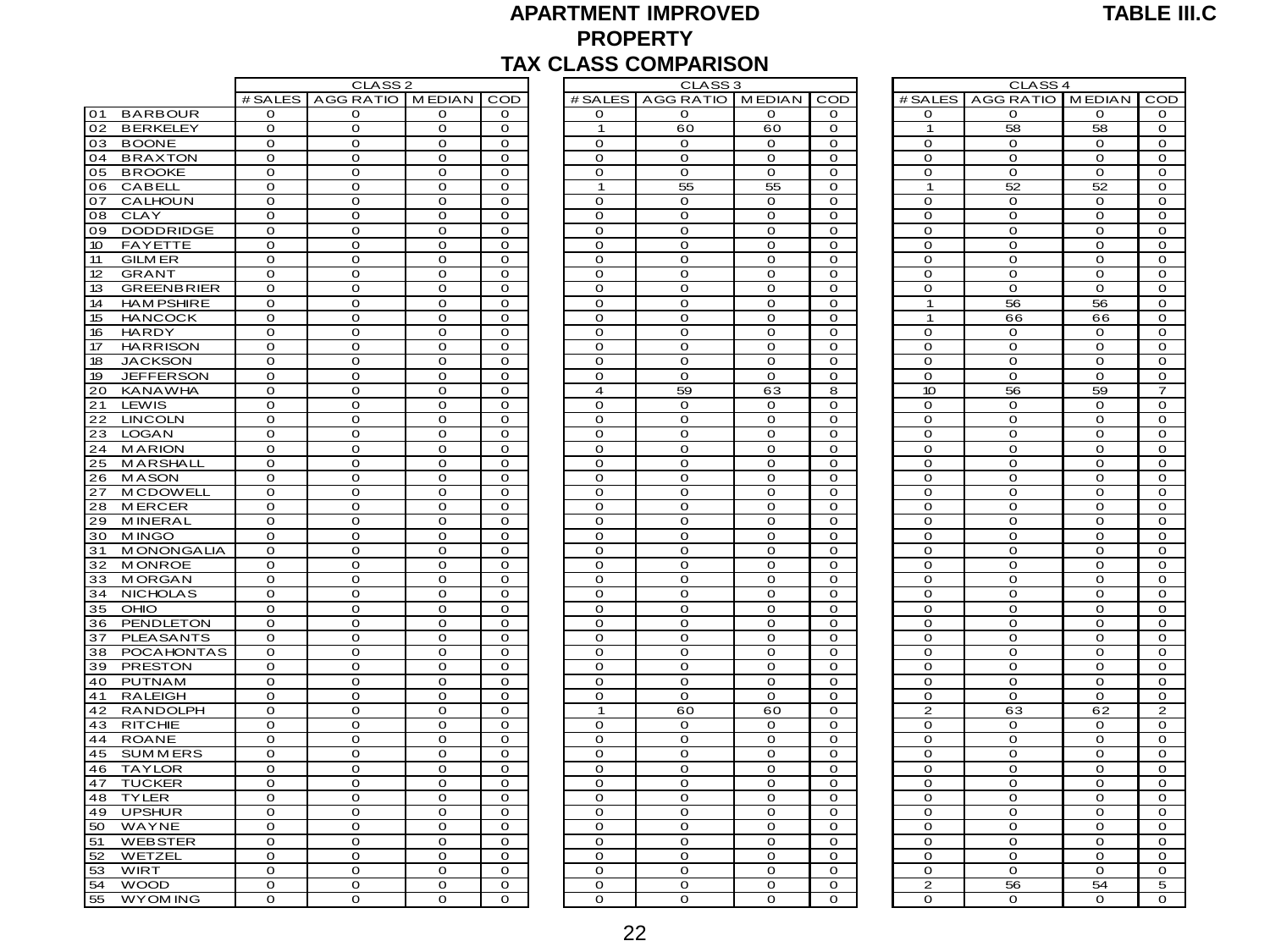# APARTMENT IMPROVED PROPERTY TAX CLASS COMPARISON

**TABLE III.C**

| | CLASS 2 | | | | CLASS 3 | | | | CLASS 4 | | | |
|---|---|---|---|---|---|---|---|---|---|---|---|---|
| | # SALES | AGG RATIO | MEDIAN | COD | # SALES | AGG RATIO | MEDIAN | COD | # SALES | AGG RATIO | MEDIAN | COD |
| 01 BARBOUR | 0 | 0 | 0 | 0 | 0 | 0 | 0 | 0 | 0 | 0 | 0 | 0 |
| 02 BERKELEY | 0 | 0 | 0 | 0 | 1 | 60 | 60 | 0 | 1 | 58 | 58 | 0 |
| 03 BOONE | 0 | 0 | 0 | 0 | 0 | 0 | 0 | 0 | 0 | 0 | 0 | 0 |
| 04 BRAXTON | 0 | 0 | 0 | 0 | 0 | 0 | 0 | 0 | 0 | 0 | 0 | 0 |
| 05 BROOKE | 0 | 0 | 0 | 0 | 0 | 0 | 0 | 0 | 0 | 0 | 0 | 0 |
| 06 CABELL | 0 | 0 | 0 | 0 | 1 | 55 | 55 | 0 | 1 | 52 | 52 | 0 |
| 07 CALHOUN | 0 | 0 | 0 | 0 | 0 | 0 | 0 | 0 | 0 | 0 | 0 | 0 |
| 08 CLAY | 0 | 0 | 0 | 0 | 0 | 0 | 0 | 0 | 0 | 0 | 0 | 0 |
| 09 DODDRIDGE | 0 | 0 | 0 | 0 | 0 | 0 | 0 | 0 | 0 | 0 | 0 | 0 |
| 10 FAYETTE | 0 | 0 | 0 | 0 | 0 | 0 | 0 | 0 | 0 | 0 | 0 | 0 |
| 11 GILMER | 0 | 0 | 0 | 0 | 0 | 0 | 0 | 0 | 0 | 0 | 0 | 0 |
| 12 GRANT | 0 | 0 | 0 | 0 | 0 | 0 | 0 | 0 | 0 | 0 | 0 | 0 |
| 13 GREENBRIER | 0 | 0 | 0 | 0 | 0 | 0 | 0 | 0 | 0 | 0 | 0 | 0 |
| 14 HAMPSHIRE | 0 | 0 | 0 | 0 | 0 | 0 | 0 | 0 | 1 | 56 | 56 | 0 |
| 15 HANCOCK | 0 | 0 | 0 | 0 | 0 | 0 | 0 | 0 | 1 | 66 | 66 | 0 |
| 16 HARDY | 0 | 0 | 0 | 0 | 0 | 0 | 0 | 0 | 0 | 0 | 0 | 0 |
| 17 HARRISON | 0 | 0 | 0 | 0 | 0 | 0 | 0 | 0 | 0 | 0 | 0 | 0 |
| 18 JACKSON | 0 | 0 | 0 | 0 | 0 | 0 | 0 | 0 | 0 | 0 | 0 | 0 |
| 19 JEFFERSON | 0 | 0 | 0 | 0 | 0 | 0 | 0 | 0 | 0 | 0 | 0 | 0 |
| 20 KANAWHA | 0 | 0 | 0 | 0 | 4 | 59 | 63 | 8 | 10 | 56 | 59 | 7 |
| 21 LEWIS | 0 | 0 | 0 | 0 | 0 | 0 | 0 | 0 | 0 | 0 | 0 | 0 |
| 22 LINCOLN | 0 | 0 | 0 | 0 | 0 | 0 | 0 | 0 | 0 | 0 | 0 | 0 |
| 23 LOGAN | 0 | 0 | 0 | 0 | 0 | 0 | 0 | 0 | 0 | 0 | 0 | 0 |
| 24 MARION | 0 | 0 | 0 | 0 | 0 | 0 | 0 | 0 | 0 | 0 | 0 | 0 |
| 25 MARSHALL | 0 | 0 | 0 | 0 | 0 | 0 | 0 | 0 | 0 | 0 | 0 | 0 |
| 26 MASON | 0 | 0 | 0 | 0 | 0 | 0 | 0 | 0 | 0 | 0 | 0 | 0 |
| 27 MCDOWELL | 0 | 0 | 0 | 0 | 0 | 0 | 0 | 0 | 0 | 0 | 0 | 0 |
| 28 MERCER | 0 | 0 | 0 | 0 | 0 | 0 | 0 | 0 | 0 | 0 | 0 | 0 |
| 29 MINERAL | 0 | 0 | 0 | 0 | 0 | 0 | 0 | 0 | 0 | 0 | 0 | 0 |
| 30 MINGO | 0 | 0 | 0 | 0 | 0 | 0 | 0 | 0 | 0 | 0 | 0 | 0 |
| 31 MONONGALIA | 0 | 0 | 0 | 0 | 0 | 0 | 0 | 0 | 0 | 0 | 0 | 0 |
| 32 MONROE | 0 | 0 | 0 | 0 | 0 | 0 | 0 | 0 | 0 | 0 | 0 | 0 |
| 33 MORGAN | 0 | 0 | 0 | 0 | 0 | 0 | 0 | 0 | 0 | 0 | 0 | 0 |
| 34 NICHOLAS | 0 | 0 | 0 | 0 | 0 | 0 | 0 | 0 | 0 | 0 | 0 | 0 |
| 35 OHIO | 0 | 0 | 0 | 0 | 0 | 0 | 0 | 0 | 0 | 0 | 0 | 0 |
| 36 PENDLETON | 0 | 0 | 0 | 0 | 0 | 0 | 0 | 0 | 0 | 0 | 0 | 0 |
| 37 PLEASANTS | 0 | 0 | 0 | 0 | 0 | 0 | 0 | 0 | 0 | 0 | 0 | 0 |
| 38 POCAHONTAS | 0 | 0 | 0 | 0 | 0 | 0 | 0 | 0 | 0 | 0 | 0 | 0 |
| 39 PRESTON | 0 | 0 | 0 | 0 | 0 | 0 | 0 | 0 | 0 | 0 | 0 | 0 |
| 40 PUTNAM | 0 | 0 | 0 | 0 | 0 | 0 | 0 | 0 | 0 | 0 | 0 | 0 |
| 41 RALEIGH | 0 | 0 | 0 | 0 | 0 | 0 | 0 | 0 | 0 | 0 | 0 | 0 |
| 42 RANDOLPH | 0 | 0 | 0 | 0 | 1 | 60 | 60 | 0 | 2 | 63 | 62 | 2 |
| 43 RITCHIE | 0 | 0 | 0 | 0 | 0 | 0 | 0 | 0 | 0 | 0 | 0 | 0 |
| 44 ROANE | 0 | 0 | 0 | 0 | 0 | 0 | 0 | 0 | 0 | 0 | 0 | 0 |
| 45 SUMMERS | 0 | 0 | 0 | 0 | 0 | 0 | 0 | 0 | 0 | 0 | 0 | 0 |
| 46 TAYLOR | 0 | 0 | 0 | 0 | 0 | 0 | 0 | 0 | 0 | 0 | 0 | 0 |
| 47 TUCKER | 0 | 0 | 0 | 0 | 0 | 0 | 0 | 0 | 0 | 0 | 0 | 0 |
| 48 TYLER | 0 | 0 | 0 | 0 | 0 | 0 | 0 | 0 | 0 | 0 | 0 | 0 |
| 49 UPSHUR | 0 | 0 | 0 | 0 | 0 | 0 | 0 | 0 | 0 | 0 | 0 | 0 |
| 50 WAYNE | 0 | 0 | 0 | 0 | 0 | 0 | 0 | 0 | 0 | 0 | 0 | 0 |
| 51 WEBSTER | 0 | 0 | 0 | 0 | 0 | 0 | 0 | 0 | 0 | 0 | 0 | 0 |
| 52 WETZEL | 0 | 0 | 0 | 0 | 0 | 0 | 0 | 0 | 0 | 0 | 0 | 0 |
| 53 WIRT | 0 | 0 | 0 | 0 | 0 | 0 | 0 | 0 | 0 | 0 | 0 | 0 |
| 54 WOOD | 0 | 0 | 0 | 0 | 0 | 0 | 0 | 0 | 2 | 56 | 54 | 5 |
| 55 WYOMING | 0 | 0 | 0 | 0 | 0 | 0 | 0 | 0 | 0 | 0 | 0 | 0 |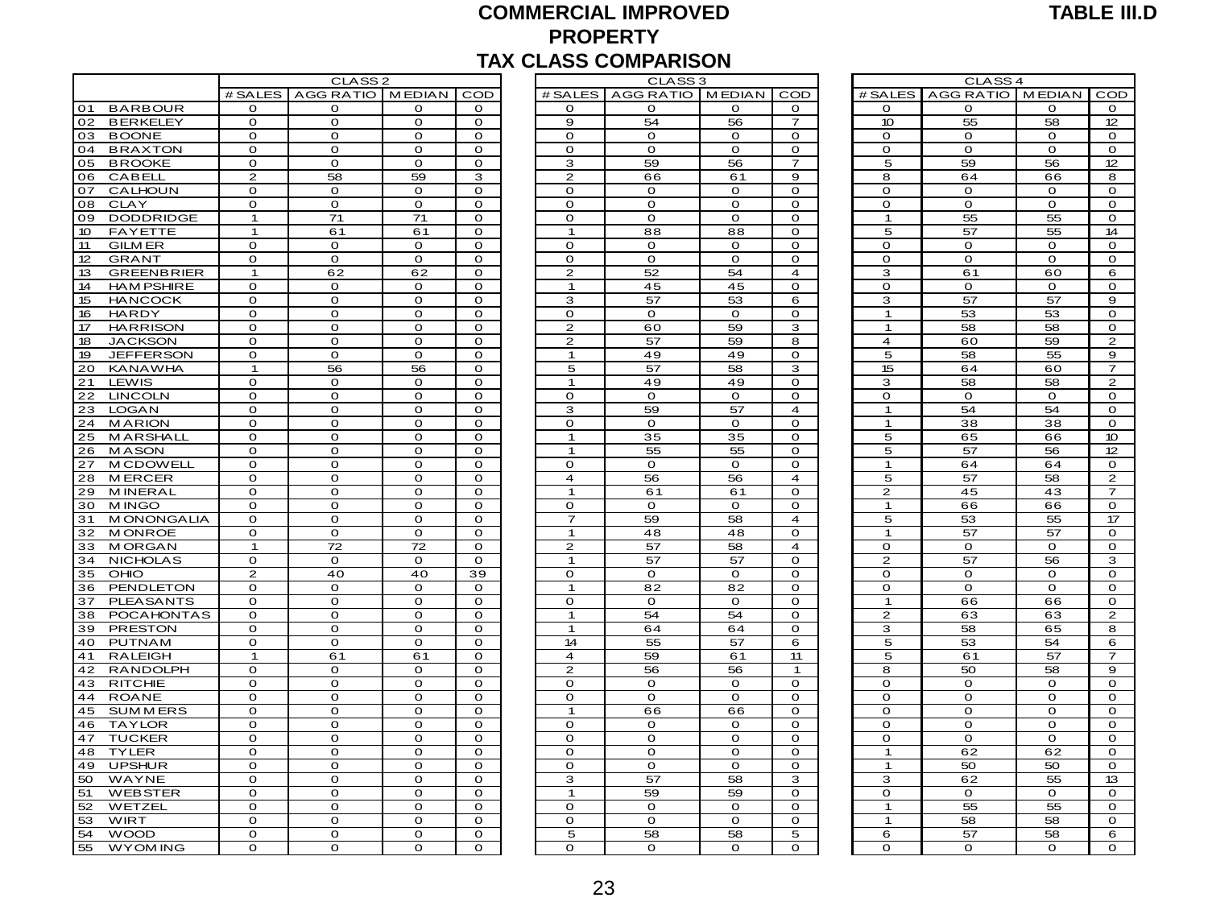# COMMERCIAL IMPROVED PROPERTY TAX CLASS COMPARISON

**TABLE III.D**

| | CLASS 2 | | | | CLASS 3 | | | | CLASS 4 | | | |
|---|---|---|---|---|---|---|---|---|---|---|---|---|
| | # SALES | AGG RATIO | MEDIAN | COD | # SALES | AGG RATIO | MEDIAN | COD | # SALES | AGG RATIO | MEDIAN | COD |
| 01 BARBOUR | 0 | 0 | 0 | 0 | 0 | 0 | 0 | 0 | 0 | 0 | 0 | 0 |
| 02 BERKELEY | 0 | 0 | 0 | 0 | 9 | 54 | 56 | 7 | 10 | 55 | 58 | 12 |
| 03 BOONE | 0 | 0 | 0 | 0 | 0 | 0 | 0 | 0 | 0 | 0 | 0 | 0 |
| 04 BRAXTON | 0 | 0 | 0 | 0 | 0 | 0 | 0 | 0 | 0 | 0 | 0 | 0 |
| 05 BROOKE | 0 | 0 | 0 | 0 | 3 | 59 | 56 | 7 | 5 | 59 | 56 | 12 |
| 06 CABELL | 2 | 58 | 59 | 3 | 2 | 66 | 61 | 9 | 8 | 64 | 66 | 8 |
| 07 CALHOUN | 0 | 0 | 0 | 0 | 0 | 0 | 0 | 0 | 0 | 0 | 0 | 0 |
| 08 CLAY | 0 | 0 | 0 | 0 | 0 | 0 | 0 | 0 | 0 | 0 | 0 | 0 |
| 09 DODDRIDGE | 1 | 71 | 71 | 0 | 0 | 0 | 0 | 0 | 1 | 55 | 55 | 0 |
| 10 FAYETTE | 1 | 61 | 61 | 0 | 1 | 88 | 88 | 0 | 5 | 57 | 55 | 14 |
| 11 GILMER | 0 | 0 | 0 | 0 | 0 | 0 | 0 | 0 | 0 | 0 | 0 | 0 |
| 12 GRANT | 0 | 0 | 0 | 0 | 0 | 0 | 0 | 0 | 0 | 0 | 0 | 0 |
| 13 GREENBRIER | 1 | 62 | 62 | 0 | 2 | 52 | 54 | 4 | 3 | 61 | 60 | 6 |
| 14 HAMPSHIRE | 0 | 0 | 0 | 0 | 1 | 45 | 45 | 0 | 0 | 0 | 0 | 0 |
| 15 HANCOCK | 0 | 0 | 0 | 0 | 3 | 57 | 53 | 6 | 3 | 57 | 57 | 9 |
| 16 HARDY | 0 | 0 | 0 | 0 | 0 | 0 | 0 | 0 | 1 | 53 | 53 | 0 |
| 17 HARRISON | 0 | 0 | 0 | 0 | 2 | 60 | 59 | 3 | 1 | 58 | 58 | 0 |
| 18 JACKSON | 0 | 0 | 0 | 0 | 2 | 57 | 59 | 8 | 4 | 60 | 59 | 2 |
| 19 JEFFERSON | 0 | 0 | 0 | 0 | 1 | 49 | 49 | 0 | 5 | 58 | 55 | 9 |
| 20 KANAWHA | 1 | 56 | 56 | 0 | 5 | 57 | 58 | 3 | 15 | 64 | 60 | 7 |
| 21 LEWIS | 0 | 0 | 0 | 0 | 1 | 49 | 49 | 0 | 3 | 58 | 58 | 2 |
| 22 LINCOLN | 0 | 0 | 0 | 0 | 0 | 0 | 0 | 0 | 0 | 0 | 0 | 0 |
| 23 LOGAN | 0 | 0 | 0 | 0 | 3 | 59 | 57 | 4 | 1 | 54 | 54 | 0 |
| 24 MARION | 0 | 0 | 0 | 0 | 0 | 0 | 0 | 0 | 1 | 38 | 38 | 0 |
| 25 MARSHALL | 0 | 0 | 0 | 0 | 1 | 35 | 35 | 0 | 5 | 65 | 66 | 10 |
| 26 MASON | 0 | 0 | 0 | 0 | 1 | 55 | 55 | 0 | 5 | 57 | 56 | 12 |
| 27 MCDOWELL | 0 | 0 | 0 | 0 | 0 | 0 | 0 | 0 | 1 | 64 | 64 | 0 |
| 28 MERCER | 0 | 0 | 0 | 0 | 4 | 56 | 56 | 4 | 5 | 57 | 58 | 2 |
| 29 MINERAL | 0 | 0 | 0 | 0 | 1 | 61 | 61 | 0 | 2 | 45 | 43 | 7 |
| 30 MINGO | 0 | 0 | 0 | 0 | 0 | 0 | 0 | 0 | 1 | 66 | 66 | 0 |
| 31 MONONGALIA | 0 | 0 | 0 | 0 | 7 | 59 | 58 | 4 | 5 | 53 | 55 | 17 |
| 32 MONROE | 0 | 0 | 0 | 0 | 1 | 48 | 48 | 0 | 1 | 57 | 57 | 0 |
| 33 MORGAN | 1 | 72 | 72 | 0 | 2 | 57 | 58 | 4 | 0 | 0 | 0 | 0 |
| 34 NICHOLAS | 0 | 0 | 0 | 0 | 1 | 57 | 57 | 0 | 2 | 57 | 56 | 3 |
| 35 OHIO | 2 | 40 | 40 | 39 | 0 | 0 | 0 | 0 | 0 | 0 | 0 | 0 |
| 36 PENDLETON | 0 | 0 | 0 | 0 | 1 | 82 | 82 | 0 | 0 | 0 | 0 | 0 |
| 37 PLEASANTS | 0 | 0 | 0 | 0 | 0 | 0 | 0 | 0 | 1 | 66 | 66 | 0 |
| 38 POCAHONTAS | 0 | 0 | 0 | 0 | 1 | 54 | 54 | 0 | 2 | 63 | 63 | 2 |
| 39 PRESTON | 0 | 0 | 0 | 0 | 1 | 64 | 64 | 0 | 3 | 58 | 65 | 8 |
| 40 PUTNAM | 0 | 0 | 0 | 0 | 14 | 55 | 57 | 6 | 5 | 53 | 54 | 6 |
| 41 RALEIGH | 1 | 61 | 61 | 0 | 4 | 59 | 61 | 11 | 5 | 61 | 57 | 7 |
| 42 RANDOLPH | 0 | 0 | 0 | 0 | 2 | 56 | 56 | 1 | 8 | 50 | 58 | 9 |
| 43 RITCHIE | 0 | 0 | 0 | 0 | 0 | 0 | 0 | 0 | 0 | 0 | 0 | 0 |
| 44 ROANE | 0 | 0 | 0 | 0 | 0 | 0 | 0 | 0 | 0 | 0 | 0 | 0 |
| 45 SUMMERS | 0 | 0 | 0 | 0 | 1 | 66 | 66 | 0 | 0 | 0 | 0 | 0 |
| 46 TAYLOR | 0 | 0 | 0 | 0 | 0 | 0 | 0 | 0 | 0 | 0 | 0 | 0 |
| 47 TUCKER | 0 | 0 | 0 | 0 | 0 | 0 | 0 | 0 | 0 | 0 | 0 | 0 |
| 48 TYLER | 0 | 0 | 0 | 0 | 0 | 0 | 0 | 0 | 1 | 62 | 62 | 0 |
| 49 UPSHUR | 0 | 0 | 0 | 0 | 0 | 0 | 0 | 0 | 1 | 50 | 50 | 0 |
| 50 WAYNE | 0 | 0 | 0 | 0 | 3 | 57 | 58 | 3 | 3 | 62 | 55 | 13 |
| 51 WEBSTER | 0 | 0 | 0 | 0 | 1 | 59 | 59 | 0 | 0 | 0 | 0 | 0 |
| 52 WETZEL | 0 | 0 | 0 | 0 | 0 | 0 | 0 | 0 | 1 | 55 | 55 | 0 |
| 53 WIRT | 0 | 0 | 0 | 0 | 0 | 0 | 0 | 0 | 1 | 58 | 58 | 0 |
| 54 WOOD | 0 | 0 | 0 | 0 | 5 | 58 | 58 | 5 | 6 | 57 | 58 | 6 |
| 55 WYOMING | 0 | 0 | 0 | 0 | 0 | 0 | 0 | 0 | 0 | 0 | 0 | 0 |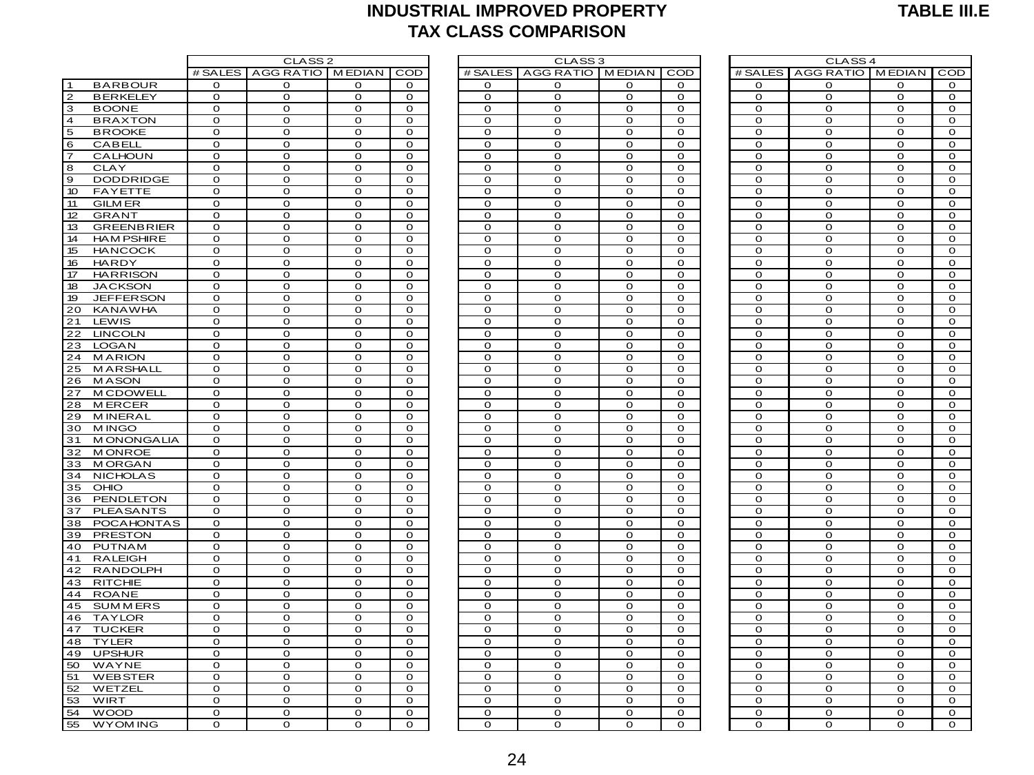# INDUSTRIAL IMPROVED PROPERTY TAX CLASS COMPARISON

**TABLE III.E**

| | | CLASS 2 | | | | CLASS 3 | | | | CLASS 4 | | | |
|---|---|---|---|---|---|---|---|---|---|---|---|---|---|
| | | # SALES | AGG RATIO | MEDIAN | COD | # SALES | AGG RATIO | MEDIAN | COD | # SALES | AGG RATIO | MEDIAN | COD |
| 1 | BARBOUR | 0 | 0 | 0 | 0 | 0 | 0 | 0 | 0 | 0 | 0 | 0 | 0 |
| 2 | BERKELEY | 0 | 0 | 0 | 0 | 0 | 0 | 0 | 0 | 0 | 0 | 0 | 0 |
| 3 | BOONE | 0 | 0 | 0 | 0 | 0 | 0 | 0 | 0 | 0 | 0 | 0 | 0 |
| 4 | BRAXTON | 0 | 0 | 0 | 0 | 0 | 0 | 0 | 0 | 0 | 0 | 0 | 0 |
| 5 | BROOKE | 0 | 0 | 0 | 0 | 0 | 0 | 0 | 0 | 0 | 0 | 0 | 0 |
| 6 | CABELL | 0 | 0 | 0 | 0 | 0 | 0 | 0 | 0 | 0 | 0 | 0 | 0 |
| 7 | CALHOUN | 0 | 0 | 0 | 0 | 0 | 0 | 0 | 0 | 0 | 0 | 0 | 0 |
| 8 | CLAY | 0 | 0 | 0 | 0 | 0 | 0 | 0 | 0 | 0 | 0 | 0 | 0 |
| 9 | DODDRIDGE | 0 | 0 | 0 | 0 | 0 | 0 | 0 | 0 | 0 | 0 | 0 | 0 |
| 10 | FAYETTE | 0 | 0 | 0 | 0 | 0 | 0 | 0 | 0 | 0 | 0 | 0 | 0 |
| 11 | GILMER | 0 | 0 | 0 | 0 | 0 | 0 | 0 | 0 | 0 | 0 | 0 | 0 |
| 12 | GRANT | 0 | 0 | 0 | 0 | 0 | 0 | 0 | 0 | 0 | 0 | 0 | 0 |
| 13 | GREENBRIER | 0 | 0 | 0 | 0 | 0 | 0 | 0 | 0 | 0 | 0 | 0 | 0 |
| 14 | HAMPSHIRE | 0 | 0 | 0 | 0 | 0 | 0 | 0 | 0 | 0 | 0 | 0 | 0 |
| 15 | HANCOCK | 0 | 0 | 0 | 0 | 0 | 0 | 0 | 0 | 0 | 0 | 0 | 0 |
| 16 | HARDY | 0 | 0 | 0 | 0 | 0 | 0 | 0 | 0 | 0 | 0 | 0 | 0 |
| 17 | HARRISON | 0 | 0 | 0 | 0 | 0 | 0 | 0 | 0 | 0 | 0 | 0 | 0 |
| 18 | JACKSON | 0 | 0 | 0 | 0 | 0 | 0 | 0 | 0 | 0 | 0 | 0 | 0 |
| 19 | JEFFERSON | 0 | 0 | 0 | 0 | 0 | 0 | 0 | 0 | 0 | 0 | 0 | 0 |
| 20 | KANAWHA | 0 | 0 | 0 | 0 | 0 | 0 | 0 | 0 | 0 | 0 | 0 | 0 |
| 21 | LEWIS | 0 | 0 | 0 | 0 | 0 | 0 | 0 | 0 | 0 | 0 | 0 | 0 |
| 22 | LINCOLN | 0 | 0 | 0 | 0 | 0 | 0 | 0 | 0 | 0 | 0 | 0 | 0 |
| 23 | LOGAN | 0 | 0 | 0 | 0 | 0 | 0 | 0 | 0 | 0 | 0 | 0 | 0 |
| 24 | MARION | 0 | 0 | 0 | 0 | 0 | 0 | 0 | 0 | 0 | 0 | 0 | 0 |
| 25 | MARSHALL | 0 | 0 | 0 | 0 | 0 | 0 | 0 | 0 | 0 | 0 | 0 | 0 |
| 26 | MASON | 0 | 0 | 0 | 0 | 0 | 0 | 0 | 0 | 0 | 0 | 0 | 0 |
| 27 | MCDOWELL | 0 | 0 | 0 | 0 | 0 | 0 | 0 | 0 | 0 | 0 | 0 | 0 |
| 28 | MERCER | 0 | 0 | 0 | 0 | 0 | 0 | 0 | 0 | 0 | 0 | 0 | 0 |
| 29 | MINERAL | 0 | 0 | 0 | 0 | 0 | 0 | 0 | 0 | 0 | 0 | 0 | 0 |
| 30 | MINGO | 0 | 0 | 0 | 0 | 0 | 0 | 0 | 0 | 0 | 0 | 0 | 0 |
| 31 | MONONGALIA | 0 | 0 | 0 | 0 | 0 | 0 | 0 | 0 | 0 | 0 | 0 | 0 |
| 32 | MONROE | 0 | 0 | 0 | 0 | 0 | 0 | 0 | 0 | 0 | 0 | 0 | 0 |
| 33 | MORGAN | 0 | 0 | 0 | 0 | 0 | 0 | 0 | 0 | 0 | 0 | 0 | 0 |
| 34 | NICHOLAS | 0 | 0 | 0 | 0 | 0 | 0 | 0 | 0 | 0 | 0 | 0 | 0 |
| 35 | OHIO | 0 | 0 | 0 | 0 | 0 | 0 | 0 | 0 | 0 | 0 | 0 | 0 |
| 36 | PENDLETON | 0 | 0 | 0 | 0 | 0 | 0 | 0 | 0 | 0 | 0 | 0 | 0 |
| 37 | PLEASANTS | 0 | 0 | 0 | 0 | 0 | 0 | 0 | 0 | 0 | 0 | 0 | 0 |
| 38 | POCAHONTAS | 0 | 0 | 0 | 0 | 0 | 0 | 0 | 0 | 0 | 0 | 0 | 0 |
| 39 | PRESTON | 0 | 0 | 0 | 0 | 0 | 0 | 0 | 0 | 0 | 0 | 0 | 0 |
| 40 | PUTNAM | 0 | 0 | 0 | 0 | 0 | 0 | 0 | 0 | 0 | 0 | 0 | 0 |
| 41 | RALEIGH | 0 | 0 | 0 | 0 | 0 | 0 | 0 | 0 | 0 | 0 | 0 | 0 |
| 42 | RANDOLPH | 0 | 0 | 0 | 0 | 0 | 0 | 0 | 0 | 0 | 0 | 0 | 0 |
| 43 | RITCHIE | 0 | 0 | 0 | 0 | 0 | 0 | 0 | 0 | 0 | 0 | 0 | 0 |
| 44 | ROANE | 0 | 0 | 0 | 0 | 0 | 0 | 0 | 0 | 0 | 0 | 0 | 0 |
| 45 | SUMMERS | 0 | 0 | 0 | 0 | 0 | 0 | 0 | 0 | 0 | 0 | 0 | 0 |
| 46 | TAYLOR | 0 | 0 | 0 | 0 | 0 | 0 | 0 | 0 | 0 | 0 | 0 | 0 |
| 47 | TUCKER | 0 | 0 | 0 | 0 | 0 | 0 | 0 | 0 | 0 | 0 | 0 | 0 |
| 48 | TYLER | 0 | 0 | 0 | 0 | 0 | 0 | 0 | 0 | 0 | 0 | 0 | 0 |
| 49 | UPSHUR | 0 | 0 | 0 | 0 | 0 | 0 | 0 | 0 | 0 | 0 | 0 | 0 |
| 50 | WAYNE | 0 | 0 | 0 | 0 | 0 | 0 | 0 | 0 | 0 | 0 | 0 | 0 |
| 51 | WEBSTER | 0 | 0 | 0 | 0 | 0 | 0 | 0 | 0 | 0 | 0 | 0 | 0 |
| 52 | WETZEL | 0 | 0 | 0 | 0 | 0 | 0 | 0 | 0 | 0 | 0 | 0 | 0 |
| 53 | WIRT | 0 | 0 | 0 | 0 | 0 | 0 | 0 | 0 | 0 | 0 | 0 | 0 |
| 54 | WOOD | 0 | 0 | 0 | 0 | 0 | 0 | 0 | 0 | 0 | 0 | 0 | 0 |
| 55 | WYOMING | 0 | 0 | 0 | 0 | 0 | 0 | 0 | 0 | 0 | 0 | 0 | 0 |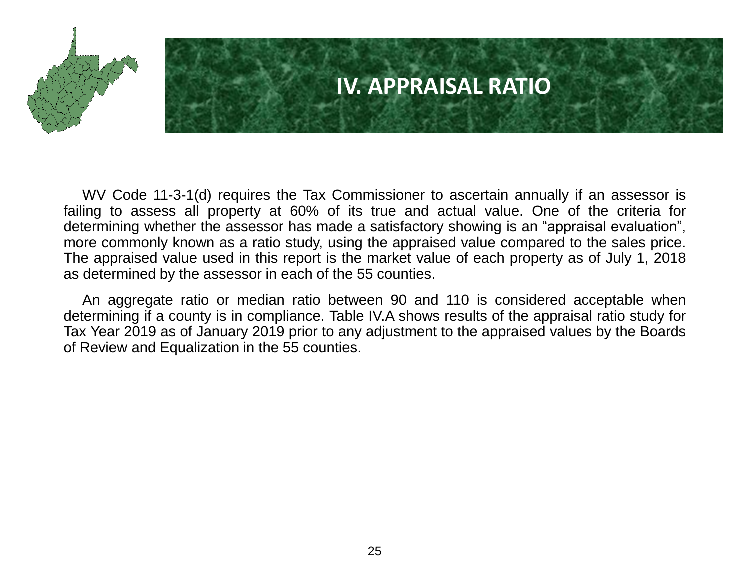# IV. APPRAISAL RATIO

WV Code 11-3-1(d) requires the Tax Commissioner to ascertain annually if an assessor is failing to assess all property at 60% of its true and actual value. One of the criteria for determining whether the assessor has made a satisfactory showing is an “appraisal evaluation”, more commonly known as a ratio study, using the appraised value compared to the sales price. The appraised value used in this report is the market value of each property as of July 1, 2018 as determined by the assessor in each of the 55 counties.

An aggregate ratio or median ratio between 90 and 110 is considered acceptable when determining if a county is in compliance. Table IV.A shows results of the appraisal ratio study for Tax Year 2019 as of January 2019 prior to any adjustment to the appraised values by the Boards of Review and Equalization in the 55 counties.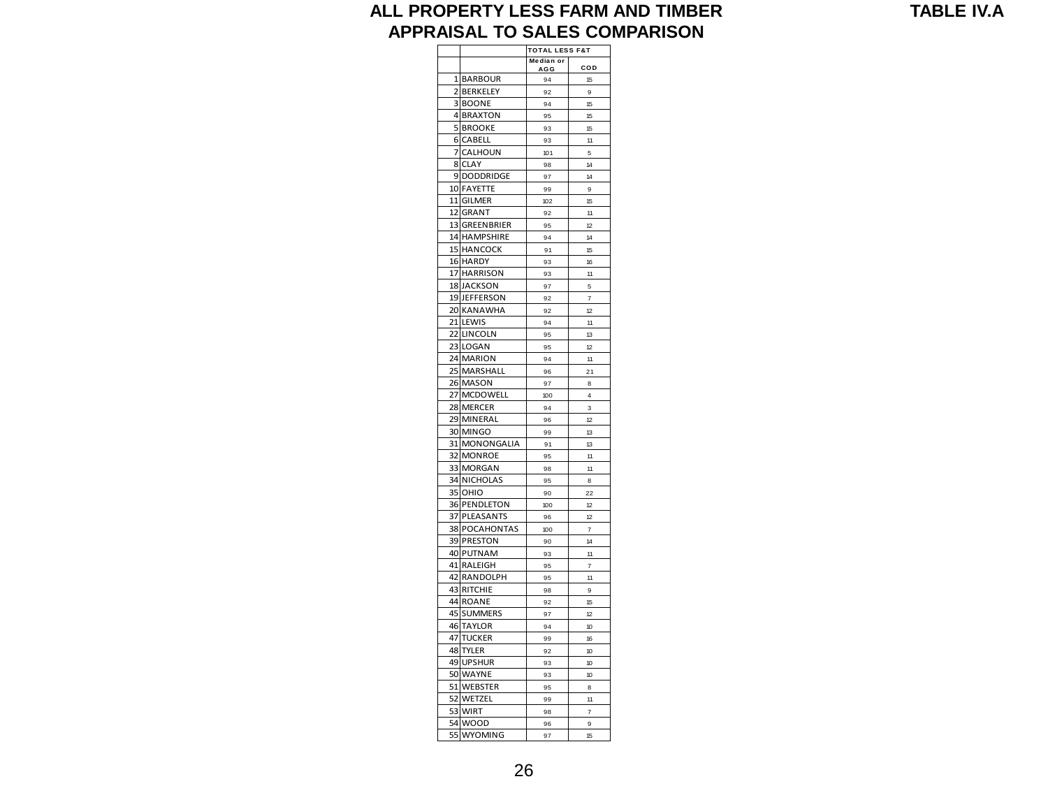# ALL PROPERTY LESS FARM AND TIMBER APPRAISAL TO SALES COMPARISON

**TABLE IV.A**

| | | TOTAL LESS F&T | |
|---|---|---|---|
| | | Median or AGG | COD |
| 1 | BARBOUR | 94 | 15 |
| 2 | BERKELEY | 92 | 9 |
| 3 | BOONE | 94 | 15 |
| 4 | BRAXTON | 95 | 15 |
| 5 | BROOKE | 93 | 15 |
| 6 | CABELL | 93 | 11 |
| 7 | CALHOUN | 101 | 5 |
| 8 | CLAY | 98 | 14 |
| 9 | DODDRIDGE | 97 | 14 |
| 10 | FAYETTE | 99 | 9 |
| 11 | GILMER | 102 | 15 |
| 12 | GRANT | 92 | 11 |
| 13 | GREENBRIER | 95 | 12 |
| 14 | HAMPSHIRE | 94 | 14 |
| 15 | HANCOCK | 91 | 15 |
| 16 | HARDY | 93 | 16 |
| 17 | HARRISON | 93 | 11 |
| 18 | JACKSON | 97 | 5 |
| 19 | JEFFERSON | 92 | 7 |
| 20 | KANAWHA | 92 | 12 |
| 21 | LEWIS | 94 | 11 |
| 22 | LINCOLN | 95 | 13 |
| 23 | LOGAN | 95 | 12 |
| 24 | MARION | 94 | 11 |
| 25 | MARSHALL | 96 | 21 |
| 26 | MASON | 97 | 8 |
| 27 | MCDOWELL | 100 | 4 |
| 28 | MERCER | 94 | 3 |
| 29 | MINERAL | 96 | 12 |
| 30 | MINGO | 99 | 13 |
| 31 | MONONGALIA | 91 | 13 |
| 32 | MONROE | 95 | 11 |
| 33 | MORGAN | 98 | 11 |
| 34 | NICHOLAS | 95 | 8 |
| 35 | OHIO | 90 | 22 |
| 36 | PENDLETON | 100 | 12 |
| 37 | PLEASANTS | 96 | 12 |
| 38 | POCAHONTAS | 100 | 7 |
| 39 | PRESTON | 90 | 14 |
| 40 | PUTNAM | 93 | 11 |
| 41 | RALEIGH | 95 | 7 |
| 42 | RANDOLPH | 95 | 11 |
| 43 | RITCHIE | 98 | 9 |
| 44 | ROANE | 92 | 15 |
| 45 | SUMMERS | 97 | 12 |
| 46 | TAYLOR | 94 | 10 |
| 47 | TUCKER | 99 | 16 |
| 48 | TYLER | 92 | 10 |
| 49 | UPSHUR | 93 | 10 |
| 50 | WAYNE | 93 | 10 |
| 51 | WEBSTER | 95 | 8 |
| 52 | WETZEL | 99 | 11 |
| 53 | WIRT | 98 | 7 |
| 54 | WOOD | 96 | 9 |
| 55 | WYOMING | 97 | 15 |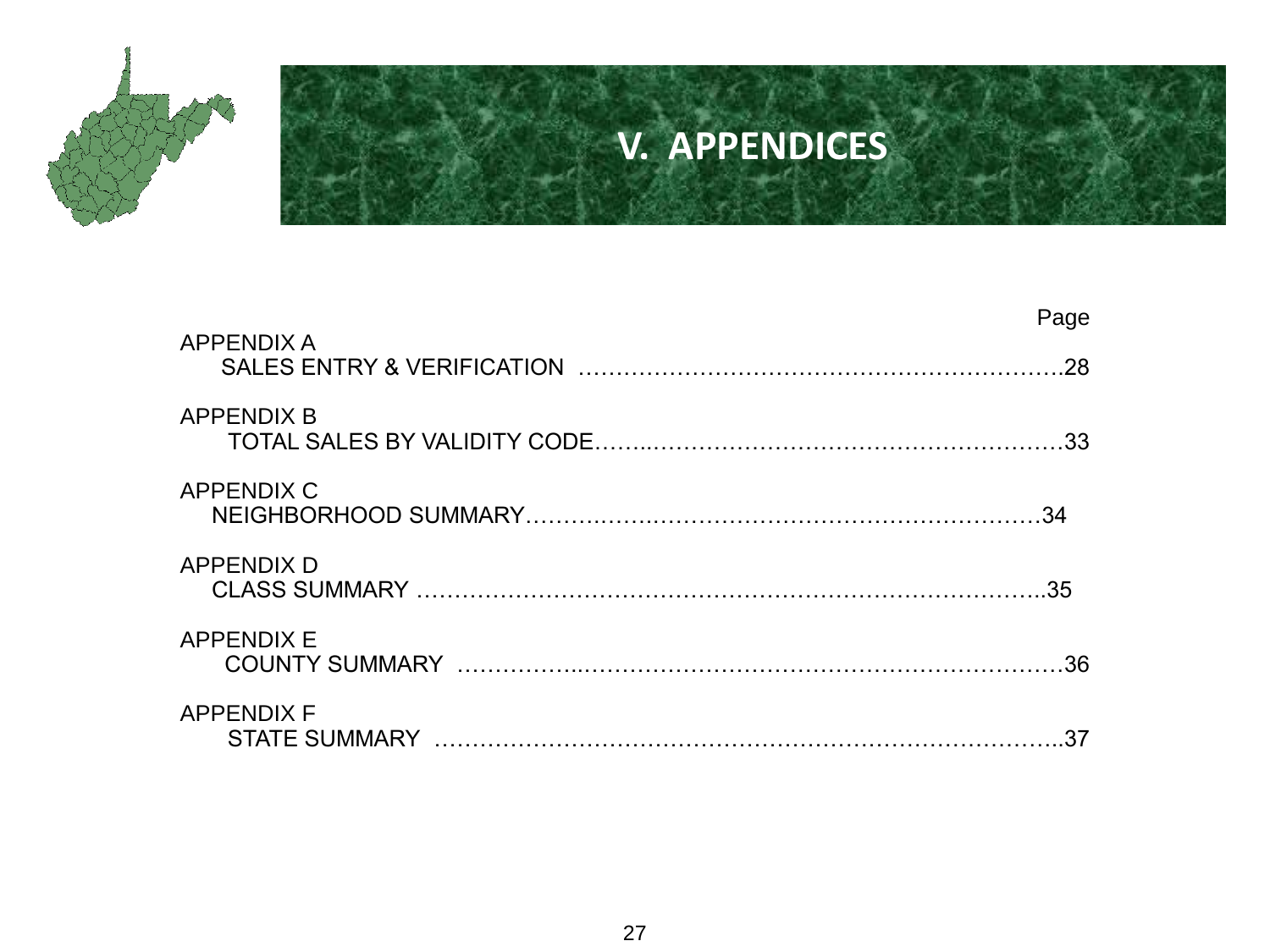# V. APPENDICES

| | Page |
|---|---|
| APPENDIX A<br>SALES ENTRY & VERIFICATION | 28 |
| APPENDIX B<br>TOTAL SALES BY VALIDITY CODE | 33 |
| APPENDIX C<br>NEIGHBORHOOD SUMMARY | 34 |
| APPENDIX D<br>CLASS SUMMARY | 35 |
| APPENDIX E<br>COUNTY SUMMARY | 36 |
| APPENDIX F<br>STATE SUMMARY | 37 |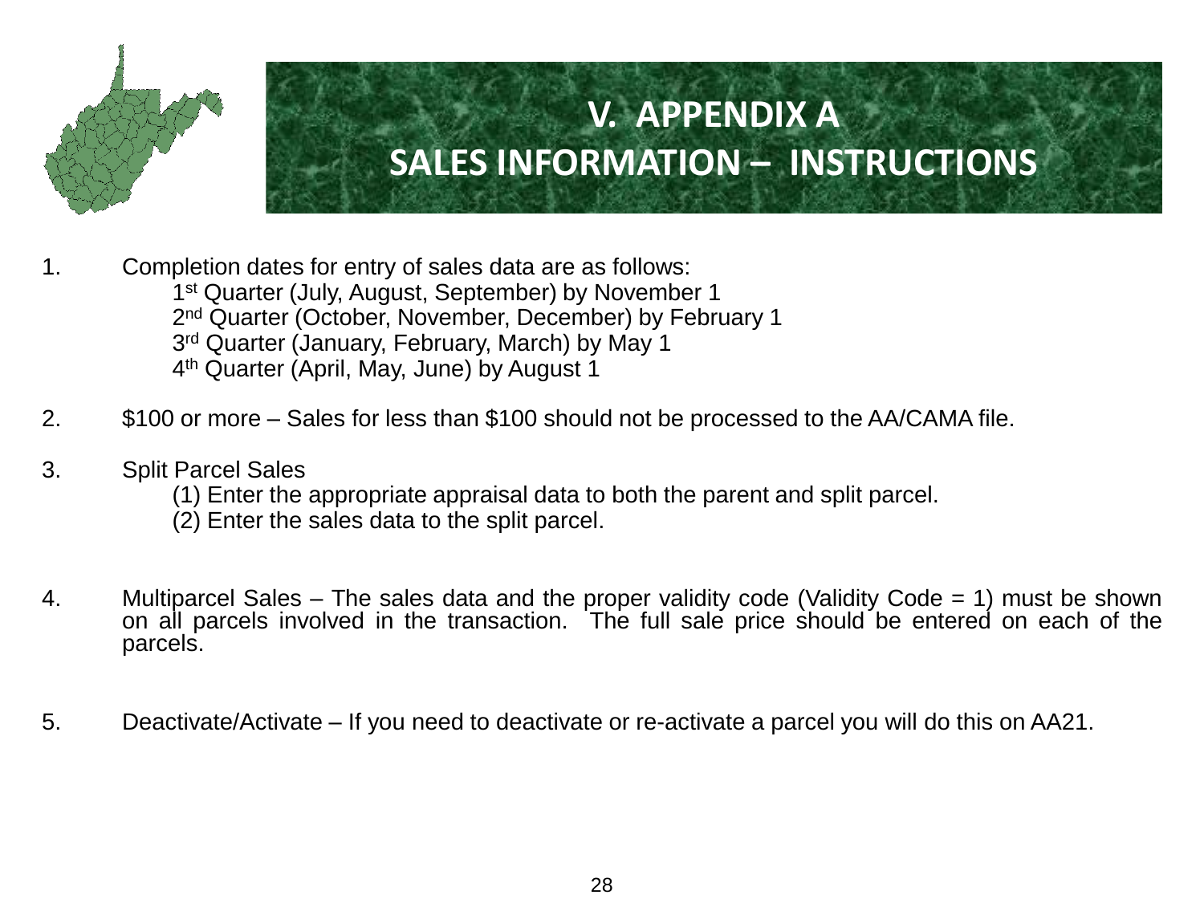# V. APPENDIX A
## SALES INFORMATION – INSTRUCTIONS

1. Completion dates for entry of sales data are as follows:
   - 1st Quarter (July, August, September) by November 1
   - 2nd Quarter (October, November, December) by February 1
   - 3rd Quarter (January, February, March) by May 1
   - 4th Quarter (April, May, June) by August 1

2. $100 or more – Sales for less than $100 should not be processed to the AA/CAMA file.

3. Split Parcel Sales
   - (1) Enter the appropriate appraisal data to both the parent and split parcel.
   - (2) Enter the sales data to the split parcel.

4. Multiparcel Sales – The sales data and the proper validity code (Validity Code = 1) must be shown on all parcels involved in the transaction. The full sale price should be entered on each of the parcels.

5. Deactivate/Activate – If you need to deactivate or re-activate a parcel you will do this on AA21.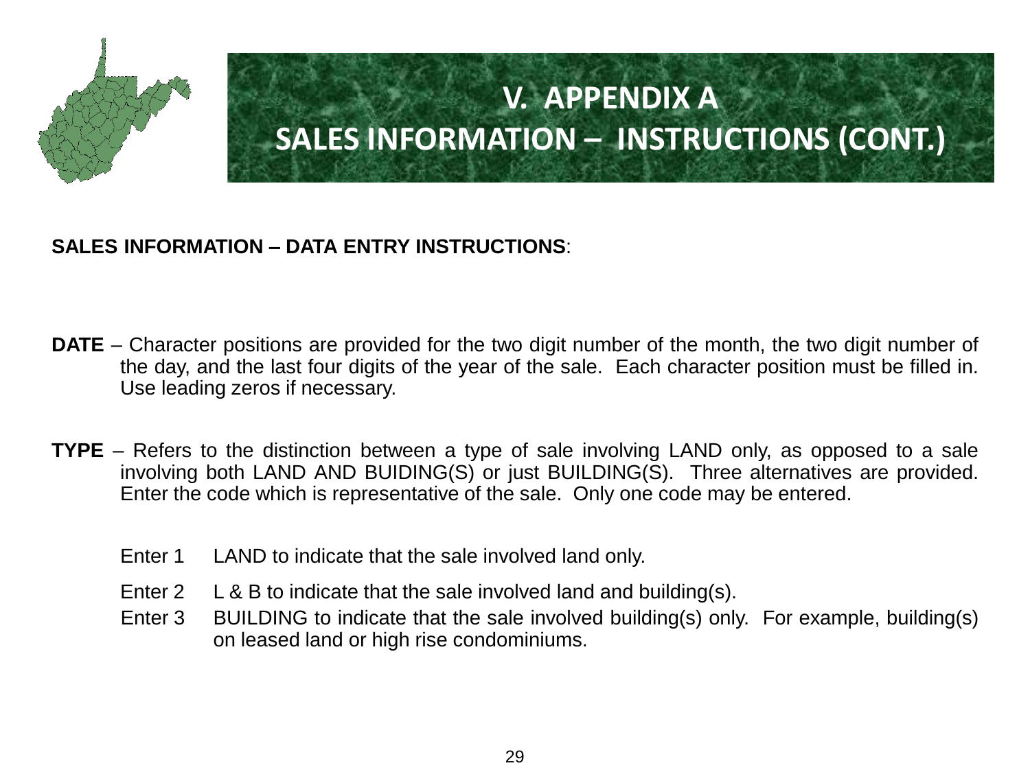# V. APPENDIX A
# SALES INFORMATION – INSTRUCTIONS (CONT.)

**SALES INFORMATION – DATA ENTRY INSTRUCTIONS**:

**DATE** – Character positions are provided for the two digit number of the month, the two digit number of the day, and the last four digits of the year of the sale. Each character position must be filled in. Use leading zeros if necessary.

**TYPE** – Refers to the distinction between a type of sale involving LAND only, as opposed to a sale involving both LAND AND BUIDING(S) or just BUILDING(S). Three alternatives are provided. Enter the code which is representative of the sale. Only one code may be entered.

Enter 1 LAND to indicate that the sale involved land only.

Enter 2 L & B to indicate that the sale involved land and building(s).

Enter 3 BUILDING to indicate that the sale involved building(s) only. For example, building(s) on leased land or high rise condominiums.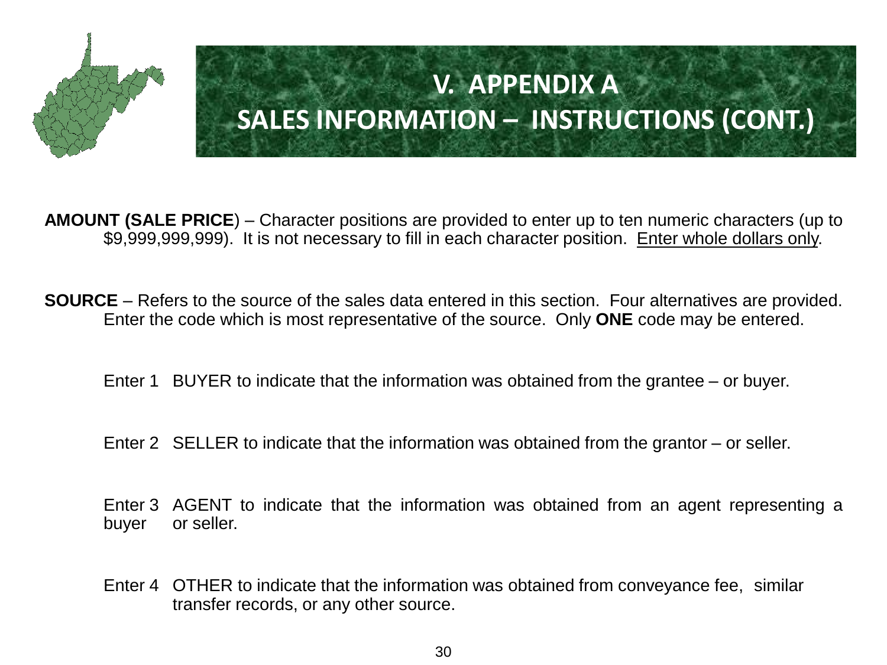# V. APPENDIX A
# SALES INFORMATION – INSTRUCTIONS (CONT.)

**AMOUNT (SALE PRICE**) – Character positions are provided to enter up to ten numeric characters (up to $9,999,999,999). It is not necessary to fill in each character position. Enter whole dollars only.

**SOURCE** – Refers to the source of the sales data entered in this section. Four alternatives are provided. Enter the code which is most representative of the source. Only **ONE** code may be entered.

Enter 1 BUYER to indicate that the information was obtained from the grantee – or buyer.

Enter 2 SELLER to indicate that the information was obtained from the grantor – or seller.

Enter 3 AGENT to indicate that the information was obtained from an agent representing a buyer or seller.

Enter 4 OTHER to indicate that the information was obtained from conveyance fee, similar transfer records, or any other source.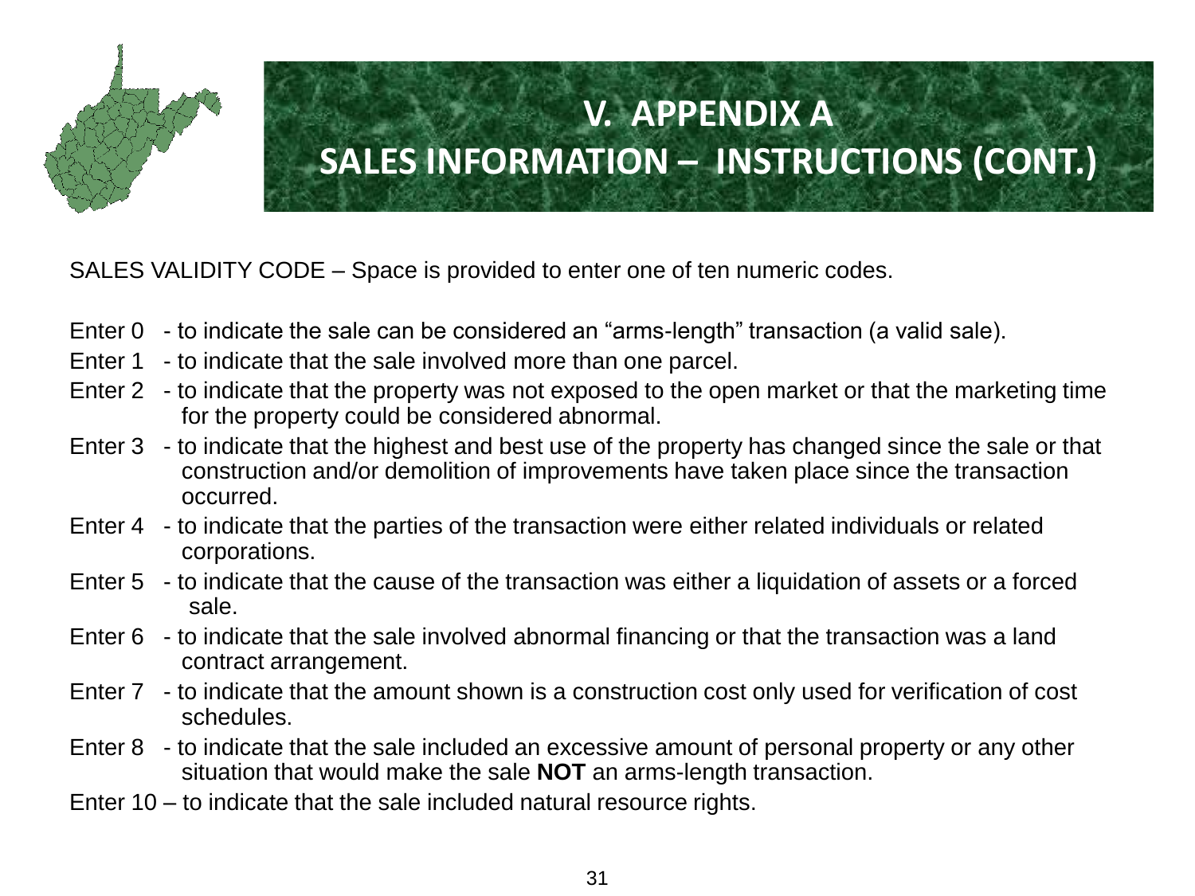# V. APPENDIX A
## SALES INFORMATION – INSTRUCTIONS (CONT.)

SALES VALIDITY CODE – Space is provided to enter one of ten numeric codes.

- Enter 0 - to indicate the sale can be considered an "arms-length" transaction (a valid sale).
- Enter 1 - to indicate that the sale involved more than one parcel.
- Enter 2 - to indicate that the property was not exposed to the open market or that the marketing time for the property could be considered abnormal.
- Enter 3 - to indicate that the highest and best use of the property has changed since the sale or that construction and/or demolition of improvements have taken place since the transaction occurred.
- Enter 4 - to indicate that the parties of the transaction were either related individuals or related corporations.
- Enter 5 - to indicate that the cause of the transaction was either a liquidation of assets or a forced sale.
- Enter 6 - to indicate that the sale involved abnormal financing or that the transaction was a land contract arrangement.
- Enter 7 - to indicate that the amount shown is a construction cost only used for verification of cost schedules.
- Enter 8 - to indicate that the sale included an excessive amount of personal property or any other situation that would make the sale **NOT** an arms-length transaction.
- Enter 10 – to indicate that the sale included natural resource rights.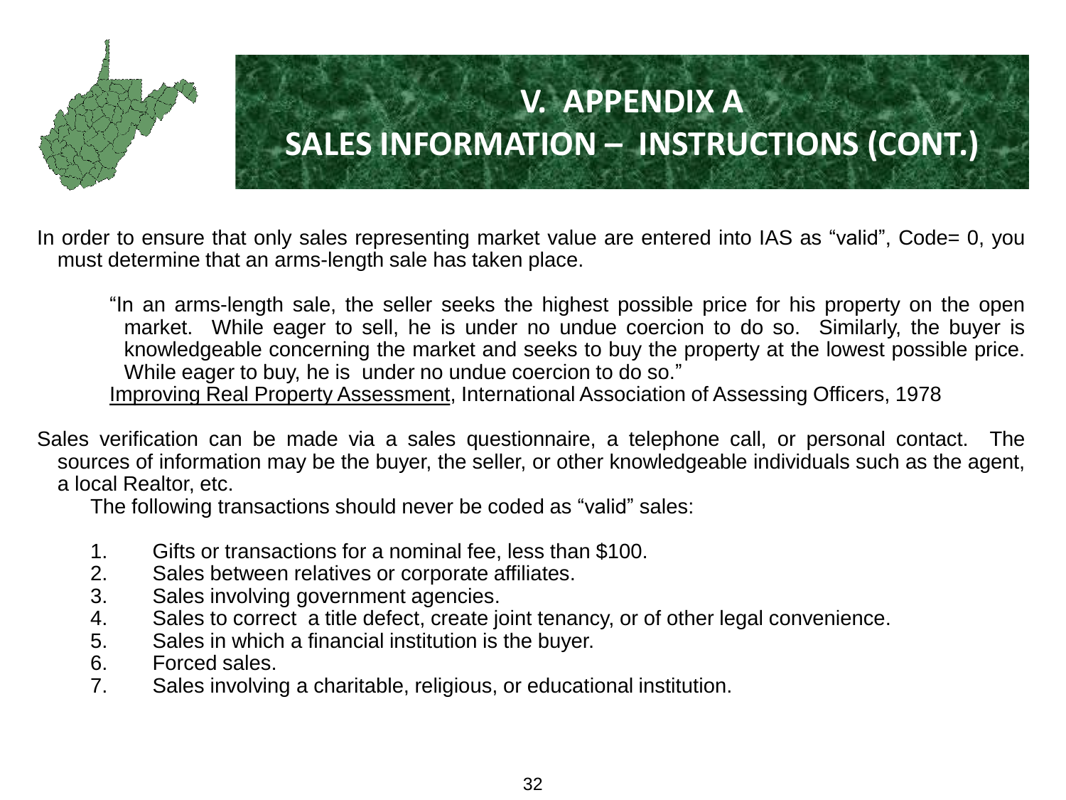# V. APPENDIX A
## SALES INFORMATION – INSTRUCTIONS (CONT.)

In order to ensure that only sales representing market value are entered into IAS as "valid", Code= 0, you must determine that an arms-length sale has taken place.

> "In an arms-length sale, the seller seeks the highest possible price for his property on the open market. While eager to sell, he is under no undue coercion to do so. Similarly, the buyer is knowledgeable concerning the market and seeks to buy the property at the lowest possible price. While eager to buy, he is under no undue coercion to do so."
>
> Improving Real Property Assessment, International Association of Assessing Officers, 1978

Sales verification can be made via a sales questionnaire, a telephone call, or personal contact. The sources of information may be the buyer, the seller, or other knowledgeable individuals such as the agent, a local Realtor, etc.

The following transactions should never be coded as "valid" sales:

1. Gifts or transactions for a nominal fee, less than $100.
2. Sales between relatives or corporate affiliates.
3. Sales involving government agencies.
4. Sales to correct a title defect, create joint tenancy, or of other legal convenience.
5. Sales in which a financial institution is the buyer.
6. Forced sales.
7. Sales involving a charitable, religious, or educational institution.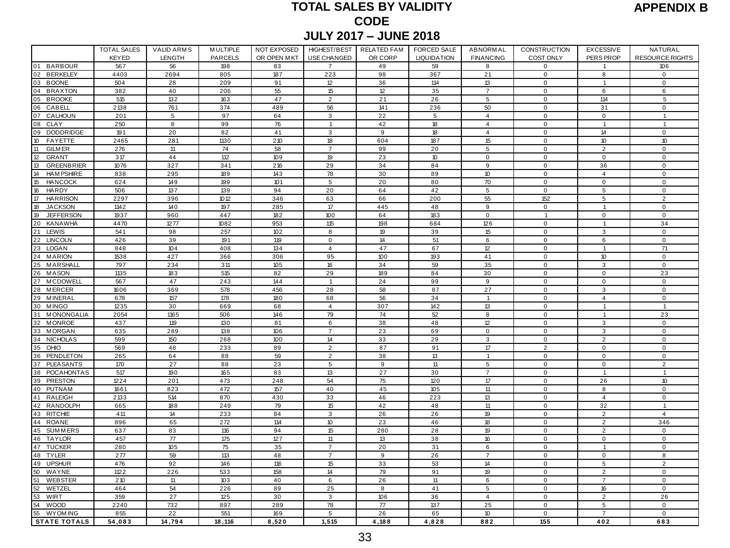# TOTAL SALES BY VALIDITY CODE

**APPENDIX B**

**JULY 2017 – JUNE 2018**

| | TOTAL SALES KEYED | VALID ARMS LENGTH | MULTIPLE PARCELS | NOT EXPOSED OR OPEN MKT | HIGHEST/BEST USE CHANGED | RELATED FAM OR CORP | FORCED SALE LIQUIDATION | ABNORMAL FINANCING | CONSTRUCTION COST ONLY | EXCESSIVE PERS PROP | NATURAL RESOURCE RIGHTS |
|---|---|---|---|---|---|---|---|---|---|---|---|
| 01 BARBOUR | 567 | 56 | 198 | 83 | 7 | 49 | 59 | 8 | 0 | 1 | 106 |
| 02 BERKELEY | 4403 | 2694 | 805 | 187 | 223 | 98 | 367 | 21 | 0 | 8 | 0 |
| 03 BOONE | 504 | 28 | 209 | 91 | 12 | 36 | 114 | 13 | 0 | 1 | 0 |
| 04 BRAXTON | 382 | 40 | 206 | 55 | 15 | 12 | 35 | 7 | 0 | 6 | 6 |
| 05 BROOKE | 515 | 132 | 163 | 47 | 2 | 21 | 26 | 5 | 0 | 114 | 5 |
| 06 CABELL | 2138 | 761 | 374 | 489 | 56 | 141 | 236 | 50 | 0 | 31 | 0 |
| 07 CALHOUN | 201 | 5 | 97 | 64 | 3 | 22 | 5 | 4 | 0 | 0 | 1 |
| 08 CLAY | 250 | 8 | 99 | 76 | 1 | 42 | 18 | 4 | 0 | 1 | 1 |
| 09 DODDRIDGE | 191 | 20 | 82 | 41 | 3 | 9 | 18 | 4 | 0 | 14 | 0 |
| 10 FAYETTE | 2465 | 281 | 1130 | 210 | 18 | 604 | 187 | 15 | 0 | 10 | 10 |
| 11 GILMER | 276 | 11 | 74 | 58 | 7 | 99 | 20 | 5 | 0 | 2 | 0 |
| 12 GRANT | 317 | 44 | 112 | 109 | 19 | 23 | 10 | 0 | 0 | 0 | 0 |
| 13 GREENBRIER | 1076 | 327 | 341 | 216 | 29 | 34 | 84 | 9 | 0 | 36 | 0 |
| 14 HAMPSHIRE | 838 | 295 | 189 | 143 | 78 | 30 | 89 | 10 | 0 | 4 | 0 |
| 15 HANCOCK | 624 | 149 | 199 | 101 | 5 | 20 | 80 | 70 | 0 | 0 | 0 |
| 16 HARDY | 506 | 137 | 139 | 94 | 20 | 64 | 42 | 5 | 0 | 5 | 0 |
| 17 HARRISON | 2297 | 396 | 1012 | 346 | 63 | 66 | 200 | 55 | 152 | 5 | 2 |
| 18 JACKSON | 1142 | 140 | 197 | 285 | 17 | 445 | 48 | 9 | 0 | 1 | 0 |
| 19 JEFFERSON | 1937 | 960 | 447 | 182 | 100 | 64 | 183 | 0 | 1 | 0 | 0 |
| 20 KANAWHA | 4470 | 1277 | 1082 | 953 | 115 | 198 | 684 | 126 | 0 | 1 | 34 |
| 21 LEWIS | 541 | 98 | 257 | 102 | 8 | 19 | 39 | 15 | 0 | 3 | 0 |
| 22 LINCOLN | 426 | 39 | 191 | 119 | 0 | 14 | 51 | 6 | 0 | 6 | 0 |
| 23 LOGAN | 848 | 104 | 408 | 134 | 4 | 47 | 67 | 12 | 0 | 1 | 71 |
| 24 MARION | 1538 | 427 | 366 | 306 | 95 | 100 | 193 | 41 | 0 | 10 | 0 |
| 25 MARSHALL | 797 | 234 | 311 | 105 | 16 | 34 | 59 | 35 | 0 | 3 | 0 |
| 26 MASON | 1135 | 183 | 515 | 82 | 29 | 189 | 84 | 30 | 0 | 0 | 23 |
| 27 MCDOWELL | 567 | 47 | 243 | 144 | 1 | 24 | 99 | 9 | 0 | 0 | 0 |
| 28 MERCER | 1606 | 369 | 578 | 456 | 28 | 58 | 87 | 27 | 0 | 3 | 0 |
| 29 MINERAL | 678 | 157 | 178 | 180 | 68 | 56 | 34 | 1 | 0 | 4 | 0 |
| 30 MINGO | 1235 | 30 | 669 | 68 | 4 | 307 | 142 | 13 | 0 | 1 | 1 |
| 31 MONONGALIA | 2054 | 1165 | 506 | 146 | 79 | 74 | 52 | 8 | 0 | 1 | 23 |
| 32 MONROE | 437 | 119 | 130 | 81 | 6 | 38 | 48 | 12 | 0 | 3 | 0 |
| 33 MORGAN | 635 | 289 | 138 | 106 | 7 | 23 | 69 | 0 | 0 | 3 | 0 |
| 34 NICHOLAS | 599 | 150 | 268 | 100 | 14 | 33 | 29 | 3 | 0 | 2 | 0 |
| 35 OHIO | 569 | 48 | 233 | 89 | 2 | 87 | 91 | 17 | 2 | 0 | 0 |
| 36 PENDLETON | 265 | 64 | 88 | 59 | 2 | 38 | 13 | 1 | 0 | 0 | 0 |
| 37 PLEASANTS | 170 | 27 | 88 | 23 | 5 | 9 | 11 | 5 | 0 | 0 | 2 |
| 38 POCAHONTAS | 517 | 190 | 165 | 83 | 13 | 27 | 30 | 7 | 0 | 1 | 1 |
| 39 PRESTON | 1224 | 201 | 473 | 248 | 54 | 75 | 120 | 17 | 0 | 26 | 10 |
| 40 PUTNAM | 1661 | 823 | 472 | 157 | 40 | 45 | 105 | 11 | 0 | 8 | 0 |
| 41 RALEIGH | 2133 | 514 | 870 | 430 | 33 | 46 | 223 | 13 | 0 | 4 | 0 |
| 42 RANDOLPH | 665 | 188 | 249 | 79 | 15 | 42 | 48 | 11 | 0 | 32 | 1 |
| 43 RITCHIE | 411 | 14 | 233 | 84 | 3 | 26 | 26 | 19 | 0 | 2 | 4 |
| 44 ROANE | 896 | 65 | 272 | 114 | 10 | 23 | 46 | 18 | 0 | 2 | 346 |
| 45 SUMMERS | 637 | 83 | 116 | 94 | 15 | 280 | 28 | 19 | 0 | 2 | 0 |
| 46 TAYLOR | 457 | 77 | 175 | 127 | 11 | 13 | 38 | 16 | 0 | 0 | 0 |
| 47 TUCKER | 280 | 105 | 75 | 35 | 7 | 20 | 31 | 6 | 0 | 1 | 0 |
| 48 TYLER | 277 | 59 | 113 | 48 | 7 | 9 | 26 | 7 | 0 | 0 | 8 |
| 49 UPSHUR | 476 | 92 | 146 | 116 | 15 | 33 | 53 | 14 | 0 | 5 | 2 |
| 50 WAYNE | 1122 | 226 | 533 | 158 | 14 | 79 | 91 | 19 | 0 | 2 | 0 |
| 51 WEBSTER | 210 | 11 | 103 | 40 | 6 | 26 | 11 | 6 | 0 | 7 | 0 |
| 52 WETZEL | 464 | 54 | 226 | 89 | 25 | 8 | 41 | 5 | 0 | 16 | 0 |
| 53 WIRT | 359 | 27 | 125 | 30 | 3 | 106 | 36 | 4 | 0 | 2 | 26 |
| 54 WOOD | 2240 | 732 | 897 | 289 | 78 | 77 | 137 | 25 | 0 | 5 | 0 |
| 55 WYOMING | 855 | 22 | 551 | 169 | 5 | 26 | 65 | 10 | 0 | 7 | 0 |
| **STATE TOTALS** | **54,083** | **14,794** | **18,116** | **8,520** | **1,515** | **4,188** | **4,828** | **882** | **155** | **402** | **683** |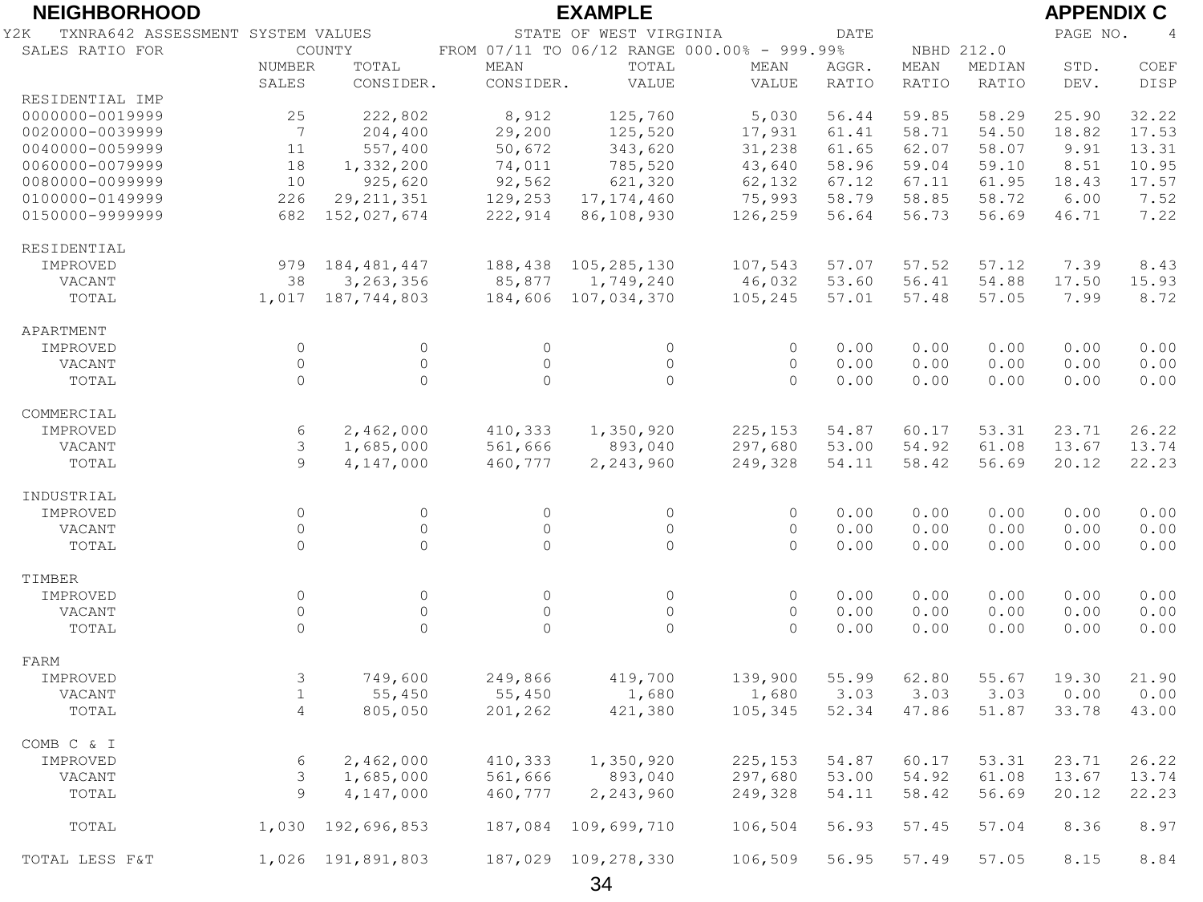**NEIGHBORHOOD** **EXAMPLE** **APPENDIX C**

Y2K TXNRA642 ASSESSMENT SYSTEM VALUES STATE OF WEST VIRGINIA DATE PAGE NO. 4

SALES RATIO FOR COUNTY FROM 07/11 TO 06/12 RANGE 000.00% - 999.99% NBHD 212.0

| | NUMBER SALES | TOTAL CONSIDER. | MEAN CONSIDER. | TOTAL VALUE | MEAN VALUE | AGGR. RATIO | MEAN RATIO | MEDIAN RATIO | STD. DEV. | COEF DISP |
|---|---|---|---|---|---|---|---|---|---|---|
| RESIDENTIAL IMP | | | | | | | | | | |
| 0000000-0019999 | 25 | 222,802 | 8,912 | 125,760 | 5,030 | 56.44 | 59.85 | 58.29 | 25.90 | 32.22 |
| 0020000-0039999 | 7 | 204,400 | 29,200 | 125,520 | 17,931 | 61.41 | 58.71 | 54.50 | 18.82 | 17.53 |
| 0040000-0059999 | 11 | 557,400 | 50,672 | 343,620 | 31,238 | 61.65 | 62.07 | 58.07 | 9.91 | 13.31 |
| 0060000-0079999 | 18 | 1,332,200 | 74,011 | 785,520 | 43,640 | 58.96 | 59.04 | 59.10 | 8.51 | 10.95 |
| 0080000-0099999 | 10 | 925,620 | 92,562 | 621,320 | 62,132 | 67.12 | 67.11 | 61.95 | 18.43 | 17.57 |
| 0100000-0149999 | 226 | 29,211,351 | 129,253 | 17,174,460 | 75,993 | 58.79 | 58.85 | 58.72 | 6.00 | 7.52 |
| 0150000-9999999 | 682 | 152,027,674 | 222,914 | 86,108,930 | 126,259 | 56.64 | 56.73 | 56.69 | 46.71 | 7.22 |
| RESIDENTIAL | | | | | | | | | | |
| IMPROVED | 979 | 184,481,447 | 188,438 | 105,285,130 | 107,543 | 57.07 | 57.52 | 57.12 | 7.39 | 8.43 |
| VACANT | 38 | 3,263,356 | 85,877 | 1,749,240 | 46,032 | 53.60 | 56.41 | 54.88 | 17.50 | 15.93 |
| TOTAL | 1,017 | 187,744,803 | 184,606 | 107,034,370 | 105,245 | 57.01 | 57.48 | 57.05 | 7.99 | 8.72 |
| APARTMENT | | | | | | | | | | |
| IMPROVED | 0 | 0 | 0 | 0 | 0 | 0.00 | 0.00 | 0.00 | 0.00 | 0.00 |
| VACANT | 0 | 0 | 0 | 0 | 0 | 0.00 | 0.00 | 0.00 | 0.00 | 0.00 |
| TOTAL | 0 | 0 | 0 | 0 | 0 | 0.00 | 0.00 | 0.00 | 0.00 | 0.00 |
| COMMERCIAL | | | | | | | | | | |
| IMPROVED | 6 | 2,462,000 | 410,333 | 1,350,920 | 225,153 | 54.87 | 60.17 | 53.31 | 23.71 | 26.22 |
| VACANT | 3 | 1,685,000 | 561,666 | 893,040 | 297,680 | 53.00 | 54.92 | 61.08 | 13.67 | 13.74 |
| TOTAL | 9 | 4,147,000 | 460,777 | 2,243,960 | 249,328 | 54.11 | 58.42 | 56.69 | 20.12 | 22.23 |
| INDUSTRIAL | | | | | | | | | | |
| IMPROVED | 0 | 0 | 0 | 0 | 0 | 0.00 | 0.00 | 0.00 | 0.00 | 0.00 |
| VACANT | 0 | 0 | 0 | 0 | 0 | 0.00 | 0.00 | 0.00 | 0.00 | 0.00 |
| TOTAL | 0 | 0 | 0 | 0 | 0 | 0.00 | 0.00 | 0.00 | 0.00 | 0.00 |
| TIMBER | | | | | | | | | | |
| IMPROVED | 0 | 0 | 0 | 0 | 0 | 0.00 | 0.00 | 0.00 | 0.00 | 0.00 |
| VACANT | 0 | 0 | 0 | 0 | 0 | 0.00 | 0.00 | 0.00 | 0.00 | 0.00 |
| TOTAL | 0 | 0 | 0 | 0 | 0 | 0.00 | 0.00 | 0.00 | 0.00 | 0.00 |
| FARM | | | | | | | | | | |
| IMPROVED | 3 | 749,600 | 249,866 | 419,700 | 139,900 | 55.99 | 62.80 | 55.67 | 19.30 | 21.90 |
| VACANT | 1 | 55,450 | 55,450 | 1,680 | 1,680 | 3.03 | 3.03 | 3.03 | 0.00 | 0.00 |
| TOTAL | 4 | 805,050 | 201,262 | 421,380 | 105,345 | 52.34 | 47.86 | 51.87 | 33.78 | 43.00 |
| COMB C & I | | | | | | | | | | |
| IMPROVED | 6 | 2,462,000 | 410,333 | 1,350,920 | 225,153 | 54.87 | 60.17 | 53.31 | 23.71 | 26.22 |
| VACANT | 3 | 1,685,000 | 561,666 | 893,040 | 297,680 | 53.00 | 54.92 | 61.08 | 13.67 | 13.74 |
| TOTAL | 9 | 4,147,000 | 460,777 | 2,243,960 | 249,328 | 54.11 | 58.42 | 56.69 | 20.12 | 22.23 |
| TOTAL | 1,030 | 192,696,853 | 187,084 | 109,699,710 | 106,504 | 56.93 | 57.45 | 57.04 | 8.36 | 8.97 |
| TOTAL LESS F&T | 1,026 | 191,891,803 | 187,029 | 109,278,330 | 106,509 | 56.95 | 57.49 | 57.05 | 8.15 | 8.84 |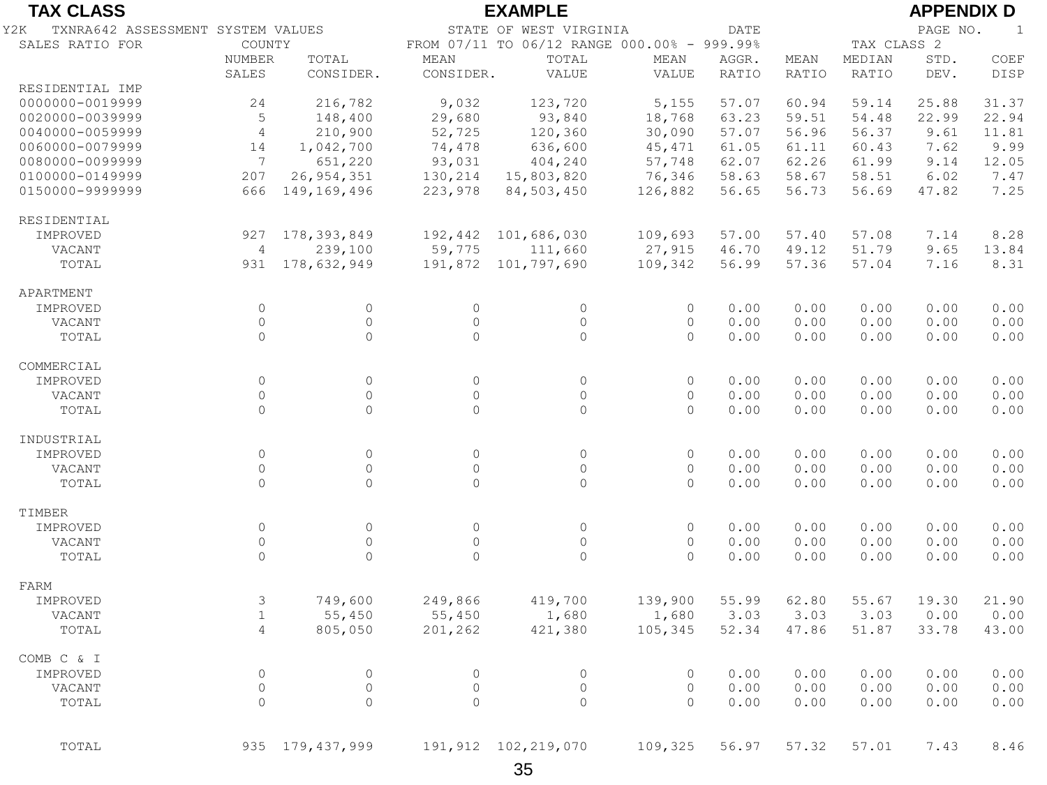**TAX CLASS** **EXAMPLE** **APPENDIX D**

Y2K TXNRA642 ASSESSMENT SYSTEM VALUES STATE OF WEST VIRGINIA DATE PAGE NO. 1

SALES RATIO FOR COUNTY FROM 07/11 TO 06/12 RANGE 000.00% - 999.99% TAX CLASS 2

| | NUMBER SALES | TOTAL CONSIDER. | MEAN CONSIDER. | TOTAL VALUE | MEAN VALUE | AGGR. RATIO | MEAN RATIO | MEDIAN RATIO | STD. DEV. | COEF DISP |
|---|---|---|---|---|---|---|---|---|---|---|
| RESIDENTIAL IMP | | | | | | | | | | |
| 0000000-0019999 | 24 | 216,782 | 9,032 | 123,720 | 5,155 | 57.07 | 60.94 | 59.14 | 25.88 | 31.37 |
| 0020000-0039999 | 5 | 148,400 | 29,680 | 93,840 | 18,768 | 63.23 | 59.51 | 54.48 | 22.99 | 22.94 |
| 0040000-0059999 | 4 | 210,900 | 52,725 | 120,360 | 30,090 | 57.07 | 56.96 | 56.37 | 9.61 | 11.81 |
| 0060000-0079999 | 14 | 1,042,700 | 74,478 | 636,600 | 45,471 | 61.05 | 61.11 | 60.43 | 7.62 | 9.99 |
| 0080000-0099999 | 7 | 651,220 | 93,031 | 404,240 | 57,748 | 62.07 | 62.26 | 61.99 | 9.14 | 12.05 |
| 0100000-0149999 | 207 | 26,954,351 | 130,214 | 15,803,820 | 76,346 | 58.63 | 58.67 | 58.51 | 6.02 | 7.47 |
| 0150000-9999999 | 666 | 149,169,496 | 223,978 | 84,503,450 | 126,882 | 56.65 | 56.73 | 56.69 | 47.82 | 7.25 |
| RESIDENTIAL | | | | | | | | | | |
| IMPROVED | 927 | 178,393,849 | 192,442 | 101,686,030 | 109,693 | 57.00 | 57.40 | 57.08 | 7.14 | 8.28 |
| VACANT | 4 | 239,100 | 59,775 | 111,660 | 27,915 | 46.70 | 49.12 | 51.79 | 9.65 | 13.84 |
| TOTAL | 931 | 178,632,949 | 191,872 | 101,797,690 | 109,342 | 56.99 | 57.36 | 57.04 | 7.16 | 8.31 |
| APARTMENT | | | | | | | | | | |
| IMPROVED | 0 | 0 | 0 | 0 | 0 | 0.00 | 0.00 | 0.00 | 0.00 | 0.00 |
| VACANT | 0 | 0 | 0 | 0 | 0 | 0.00 | 0.00 | 0.00 | 0.00 | 0.00 |
| TOTAL | 0 | 0 | 0 | 0 | 0 | 0.00 | 0.00 | 0.00 | 0.00 | 0.00 |
| COMMERCIAL | | | | | | | | | | |
| IMPROVED | 0 | 0 | 0 | 0 | 0 | 0.00 | 0.00 | 0.00 | 0.00 | 0.00 |
| VACANT | 0 | 0 | 0 | 0 | 0 | 0.00 | 0.00 | 0.00 | 0.00 | 0.00 |
| TOTAL | 0 | 0 | 0 | 0 | 0 | 0.00 | 0.00 | 0.00 | 0.00 | 0.00 |
| INDUSTRIAL | | | | | | | | | | |
| IMPROVED | 0 | 0 | 0 | 0 | 0 | 0.00 | 0.00 | 0.00 | 0.00 | 0.00 |
| VACANT | 0 | 0 | 0 | 0 | 0 | 0.00 | 0.00 | 0.00 | 0.00 | 0.00 |
| TOTAL | 0 | 0 | 0 | 0 | 0 | 0.00 | 0.00 | 0.00 | 0.00 | 0.00 |
| TIMBER | | | | | | | | | | |
| IMPROVED | 0 | 0 | 0 | 0 | 0 | 0.00 | 0.00 | 0.00 | 0.00 | 0.00 |
| VACANT | 0 | 0 | 0 | 0 | 0 | 0.00 | 0.00 | 0.00 | 0.00 | 0.00 |
| TOTAL | 0 | 0 | 0 | 0 | 0 | 0.00 | 0.00 | 0.00 | 0.00 | 0.00 |
| FARM | | | | | | | | | | |
| IMPROVED | 3 | 749,600 | 249,866 | 419,700 | 139,900 | 55.99 | 62.80 | 55.67 | 19.30 | 21.90 |
| VACANT | 1 | 55,450 | 55,450 | 1,680 | 1,680 | 3.03 | 3.03 | 3.03 | 0.00 | 0.00 |
| TOTAL | 4 | 805,050 | 201,262 | 421,380 | 105,345 | 52.34 | 47.86 | 51.87 | 33.78 | 43.00 |
| COMB C & I | | | | | | | | | | |
| IMPROVED | 0 | 0 | 0 | 0 | 0 | 0.00 | 0.00 | 0.00 | 0.00 | 0.00 |
| VACANT | 0 | 0 | 0 | 0 | 0 | 0.00 | 0.00 | 0.00 | 0.00 | 0.00 |
| TOTAL | 0 | 0 | 0 | 0 | 0 | 0.00 | 0.00 | 0.00 | 0.00 | 0.00 |
| TOTAL | 935 | 179,437,999 | 191,912 | 102,219,070 | 109,325 | 56.97 | 57.32 | 57.01 | 7.43 | 8.46 |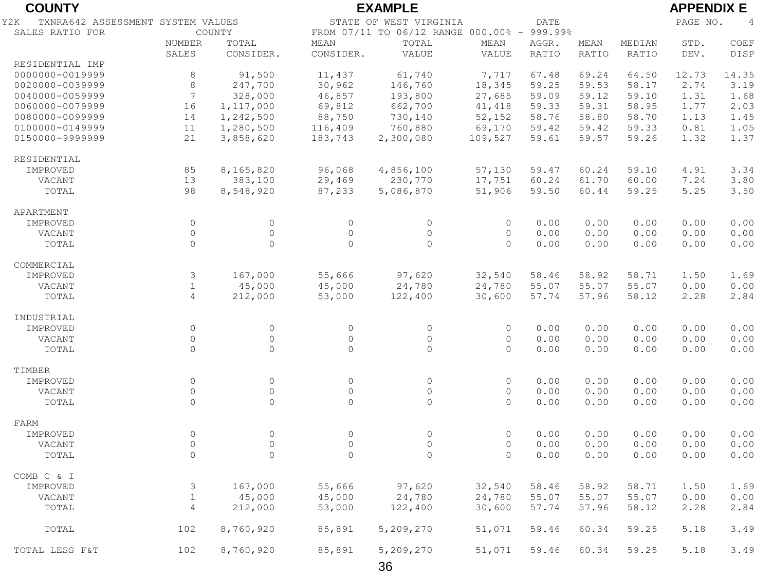**COUNTY** **EXAMPLE** **APPENDIX E**

Y2K TXNRA642 ASSESSMENT SYSTEM VALUES — STATE OF WEST VIRGINIA — DATE — PAGE NO. 4

SALES RATIO FOR COUNTY — FROM 07/11 TO 06/12 RANGE 000.00% - 999.99%

| | NUMBER SALES | TOTAL CONSIDER. | MEAN CONSIDER. | TOTAL VALUE | MEAN VALUE | AGGR. RATIO | MEAN RATIO | MEDIAN RATIO | STD. DEV. | COEF DISP |
|---|---|---|---|---|---|---|---|---|---|---|
| RESIDENTIAL IMP | | | | | | | | | | |
| 0000000-0019999 | 8 | 91,500 | 11,437 | 61,740 | 7,717 | 67.48 | 69.24 | 64.50 | 12.73 | 14.35 |
| 0020000-0039999 | 8 | 247,700 | 30,962 | 146,760 | 18,345 | 59.25 | 59.53 | 58.17 | 2.74 | 3.19 |
| 0040000-0059999 | 7 | 328,000 | 46,857 | 193,800 | 27,685 | 59.09 | 59.12 | 59.10 | 1.31 | 1.68 |
| 0060000-0079999 | 16 | 1,117,000 | 69,812 | 662,700 | 41,418 | 59.33 | 59.31 | 58.95 | 1.77 | 2.03 |
| 0080000-0099999 | 14 | 1,242,500 | 88,750 | 730,140 | 52,152 | 58.76 | 58.80 | 58.70 | 1.13 | 1.45 |
| 0100000-0149999 | 11 | 1,280,500 | 116,409 | 760,880 | 69,170 | 59.42 | 59.42 | 59.33 | 0.81 | 1.05 |
| 0150000-9999999 | 21 | 3,858,620 | 183,743 | 2,300,080 | 109,527 | 59.61 | 59.57 | 59.26 | 1.32 | 1.37 |
| RESIDENTIAL | | | | | | | | | | |
| IMPROVED | 85 | 8,165,820 | 96,068 | 4,856,100 | 57,130 | 59.47 | 60.24 | 59.10 | 4.91 | 3.34 |
| VACANT | 13 | 383,100 | 29,469 | 230,770 | 17,751 | 60.24 | 61.70 | 60.00 | 7.24 | 3.80 |
| TOTAL | 98 | 8,548,920 | 87,233 | 5,086,870 | 51,906 | 59.50 | 60.44 | 59.25 | 5.25 | 3.50 |
| APARTMENT | | | | | | | | | | |
| IMPROVED | 0 | 0 | 0 | 0 | 0 | 0.00 | 0.00 | 0.00 | 0.00 | 0.00 |
| VACANT | 0 | 0 | 0 | 0 | 0 | 0.00 | 0.00 | 0.00 | 0.00 | 0.00 |
| TOTAL | 0 | 0 | 0 | 0 | 0 | 0.00 | 0.00 | 0.00 | 0.00 | 0.00 |
| COMMERCIAL | | | | | | | | | | |
| IMPROVED | 3 | 167,000 | 55,666 | 97,620 | 32,540 | 58.46 | 58.92 | 58.71 | 1.50 | 1.69 |
| VACANT | 1 | 45,000 | 45,000 | 24,780 | 24,780 | 55.07 | 55.07 | 55.07 | 0.00 | 0.00 |
| TOTAL | 4 | 212,000 | 53,000 | 122,400 | 30,600 | 57.74 | 57.96 | 58.12 | 2.28 | 2.84 |
| INDUSTRIAL | | | | | | | | | | |
| IMPROVED | 0 | 0 | 0 | 0 | 0 | 0.00 | 0.00 | 0.00 | 0.00 | 0.00 |
| VACANT | 0 | 0 | 0 | 0 | 0 | 0.00 | 0.00 | 0.00 | 0.00 | 0.00 |
| TOTAL | 0 | 0 | 0 | 0 | 0 | 0.00 | 0.00 | 0.00 | 0.00 | 0.00 |
| TIMBER | | | | | | | | | | |
| IMPROVED | 0 | 0 | 0 | 0 | 0 | 0.00 | 0.00 | 0.00 | 0.00 | 0.00 |
| VACANT | 0 | 0 | 0 | 0 | 0 | 0.00 | 0.00 | 0.00 | 0.00 | 0.00 |
| TOTAL | 0 | 0 | 0 | 0 | 0 | 0.00 | 0.00 | 0.00 | 0.00 | 0.00 |
| FARM | | | | | | | | | | |
| IMPROVED | 0 | 0 | 0 | 0 | 0 | 0.00 | 0.00 | 0.00 | 0.00 | 0.00 |
| VACANT | 0 | 0 | 0 | 0 | 0 | 0.00 | 0.00 | 0.00 | 0.00 | 0.00 |
| TOTAL | 0 | 0 | 0 | 0 | 0 | 0.00 | 0.00 | 0.00 | 0.00 | 0.00 |
| COMB C & I | | | | | | | | | | |
| IMPROVED | 3 | 167,000 | 55,666 | 97,620 | 32,540 | 58.46 | 58.92 | 58.71 | 1.50 | 1.69 |
| VACANT | 1 | 45,000 | 45,000 | 24,780 | 24,780 | 55.07 | 55.07 | 55.07 | 0.00 | 0.00 |
| TOTAL | 4 | 212,000 | 53,000 | 122,400 | 30,600 | 57.74 | 57.96 | 58.12 | 2.28 | 2.84 |
| TOTAL | 102 | 8,760,920 | 85,891 | 5,209,270 | 51,071 | 59.46 | 60.34 | 59.25 | 5.18 | 3.49 |
| TOTAL LESS F&T | 102 | 8,760,920 | 85,891 | 5,209,270 | 51,071 | 59.46 | 60.34 | 59.25 | 5.18 | 3.49 |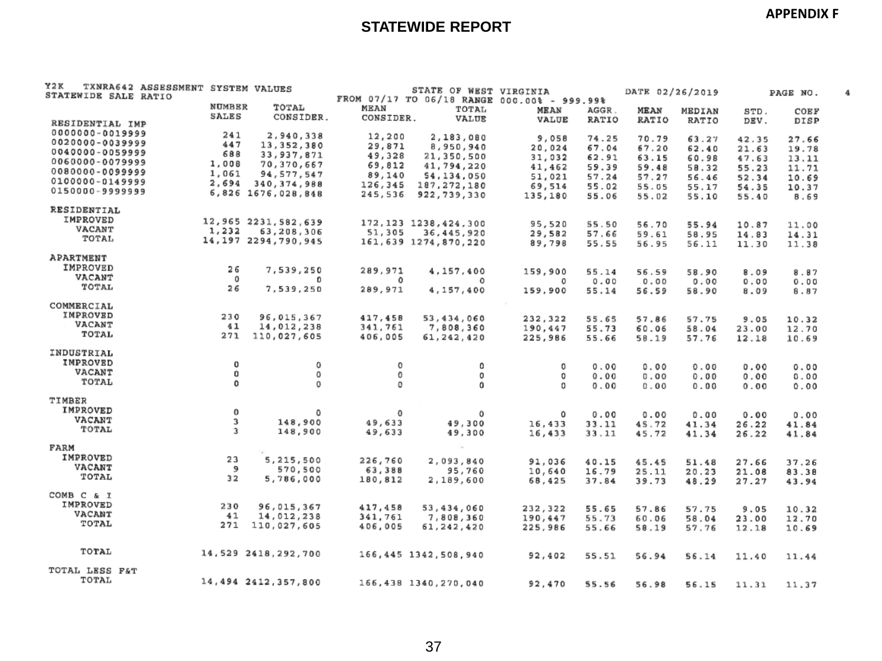**APPENDIX F**

**STATEWIDE REPORT**

Y2K TXNRA642 ASSESSMENT SYSTEM VALUES
STATEWIDE SALE RATIO

STATE OF WEST VIRGINIA
FROM 07/17 TO 06/18 RANGE 000.00% - 999.99%

DATE 02/26/2019 PAGE NO. 4

| | NUMBER SALES | TOTAL CONSIDER. | MEAN CONSIDER. | TOTAL VALUE | MEAN VALUE | AGGR. RATIO | MEAN RATIO | MEDIAN RATIO | STD. DEV. | COEF DISP |
|---|---|---|---|---|---|---|---|---|---|---|
| RESIDENTIAL IMP | | | | | | | | | | |
| 0000000-0019999 | 241 | 2,940,338 | 12,200 | 2,183,080 | 9,058 | 74.25 | 70.79 | 63.27 | 42.35 | 27.66 |
| 0020000-0039999 | 447 | 13,352,380 | 29,871 | 8,950,940 | 20,024 | 67.04 | 67.20 | 62.40 | 21.63 | 19.78 |
| 0040000-0059999 | 688 | 33,937,871 | 49,328 | 21,350,500 | 31,032 | 62.91 | 63.15 | 60.98 | 47.63 | 13.11 |
| 0060000-0079999 | 1,008 | 70,370,667 | 69,812 | 41,794,220 | 41,462 | 59.39 | 59.48 | 58.32 | 55.23 | 11.71 |
| 0080000-0099999 | 1,061 | 94,577,547 | 89,140 | 54,134,050 | 51,021 | 57.24 | 57.27 | 56.46 | 52.34 | 10.69 |
| 0100000-0149999 | 2,694 | 340,374,988 | 126,345 | 187,272,180 | 69,514 | 55.02 | 55.05 | 55.17 | 54.35 | 10.37 |
| 0150000-9999999 | 6,826 | 1676,028,848 | 245,536 | 922,739,330 | 135,180 | 55.06 | 55.02 | 55.10 | 55.40 | 8.69 |
| RESIDENTIAL | | | | | | | | | | |
| IMPROVED | 12,965 | 2231,582,639 | 172,123 | 1238,424,300 | 95,520 | 55.50 | 56.70 | 55.94 | 10.87 | 11.00 |
| VACANT | 1,232 | 63,208,306 | 51,305 | 36,445,920 | 29,582 | 57.66 | 59.61 | 58.95 | 14.83 | 14.31 |
| TOTAL | 14,197 | 2294,790,945 | 161,639 | 1274,870,220 | 89,798 | 55.55 | 56.95 | 56.11 | 11.30 | 11.38 |
| APARTMENT | | | | | | | | | | |
| IMPROVED | 26 | 7,539,250 | 289,971 | 4,157,400 | 159,900 | 55.14 | 56.59 | 58.90 | 8.09 | 8.87 |
| VACANT | 0 | 0 | 0 | 0 | 0 | 0.00 | 0.00 | 0.00 | 0.00 | 0.00 |
| TOTAL | 26 | 7,539,250 | 289,971 | 4,157,400 | 159,900 | 55.14 | 56.59 | 58.90 | 8.09 | 8.87 |
| COMMERCIAL | | | | | | | | | | |
| IMPROVED | 230 | 96,015,367 | 417,458 | 53,434,060 | 232,322 | 55.65 | 57.86 | 57.75 | 9.05 | 10.32 |
| VACANT | 41 | 14,012,238 | 341,761 | 7,808,360 | 190,447 | 55.73 | 60.06 | 58.04 | 23.00 | 12.70 |
| TOTAL | 271 | 110,027,605 | 406,005 | 61,242,420 | 225,986 | 55.66 | 58.19 | 57.76 | 12.18 | 10.69 |
| INDUSTRIAL | | | | | | | | | | |
| IMPROVED | 0 | 0 | 0 | 0 | 0 | 0.00 | 0.00 | 0.00 | 0.00 | 0.00 |
| VACANT | 0 | 0 | 0 | 0 | 0 | 0.00 | 0.00 | 0.00 | 0.00 | 0.00 |
| TOTAL | 0 | 0 | 0 | 0 | 0 | 0.00 | 0.00 | 0.00 | 0.00 | 0.00 |
| TIMBER | | | | | | | | | | |
| IMPROVED | 0 | 0 | 0 | 0 | 0 | 0.00 | 0.00 | 0.00 | 0.00 | 0.00 |
| VACANT | 3 | 148,900 | 49,633 | 49,300 | 16,433 | 33.11 | 45.72 | 41.34 | 26.22 | 41.84 |
| TOTAL | 3 | 148,900 | 49,633 | 49,300 | 16,433 | 33.11 | 45.72 | 41.34 | 26.22 | 41.84 |
| FARM | | | | | | | | | | |
| IMPROVED | 23 | 5,215,500 | 226,760 | 2,093,840 | 91,036 | 40.15 | 45.45 | 51.48 | 27.66 | 37.26 |
| VACANT | 9 | 570,500 | 63,388 | 95,760 | 10,640 | 16.79 | 25.11 | 20.23 | 21.08 | 83.38 |
| TOTAL | 32 | 5,786,000 | 180,812 | 2,189,600 | 68,425 | 37.84 | 39.73 | 48.29 | 27.27 | 43.94 |
| COMB C & I | | | | | | | | | | |
| IMPROVED | 230 | 96,015,367 | 417,458 | 53,434,060 | 232,322 | 55.65 | 57.86 | 57.75 | 9.05 | 10.32 |
| VACANT | 41 | 14,012,238 | 341,761 | 7,808,360 | 190,447 | 55.73 | 60.06 | 58.04 | 23.00 | 12.70 |
| TOTAL | 271 | 110,027,605 | 406,005 | 61,242,420 | 225,986 | 55.66 | 58.19 | 57.76 | 12.18 | 10.69 |
| TOTAL | 14,529 | 2418,292,700 | 166,445 | 1342,508,940 | 92,402 | 55.51 | 56.94 | 56.14 | 11.40 | 11.44 |
| TOTAL LESS F&T | | | | | | | | | | |
| TOTAL | 14,494 | 2412,357,800 | 166,438 | 1340,270,040 | 92,470 | 55.56 | 56.98 | 56.15 | 11.31 | 11.37 |